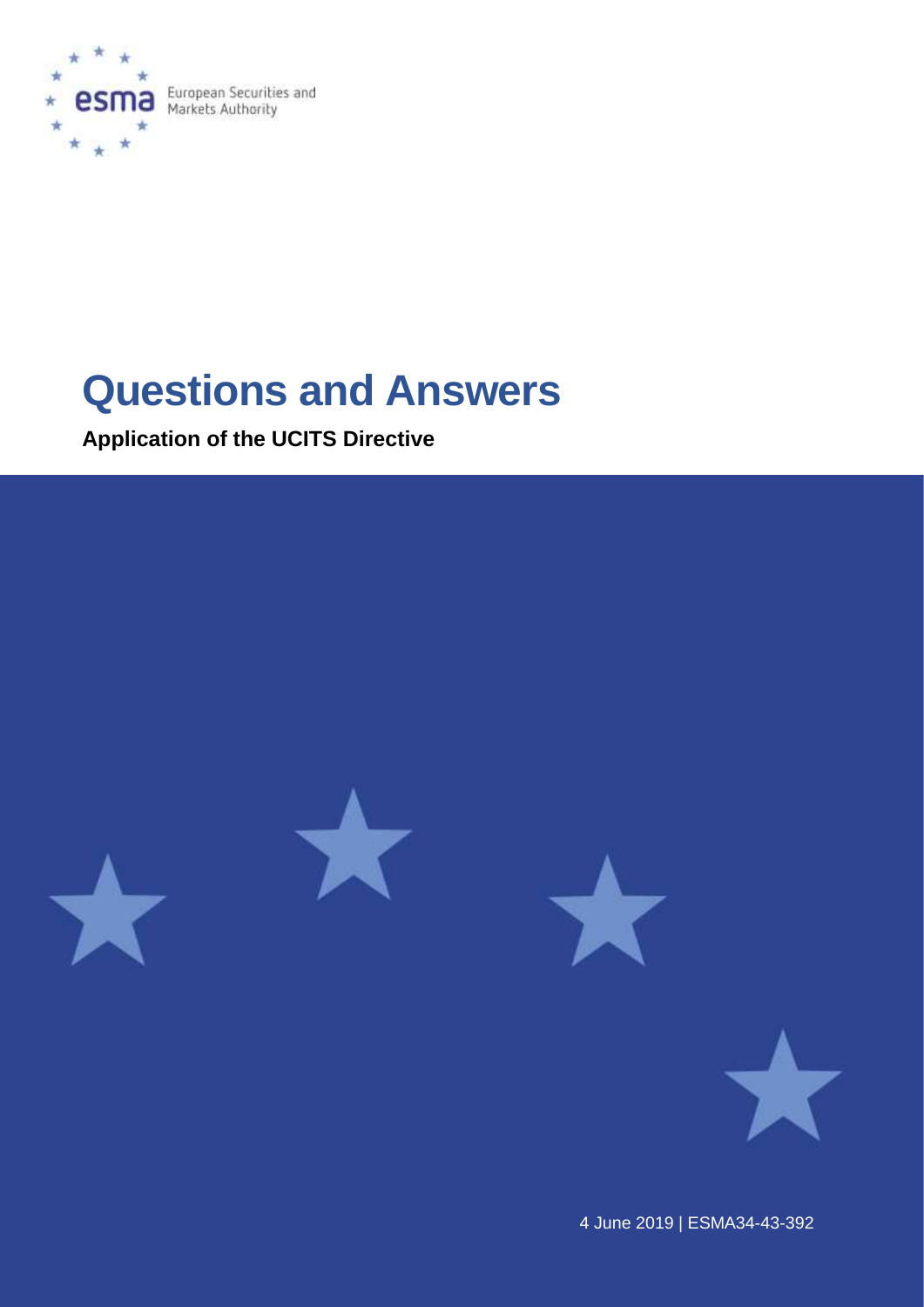European Securities and Markets Authority

# Questions and Answers

**Application of the UCITS Directive**

4 June 2019 | ESMA34-43-392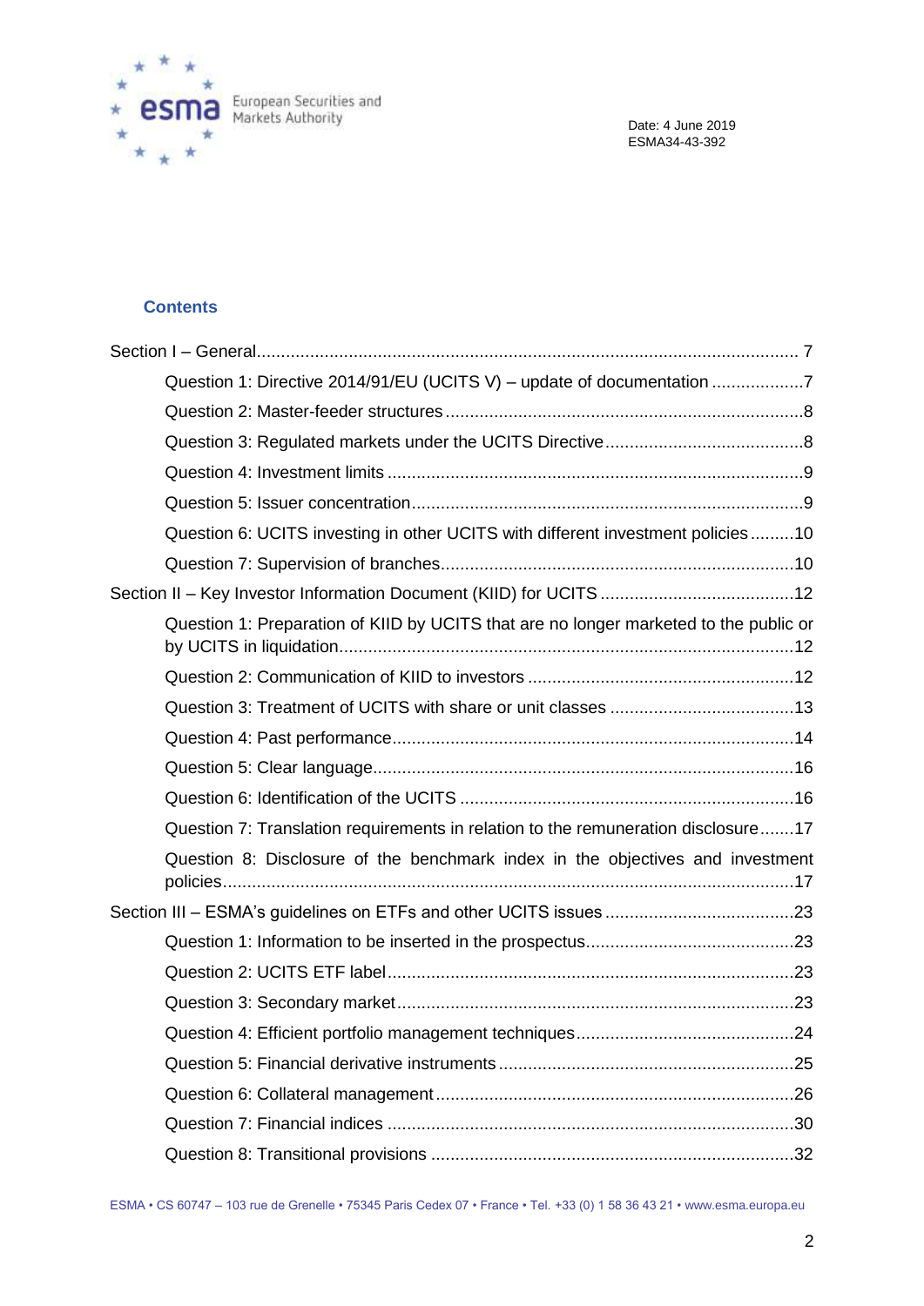Date: 4 June 2019
ESMA34-43-392

## Contents

Section I – General ........................................................................................................ 7

- Question 1: Directive 2014/91/EU (UCITS V) – update of documentation ....................7
- Question 2: Master-feeder structures ..........................................................................8
- Question 3: Regulated markets under the UCITS Directive ..........................................8
- Question 4: Investment limits .......................................................................................9
- Question 5: Issuer concentration ..................................................................................9
- Question 6: UCITS investing in other UCITS with different investment policies .........10
- Question 7: Supervision of branches ..........................................................................10

Section II – Key Investor Information Document (KIID) for UCITS .......................................12

- Question 1: Preparation of KIID by UCITS that are no longer marketed to the public or by UCITS in liquidation ..........................................................................................12
- Question 2: Communication of KIID to investors .......................................................12
- Question 3: Treatment of UCITS with share or unit classes .......................................13
- Question 4: Past performance ....................................................................................14
- Question 5: Clear language ........................................................................................16
- Question 6: Identification of the UCITS .....................................................................16
- Question 7: Translation requirements in relation to the remuneration disclosure .......17
- Question 8: Disclosure of the benchmark index in the objectives and investment policies ...................................................................................................................17

Section III – ESMA's guidelines on ETFs and other UCITS issues .......................................23

- Question 1: Information to be inserted in the prospectus ............................................23
- Question 2: UCITS ETF label ....................................................................................23
- Question 3: Secondary market ...................................................................................23
- Question 4: Efficient portfolio management techniques ..............................................24
- Question 5: Financial derivative instruments ..............................................................25
- Question 6: Collateral management ...........................................................................26
- Question 7: Financial indices .....................................................................................30
- Question 8: Transitional provisions ...........................................................................32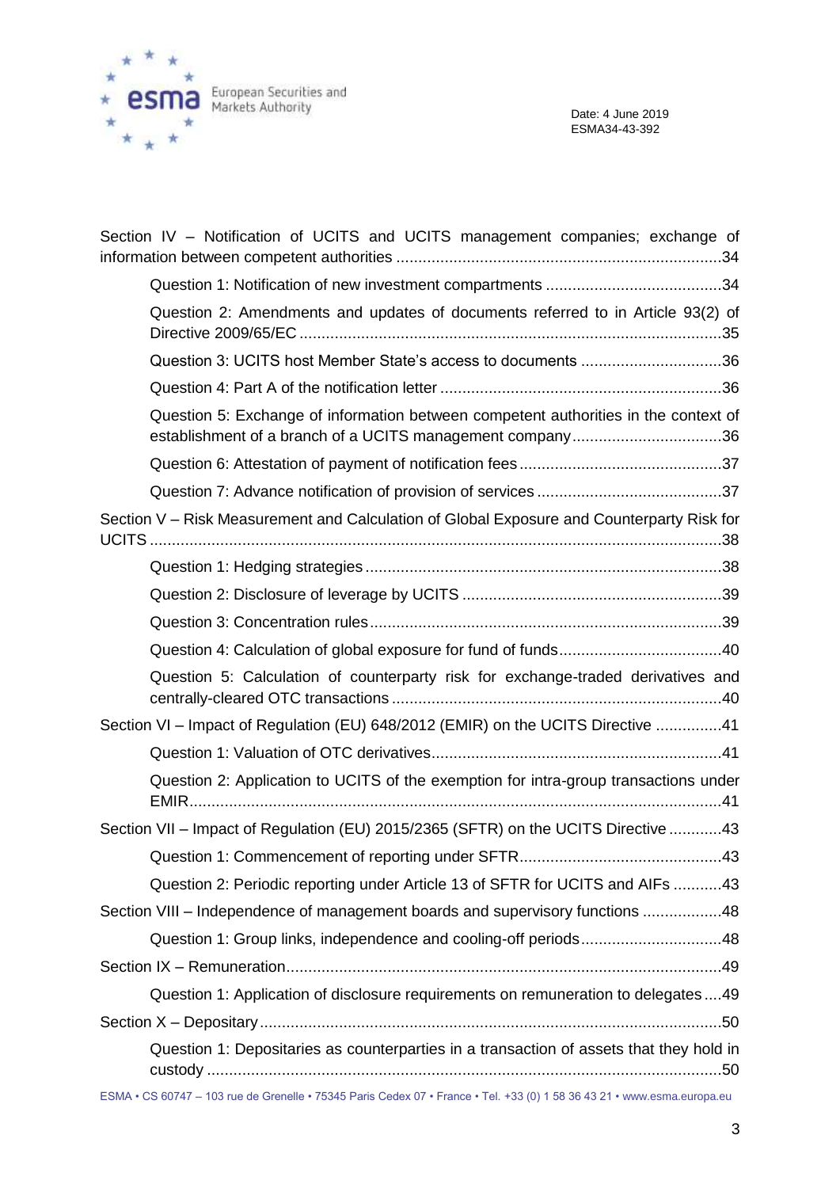Date: 4 June 2019
ESMA34-43-392

Section IV – Notification of UCITS and UCITS management companies; exchange of information between competent authorities .......................................................................... 34

Question 1: Notification of new investment compartments ........................................ 34

Question 2: Amendments and updates of documents referred to in Article 93(2) of Directive 2009/65/EC ................................................................................................ 35

Question 3: UCITS host Member State's access to documents ................................ 36

Question 4: Part A of the notification letter ................................................................ 36

Question 5: Exchange of information between competent authorities in the context of establishment of a branch of a UCITS management company .................................. 36

Question 6: Attestation of payment of notification fees .............................................. 37

Question 7: Advance notification of provision of services .......................................... 37

Section V – Risk Measurement and Calculation of Global Exposure and Counterparty Risk for UCITS ................................................................................................................................. 38

Question 1: Hedging strategies ................................................................................. 38

Question 2: Disclosure of leverage by UCITS ........................................................... 39

Question 3: Concentration rules ................................................................................ 39

Question 4: Calculation of global exposure for fund of funds ..................................... 40

Question 5: Calculation of counterparty risk for exchange-traded derivatives and centrally-cleared OTC transactions ........................................................................... 40

Section VI – Impact of Regulation (EU) 648/2012 (EMIR) on the UCITS Directive ............... 41

Question 1: Valuation of OTC derivatives .................................................................. 41

Question 2: Application to UCITS of the exemption for intra-group transactions under EMIR ......................................................................................................................... 41

Section VII – Impact of Regulation (EU) 2015/2365 (SFTR) on the UCITS Directive ............ 43

Question 1: Commencement of reporting under SFTR .............................................. 43

Question 2: Periodic reporting under Article 13 of SFTR for UCITS and AIFs ........... 43

Section VIII – Independence of management boards and supervisory functions .................. 48

Question 1: Group links, independence and cooling-off periods ................................ 48

Section IX – Remuneration ................................................................................................... 49

Question 1: Application of disclosure requirements on remuneration to delegates .... 49

Section X – Depositary ......................................................................................................... 50

Question 1: Depositaries as counterparties in a transaction of assets that they hold in custody ..................................................................................................................... 50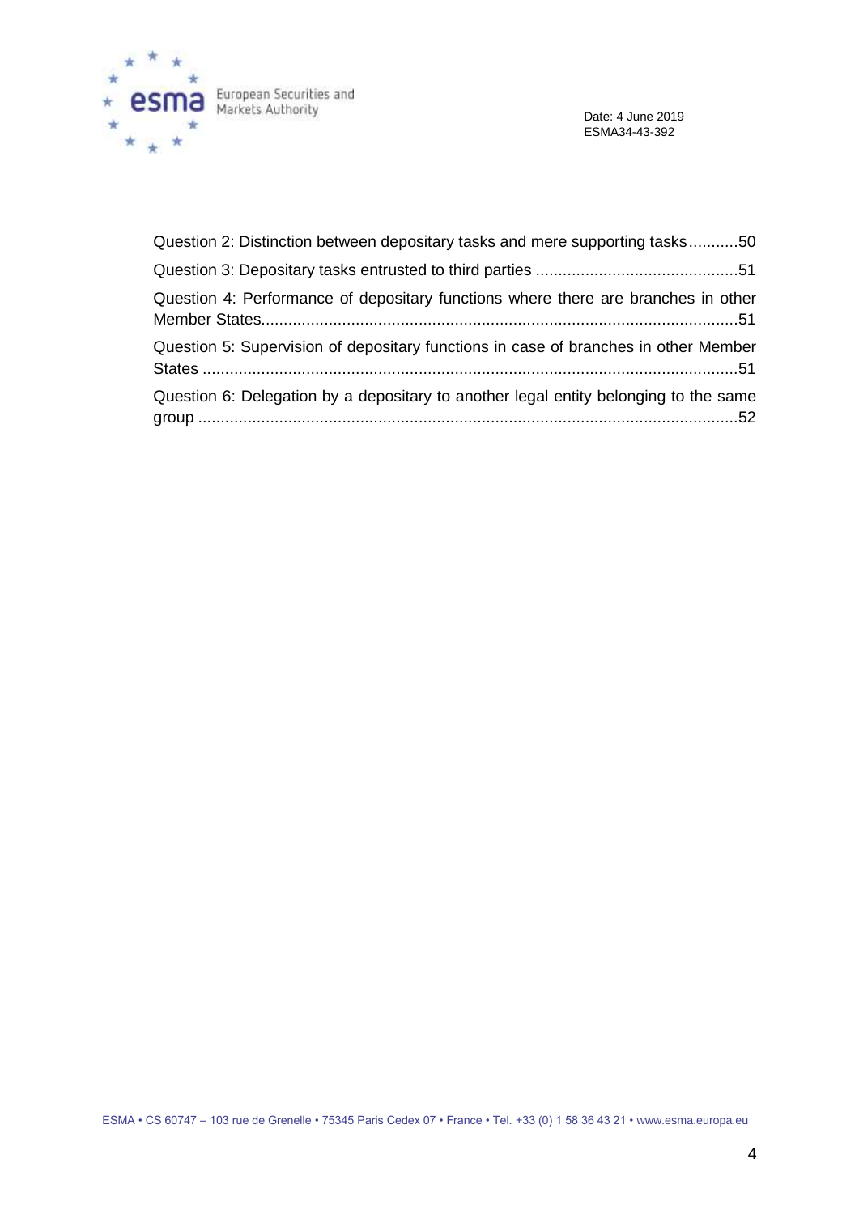Question 2: Distinction between depositary tasks and mere supporting tasks...........50

Question 3: Depositary tasks entrusted to third parties .............................................51

Question 4: Performance of depositary functions where there are branches in other Member States.........................................................................................................51

Question 5: Supervision of depositary functions in case of branches in other Member States .......................................................................................................................51

Question 6: Delegation by a depositary to another legal entity belonging to the same group .......................................................................................................................52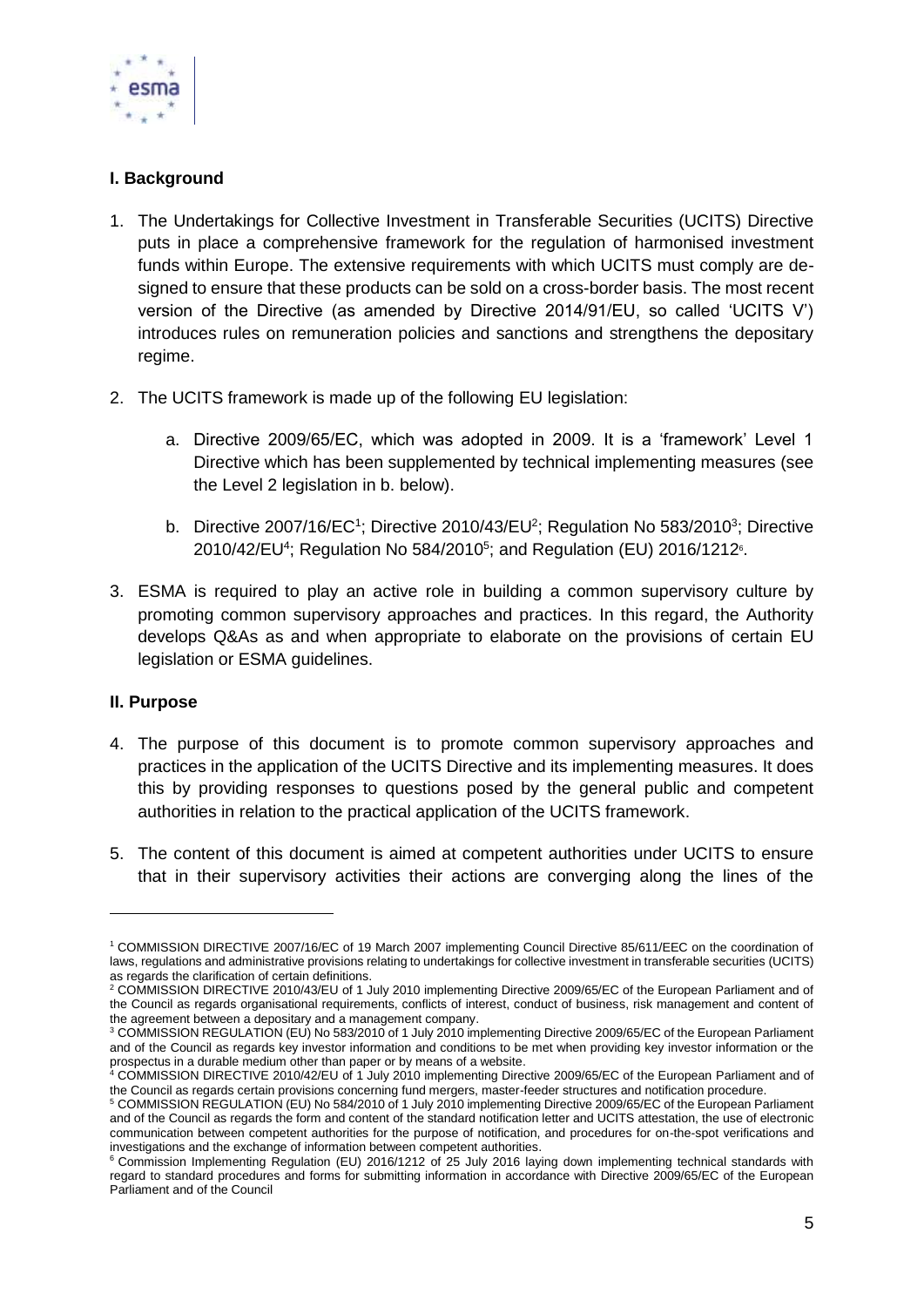## I. Background

1. The Undertakings for Collective Investment in Transferable Securities (UCITS) Directive puts in place a comprehensive framework for the regulation of harmonised investment funds within Europe. The extensive requirements with which UCITS must comply are designed to ensure that these products can be sold on a cross-border basis. The most recent version of the Directive (as amended by Directive 2014/91/EU, so called 'UCITS V') introduces rules on remuneration policies and sanctions and strengthens the depositary regime.

2. The UCITS framework is made up of the following EU legislation:

   a. Directive 2009/65/EC, which was adopted in 2009. It is a 'framework' Level 1 Directive which has been supplemented by technical implementing measures (see the Level 2 legislation in b. below).

   b. Directive 2007/16/EC[1]; Directive 2010/43/EU[2]; Regulation No 583/2010[3]; Directive 2010/42/EU[4]; Regulation No 584/2010[5]; and Regulation (EU) 2016/1212[6].

3. ESMA is required to play an active role in building a common supervisory culture by promoting common supervisory approaches and practices. In this regard, the Authority develops Q&As as and when appropriate to elaborate on the provisions of certain EU legislation or ESMA guidelines.

## II. Purpose

4. The purpose of this document is to promote common supervisory approaches and practices in the application of the UCITS Directive and its implementing measures. It does this by providing responses to questions posed by the general public and competent authorities in relation to the practical application of the UCITS framework.

5. The content of this document is aimed at competent authorities under UCITS to ensure that in their supervisory activities their actions are converging along the lines of the

---

[1] COMMISSION DIRECTIVE 2007/16/EC of 19 March 2007 implementing Council Directive 85/611/EEC on the coordination of laws, regulations and administrative provisions relating to undertakings for collective investment in transferable securities (UCITS) as regards the clarification of certain definitions.

[2] COMMISSION DIRECTIVE 2010/43/EU of 1 July 2010 implementing Directive 2009/65/EC of the European Parliament and of the Council as regards organisational requirements, conflicts of interest, conduct of business, risk management and content of the agreement between a depositary and a management company.

[3] COMMISSION REGULATION (EU) No 583/2010 of 1 July 2010 implementing Directive 2009/65/EC of the European Parliament and of the Council as regards key investor information and conditions to be met when providing key investor information or the prospectus in a durable medium other than paper or by means of a website.

[4] COMMISSION DIRECTIVE 2010/42/EU of 1 July 2010 implementing Directive 2009/65/EC of the European Parliament and of the Council as regards certain provisions concerning fund mergers, master-feeder structures and notification procedure.

[5] COMMISSION REGULATION (EU) No 584/2010 of 1 July 2010 implementing Directive 2009/65/EC of the European Parliament and of the Council as regards the form and content of the standard notification letter and UCITS attestation, the use of electronic communication between competent authorities for the purpose of notification, and procedures for on-the-spot verifications and investigations and the exchange of information between competent authorities.

[6] Commission Implementing Regulation (EU) 2016/1212 of 25 July 2016 laying down implementing technical standards with regard to standard procedures and forms for submitting information in accordance with Directive 2009/65/EC of the European Parliament and of the Council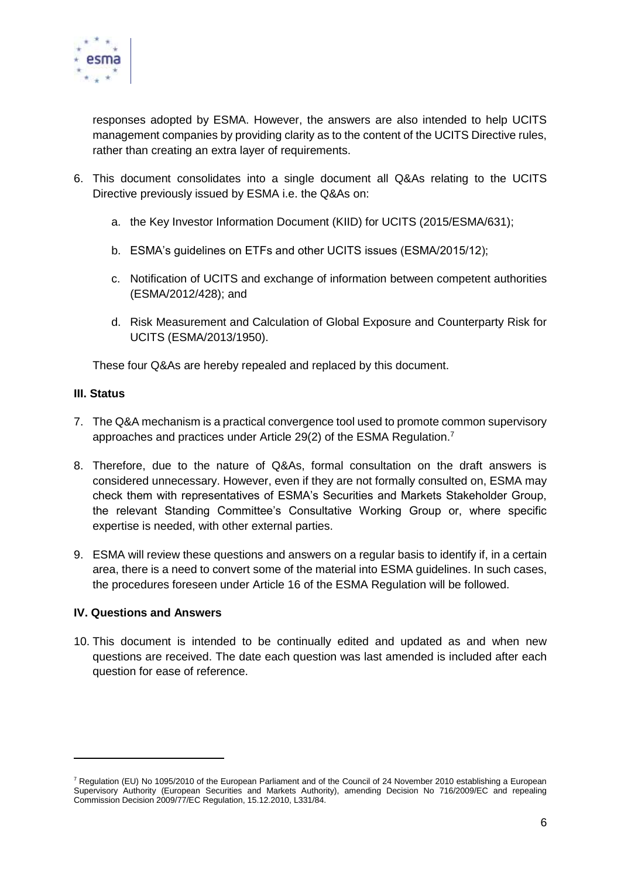responses adopted by ESMA. However, the answers are also intended to help UCITS management companies by providing clarity as to the content of the UCITS Directive rules, rather than creating an extra layer of requirements.

6. This document consolidates into a single document all Q&As relating to the UCITS Directive previously issued by ESMA i.e. the Q&As on:

    a. the Key Investor Information Document (KIID) for UCITS (2015/ESMA/631);

    b. ESMA's guidelines on ETFs and other UCITS issues (ESMA/2015/12);

    c. Notification of UCITS and exchange of information between competent authorities (ESMA/2012/428); and

    d. Risk Measurement and Calculation of Global Exposure and Counterparty Risk for UCITS (ESMA/2013/1950).

    These four Q&As are hereby repealed and replaced by this document.

### III. Status

7. The Q&A mechanism is a practical convergence tool used to promote common supervisory approaches and practices under Article 29(2) of the ESMA Regulation.[7]

8. Therefore, due to the nature of Q&As, formal consultation on the draft answers is considered unnecessary. However, even if they are not formally consulted on, ESMA may check them with representatives of ESMA's Securities and Markets Stakeholder Group, the relevant Standing Committee's Consultative Working Group or, where specific expertise is needed, with other external parties.

9. ESMA will review these questions and answers on a regular basis to identify if, in a certain area, there is a need to convert some of the material into ESMA guidelines. In such cases, the procedures foreseen under Article 16 of the ESMA Regulation will be followed.

### IV. Questions and Answers

10. This document is intended to be continually edited and updated as and when new questions are received. The date each question was last amended is included after each question for ease of reference.

---

[7] Regulation (EU) No 1095/2010 of the European Parliament and of the Council of 24 November 2010 establishing a European Supervisory Authority (European Securities and Markets Authority), amending Decision No 716/2009/EC and repealing Commission Decision 2009/77/EC Regulation, 15.12.2010, L331/84.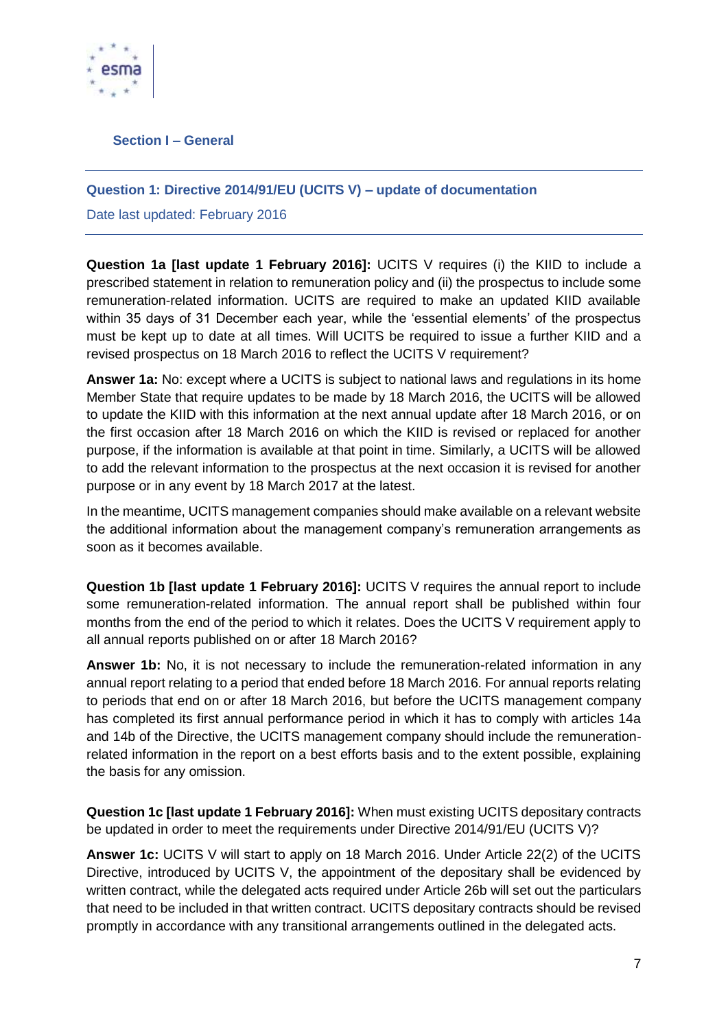## Section I – General

### Question 1: Directive 2014/91/EU (UCITS V) – update of documentation

Date last updated: February 2016

**Question 1a [last update 1 February 2016]:** UCITS V requires (i) the KIID to include a prescribed statement in relation to remuneration policy and (ii) the prospectus to include some remuneration-related information. UCITS are required to make an updated KIID available within 35 days of 31 December each year, while the 'essential elements' of the prospectus must be kept up to date at all times. Will UCITS be required to issue a further KIID and a revised prospectus on 18 March 2016 to reflect the UCITS V requirement?

**Answer 1a:** No: except where a UCITS is subject to national laws and regulations in its home Member State that require updates to be made by 18 March 2016, the UCITS will be allowed to update the KIID with this information at the next annual update after 18 March 2016, or on the first occasion after 18 March 2016 on which the KIID is revised or replaced for another purpose, if the information is available at that point in time. Similarly, a UCITS will be allowed to add the relevant information to the prospectus at the next occasion it is revised for another purpose or in any event by 18 March 2017 at the latest.

In the meantime, UCITS management companies should make available on a relevant website the additional information about the management company's remuneration arrangements as soon as it becomes available.

**Question 1b [last update 1 February 2016]:** UCITS V requires the annual report to include some remuneration-related information. The annual report shall be published within four months from the end of the period to which it relates. Does the UCITS V requirement apply to all annual reports published on or after 18 March 2016?

**Answer 1b:** No, it is not necessary to include the remuneration-related information in any annual report relating to a period that ended before 18 March 2016. For annual reports relating to periods that end on or after 18 March 2016, but before the UCITS management company has completed its first annual performance period in which it has to comply with articles 14a and 14b of the Directive, the UCITS management company should include the remuneration-related information in the report on a best efforts basis and to the extent possible, explaining the basis for any omission.

**Question 1c [last update 1 February 2016]:** When must existing UCITS depositary contracts be updated in order to meet the requirements under Directive 2014/91/EU (UCITS V)?

**Answer 1c:** UCITS V will start to apply on 18 March 2016. Under Article 22(2) of the UCITS Directive, introduced by UCITS V, the appointment of the depositary shall be evidenced by written contract, while the delegated acts required under Article 26b will set out the particulars that need to be included in that written contract. UCITS depositary contracts should be revised promptly in accordance with any transitional arrangements outlined in the delegated acts.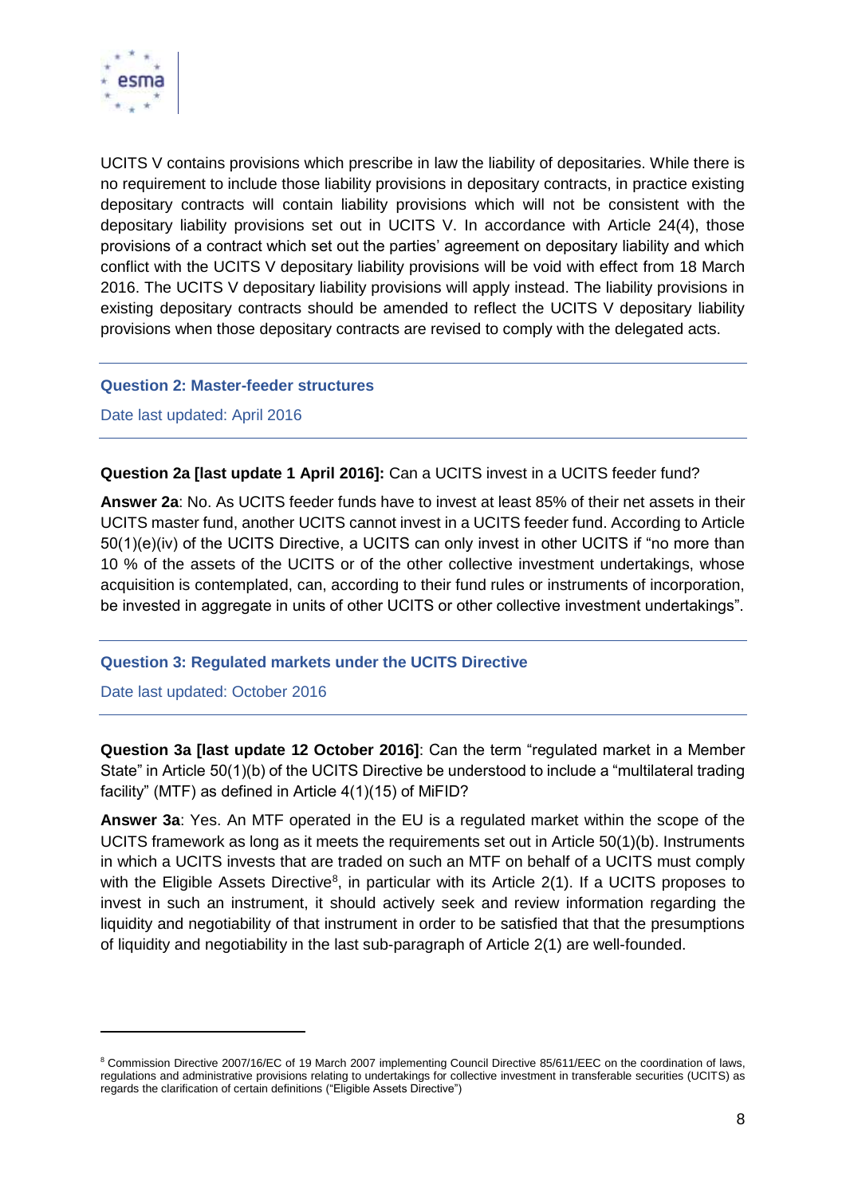UCITS V contains provisions which prescribe in law the liability of depositaries. While there is no requirement to include those liability provisions in depositary contracts, in practice existing depositary contracts will contain liability provisions which will not be consistent with the depositary liability provisions set out in UCITS V. In accordance with Article 24(4), those provisions of a contract which set out the parties' agreement on depositary liability and which conflict with the UCITS V depositary liability provisions will be void with effect from 18 March 2016. The UCITS V depositary liability provisions will apply instead. The liability provisions in existing depositary contracts should be amended to reflect the UCITS V depositary liability provisions when those depositary contracts are revised to comply with the delegated acts.

## Question 2: Master-feeder structures

Date last updated: April 2016

**Question 2a [last update 1 April 2016]:** Can a UCITS invest in a UCITS feeder fund?

**Answer 2a**: No. As UCITS feeder funds have to invest at least 85% of their net assets in their UCITS master fund, another UCITS cannot invest in a UCITS feeder fund. According to Article 50(1)(e)(iv) of the UCITS Directive, a UCITS can only invest in other UCITS if "no more than 10 % of the assets of the UCITS or of the other collective investment undertakings, whose acquisition is contemplated, can, according to their fund rules or instruments of incorporation, be invested in aggregate in units of other UCITS or other collective investment undertakings".

## Question 3: Regulated markets under the UCITS Directive

Date last updated: October 2016

**Question 3a [last update 12 October 2016]**: Can the term "regulated market in a Member State" in Article 50(1)(b) of the UCITS Directive be understood to include a "multilateral trading facility" (MTF) as defined in Article 4(1)(15) of MiFID?

**Answer 3a**: Yes. An MTF operated in the EU is a regulated market within the scope of the UCITS framework as long as it meets the requirements set out in Article 50(1)(b). Instruments in which a UCITS invests that are traded on such an MTF on behalf of a UCITS must comply with the Eligible Assets Directive[8], in particular with its Article 2(1). If a UCITS proposes to invest in such an instrument, it should actively seek and review information regarding the liquidity and negotiability of that instrument in order to be satisfied that that the presumptions of liquidity and negotiability in the last sub-paragraph of Article 2(1) are well-founded.

---

[8] Commission Directive 2007/16/EC of 19 March 2007 implementing Council Directive 85/611/EEC on the coordination of laws, regulations and administrative provisions relating to undertakings for collective investment in transferable securities (UCITS) as regards the clarification of certain definitions ("Eligible Assets Directive")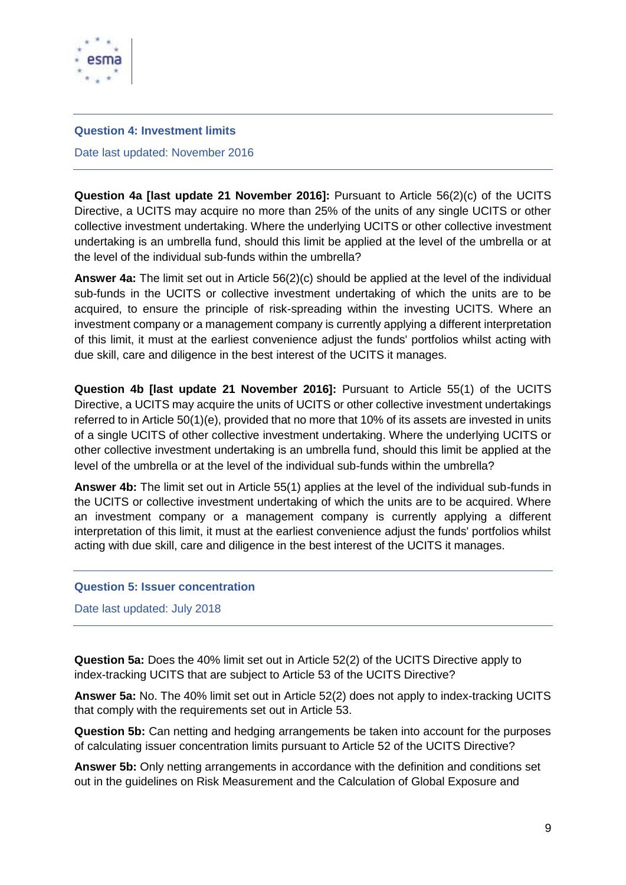### Question 4: Investment limits

Date last updated: November 2016

**Question 4a [last update 21 November 2016]:** Pursuant to Article 56(2)(c) of the UCITS Directive, a UCITS may acquire no more than 25% of the units of any single UCITS or other collective investment undertaking. Where the underlying UCITS or other collective investment undertaking is an umbrella fund, should this limit be applied at the level of the umbrella or at the level of the individual sub-funds within the umbrella?

**Answer 4a:** The limit set out in Article 56(2)(c) should be applied at the level of the individual sub-funds in the UCITS or collective investment undertaking of which the units are to be acquired, to ensure the principle of risk-spreading within the investing UCITS. Where an investment company or a management company is currently applying a different interpretation of this limit, it must at the earliest convenience adjust the funds' portfolios whilst acting with due skill, care and diligence in the best interest of the UCITS it manages.

**Question 4b [last update 21 November 2016]:** Pursuant to Article 55(1) of the UCITS Directive, a UCITS may acquire the units of UCITS or other collective investment undertakings referred to in Article 50(1)(e), provided that no more that 10% of its assets are invested in units of a single UCITS of other collective investment undertaking. Where the underlying UCITS or other collective investment undertaking is an umbrella fund, should this limit be applied at the level of the umbrella or at the level of the individual sub-funds within the umbrella?

**Answer 4b:** The limit set out in Article 55(1) applies at the level of the individual sub-funds in the UCITS or collective investment undertaking of which the units are to be acquired. Where an investment company or a management company is currently applying a different interpretation of this limit, it must at the earliest convenience adjust the funds' portfolios whilst acting with due skill, care and diligence in the best interest of the UCITS it manages.

### Question 5: Issuer concentration

Date last updated: July 2018

**Question 5a:** Does the 40% limit set out in Article 52(2) of the UCITS Directive apply to index-tracking UCITS that are subject to Article 53 of the UCITS Directive?

**Answer 5a:** No. The 40% limit set out in Article 52(2) does not apply to index-tracking UCITS that comply with the requirements set out in Article 53.

**Question 5b:** Can netting and hedging arrangements be taken into account for the purposes of calculating issuer concentration limits pursuant to Article 52 of the UCITS Directive?

**Answer 5b:** Only netting arrangements in accordance with the definition and conditions set out in the guidelines on Risk Measurement and the Calculation of Global Exposure and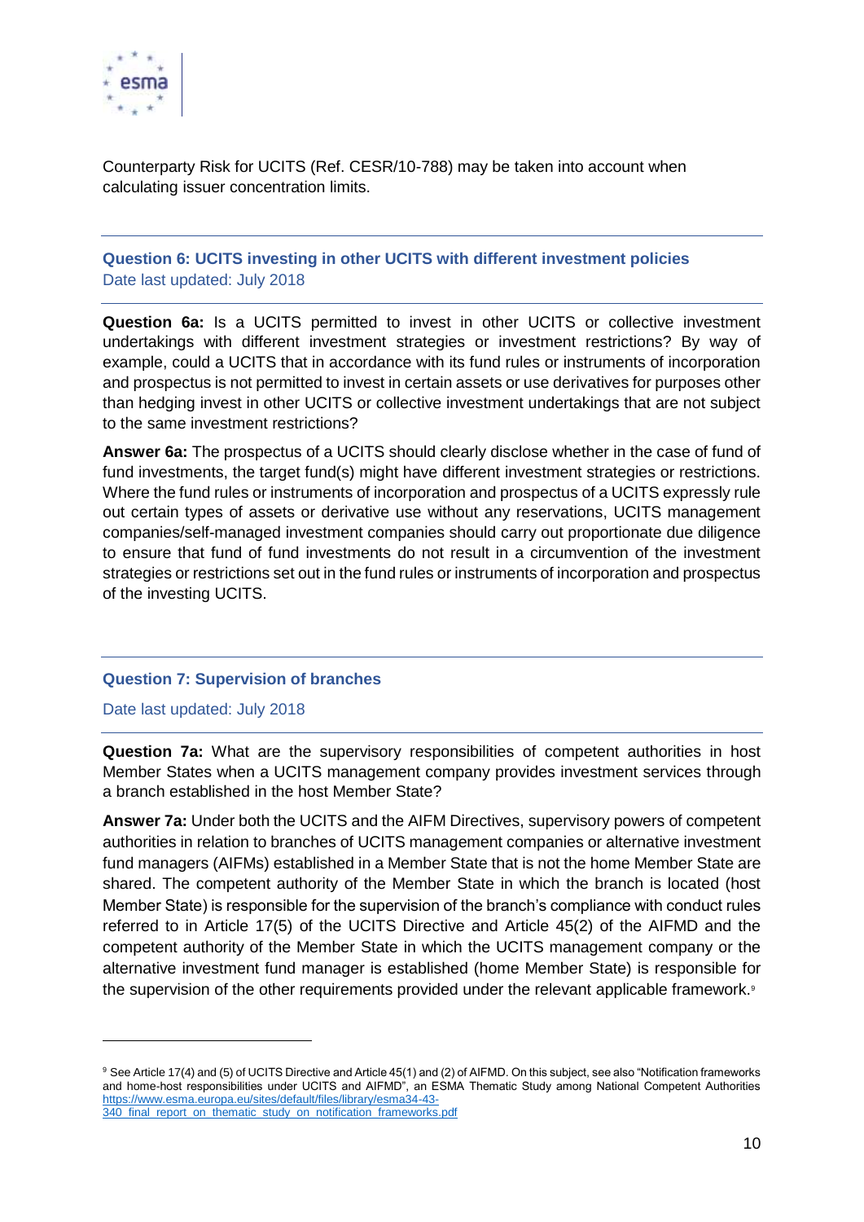Counterparty Risk for UCITS (Ref. CESR/10-788) may be taken into account when calculating issuer concentration limits.

## Question 6: UCITS investing in other UCITS with different investment policies

Date last updated: July 2018

**Question 6a:** Is a UCITS permitted to invest in other UCITS or collective investment undertakings with different investment strategies or investment restrictions? By way of example, could a UCITS that in accordance with its fund rules or instruments of incorporation and prospectus is not permitted to invest in certain assets or use derivatives for purposes other than hedging invest in other UCITS or collective investment undertakings that are not subject to the same investment restrictions?

**Answer 6a:** The prospectus of a UCITS should clearly disclose whether in the case of fund of fund investments, the target fund(s) might have different investment strategies or restrictions. Where the fund rules or instruments of incorporation and prospectus of a UCITS expressly rule out certain types of assets or derivative use without any reservations, UCITS management companies/self-managed investment companies should carry out proportionate due diligence to ensure that fund of fund investments do not result in a circumvention of the investment strategies or restrictions set out in the fund rules or instruments of incorporation and prospectus of the investing UCITS.

## Question 7: Supervision of branches

Date last updated: July 2018

**Question 7a:** What are the supervisory responsibilities of competent authorities in host Member States when a UCITS management company provides investment services through a branch established in the host Member State?

**Answer 7a:** Under both the UCITS and the AIFM Directives, supervisory powers of competent authorities in relation to branches of UCITS management companies or alternative investment fund managers (AIFMs) established in a Member State that is not the home Member State are shared. The competent authority of the Member State in which the branch is located (host Member State) is responsible for the supervision of the branch's compliance with conduct rules referred to in Article 17(5) of the UCITS Directive and Article 45(2) of the AIFMD and the competent authority of the Member State in which the UCITS management company or the alternative investment fund manager is established (home Member State) is responsible for the supervision of the other requirements provided under the relevant applicable framework.[9]

---

[9] See Article 17(4) and (5) of UCITS Directive and Article 45(1) and (2) of AIFMD. On this subject, see also "Notification frameworks and home-host responsibilities under UCITS and AIFMD", an ESMA Thematic Study among National Competent Authorities https://www.esma.europa.eu/sites/default/files/library/esma34-43-340_final_report_on_thematic_study_on_notification_frameworks.pdf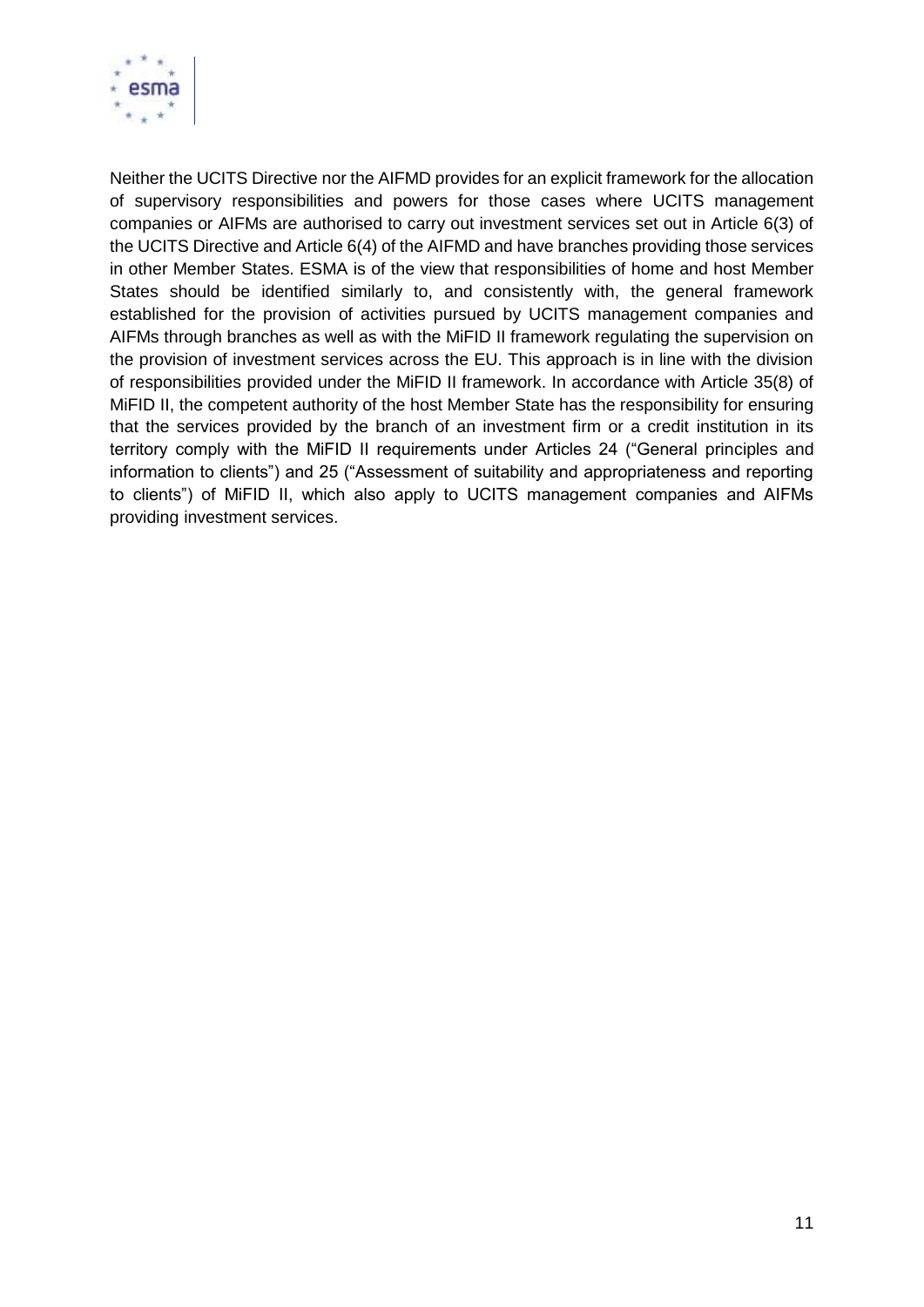Neither the UCITS Directive nor the AIFMD provides for an explicit framework for the allocation of supervisory responsibilities and powers for those cases where UCITS management companies or AIFMs are authorised to carry out investment services set out in Article 6(3) of the UCITS Directive and Article 6(4) of the AIFMD and have branches providing those services in other Member States. ESMA is of the view that responsibilities of home and host Member States should be identified similarly to, and consistently with, the general framework established for the provision of activities pursued by UCITS management companies and AIFMs through branches as well as with the MiFID II framework regulating the supervision on the provision of investment services across the EU. This approach is in line with the division of responsibilities provided under the MiFID II framework. In accordance with Article 35(8) of MiFID II, the competent authority of the host Member State has the responsibility for ensuring that the services provided by the branch of an investment firm or a credit institution in its territory comply with the MiFID II requirements under Articles 24 ("General principles and information to clients") and 25 ("Assessment of suitability and appropriateness and reporting to clients") of MiFID II, which also apply to UCITS management companies and AIFMs providing investment services.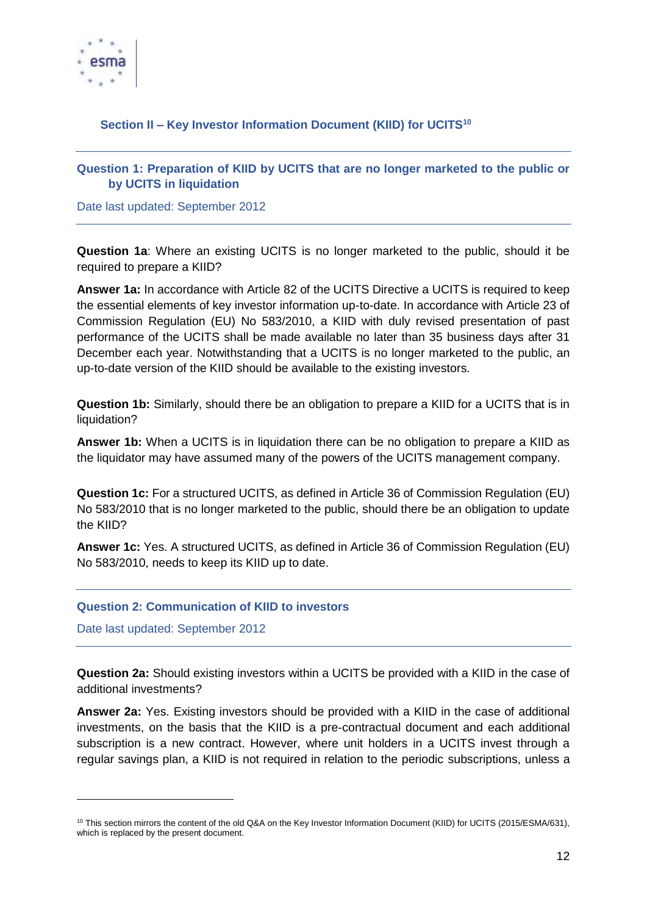## Section II – Key Investor Information Document (KIID) for UCITS[10]

### Question 1: Preparation of KIID by UCITS that are no longer marketed to the public or by UCITS in liquidation

Date last updated: September 2012

**Question 1a**: Where an existing UCITS is no longer marketed to the public, should it be required to prepare a KIID?

**Answer 1a:** In accordance with Article 82 of the UCITS Directive a UCITS is required to keep the essential elements of key investor information up-to-date. In accordance with Article 23 of Commission Regulation (EU) No 583/2010, a KIID with duly revised presentation of past performance of the UCITS shall be made available no later than 35 business days after 31 December each year. Notwithstanding that a UCITS is no longer marketed to the public, an up-to-date version of the KIID should be available to the existing investors.

**Question 1b:** Similarly, should there be an obligation to prepare a KIID for a UCITS that is in liquidation?

**Answer 1b:** When a UCITS is in liquidation there can be no obligation to prepare a KIID as the liquidator may have assumed many of the powers of the UCITS management company.

**Question 1c:** For a structured UCITS, as defined in Article 36 of Commission Regulation (EU) No 583/2010 that is no longer marketed to the public, should there be an obligation to update the KIID?

**Answer 1c:** Yes. A structured UCITS, as defined in Article 36 of Commission Regulation (EU) No 583/2010, needs to keep its KIID up to date.

### Question 2: Communication of KIID to investors

Date last updated: September 2012

**Question 2a:** Should existing investors within a UCITS be provided with a KIID in the case of additional investments?

**Answer 2a:** Yes. Existing investors should be provided with a KIID in the case of additional investments, on the basis that the KIID is a pre-contractual document and each additional subscription is a new contract. However, where unit holders in a UCITS invest through a regular savings plan, a KIID is not required in relation to the periodic subscriptions, unless a

[10] This section mirrors the content of the old Q&A on the Key Investor Information Document (KIID) for UCITS (2015/ESMA/631), which is replaced by the present document.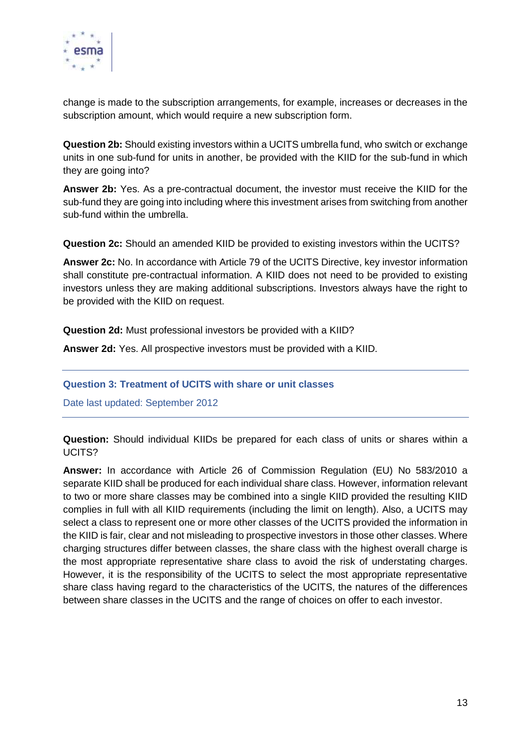change is made to the subscription arrangements, for example, increases or decreases in the subscription amount, which would require a new subscription form.

**Question 2b:** Should existing investors within a UCITS umbrella fund, who switch or exchange units in one sub-fund for units in another, be provided with the KIID for the sub-fund in which they are going into?

**Answer 2b:** Yes. As a pre-contractual document, the investor must receive the KIID for the sub-fund they are going into including where this investment arises from switching from another sub-fund within the umbrella.

**Question 2c:** Should an amended KIID be provided to existing investors within the UCITS?

**Answer 2c:** No. In accordance with Article 79 of the UCITS Directive, key investor information shall constitute pre-contractual information. A KIID does not need to be provided to existing investors unless they are making additional subscriptions. Investors always have the right to be provided with the KIID on request.

**Question 2d:** Must professional investors be provided with a KIID?

**Answer 2d:** Yes. All prospective investors must be provided with a KIID.

---

### Question 3: Treatment of UCITS with share or unit classes

Date last updated: September 2012

---

**Question:** Should individual KIIDs be prepared for each class of units or shares within a UCITS?

**Answer:** In accordance with Article 26 of Commission Regulation (EU) No 583/2010 a separate KIID shall be produced for each individual share class. However, information relevant to two or more share classes may be combined into a single KIID provided the resulting KIID complies in full with all KIID requirements (including the limit on length). Also, a UCITS may select a class to represent one or more other classes of the UCITS provided the information in the KIID is fair, clear and not misleading to prospective investors in those other classes. Where charging structures differ between classes, the share class with the highest overall charge is the most appropriate representative share class to avoid the risk of understating charges. However, it is the responsibility of the UCITS to select the most appropriate representative share class having regard to the characteristics of the UCITS, the natures of the differences between share classes in the UCITS and the range of choices on offer to each investor.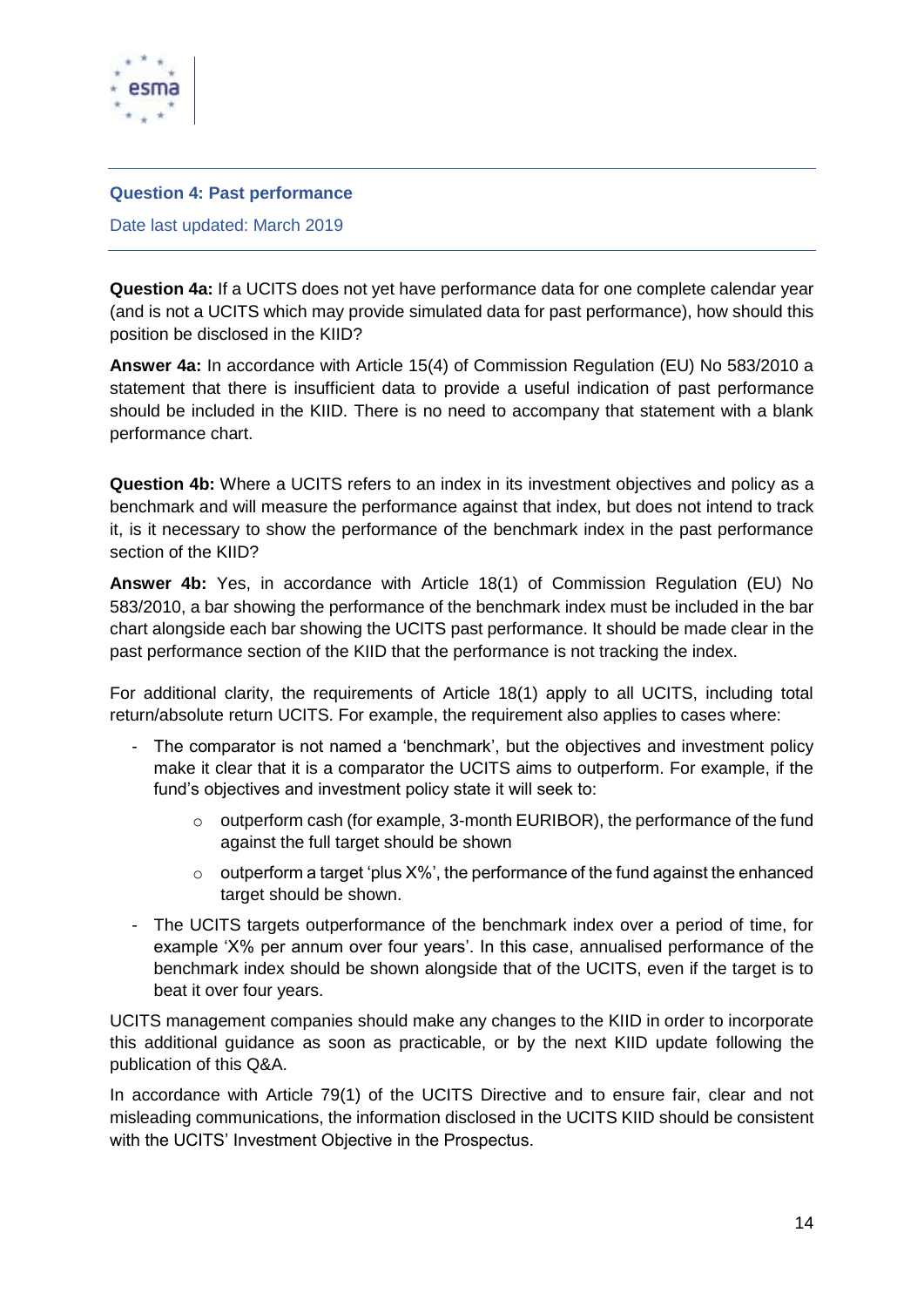### Question 4: Past performance

Date last updated: March 2019

**Question 4a:** If a UCITS does not yet have performance data for one complete calendar year (and is not a UCITS which may provide simulated data for past performance), how should this position be disclosed in the KIID?

**Answer 4a:** In accordance with Article 15(4) of Commission Regulation (EU) No 583/2010 a statement that there is insufficient data to provide a useful indication of past performance should be included in the KIID. There is no need to accompany that statement with a blank performance chart.

**Question 4b:** Where a UCITS refers to an index in its investment objectives and policy as a benchmark and will measure the performance against that index, but does not intend to track it, is it necessary to show the performance of the benchmark index in the past performance section of the KIID?

**Answer 4b:** Yes, in accordance with Article 18(1) of Commission Regulation (EU) No 583/2010, a bar showing the performance of the benchmark index must be included in the bar chart alongside each bar showing the UCITS past performance. It should be made clear in the past performance section of the KIID that the performance is not tracking the index.

For additional clarity, the requirements of Article 18(1) apply to all UCITS, including total return/absolute return UCITS. For example, the requirement also applies to cases where:

- The comparator is not named a 'benchmark', but the objectives and investment policy make it clear that it is a comparator the UCITS aims to outperform. For example, if the fund's objectives and investment policy state it will seek to:
  - outperform cash (for example, 3-month EURIBOR), the performance of the fund against the full target should be shown
  - outperform a target 'plus X%', the performance of the fund against the enhanced target should be shown.
- The UCITS targets outperformance of the benchmark index over a period of time, for example 'X% per annum over four years'. In this case, annualised performance of the benchmark index should be shown alongside that of the UCITS, even if the target is to beat it over four years.

UCITS management companies should make any changes to the KIID in order to incorporate this additional guidance as soon as practicable, or by the next KIID update following the publication of this Q&A.

In accordance with Article 79(1) of the UCITS Directive and to ensure fair, clear and not misleading communications, the information disclosed in the UCITS KIID should be consistent with the UCITS' Investment Objective in the Prospectus.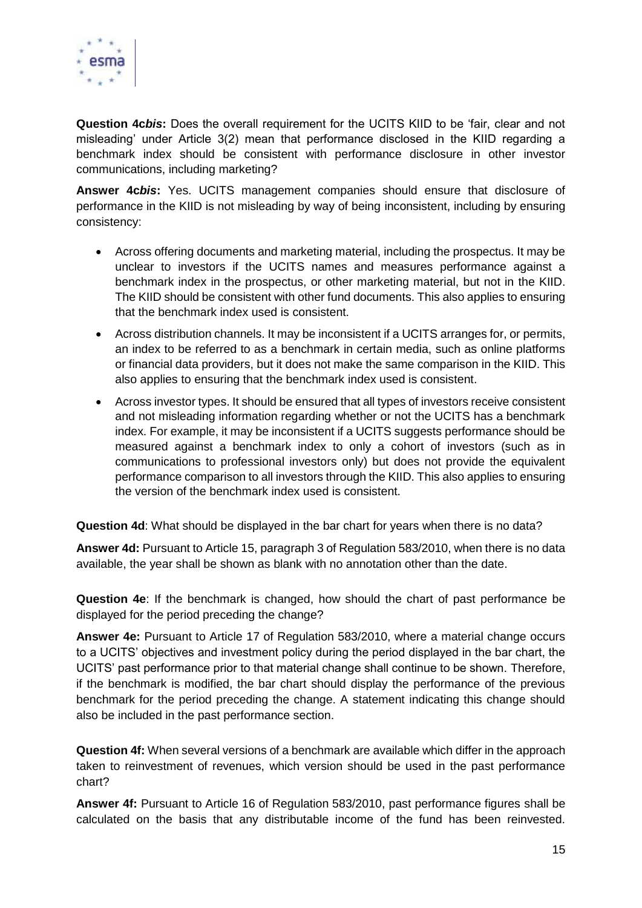**Question 4c*bis*:** Does the overall requirement for the UCITS KIID to be 'fair, clear and not misleading' under Article 3(2) mean that performance disclosed in the KIID regarding a benchmark index should be consistent with performance disclosure in other investor communications, including marketing?

**Answer 4c*bis*:** Yes. UCITS management companies should ensure that disclosure of performance in the KIID is not misleading by way of being inconsistent, including by ensuring consistency:

- Across offering documents and marketing material, including the prospectus. It may be unclear to investors if the UCITS names and measures performance against a benchmark index in the prospectus, or other marketing material, but not in the KIID. The KIID should be consistent with other fund documents. This also applies to ensuring that the benchmark index used is consistent.
- Across distribution channels. It may be inconsistent if a UCITS arranges for, or permits, an index to be referred to as a benchmark in certain media, such as online platforms or financial data providers, but it does not make the same comparison in the KIID. This also applies to ensuring that the benchmark index used is consistent.
- Across investor types. It should be ensured that all types of investors receive consistent and not misleading information regarding whether or not the UCITS has a benchmark index. For example, it may be inconsistent if a UCITS suggests performance should be measured against a benchmark index to only a cohort of investors (such as in communications to professional investors only) but does not provide the equivalent performance comparison to all investors through the KIID. This also applies to ensuring the version of the benchmark index used is consistent.

**Question 4d**: What should be displayed in the bar chart for years when there is no data?

**Answer 4d:** Pursuant to Article 15, paragraph 3 of Regulation 583/2010, when there is no data available, the year shall be shown as blank with no annotation other than the date.

**Question 4e**: If the benchmark is changed, how should the chart of past performance be displayed for the period preceding the change?

**Answer 4e:** Pursuant to Article 17 of Regulation 583/2010, where a material change occurs to a UCITS' objectives and investment policy during the period displayed in the bar chart, the UCITS' past performance prior to that material change shall continue to be shown. Therefore, if the benchmark is modified, the bar chart should display the performance of the previous benchmark for the period preceding the change. A statement indicating this change should also be included in the past performance section.

**Question 4f:** When several versions of a benchmark are available which differ in the approach taken to reinvestment of revenues, which version should be used in the past performance chart?

**Answer 4f:** Pursuant to Article 16 of Regulation 583/2010, past performance figures shall be calculated on the basis that any distributable income of the fund has been reinvested.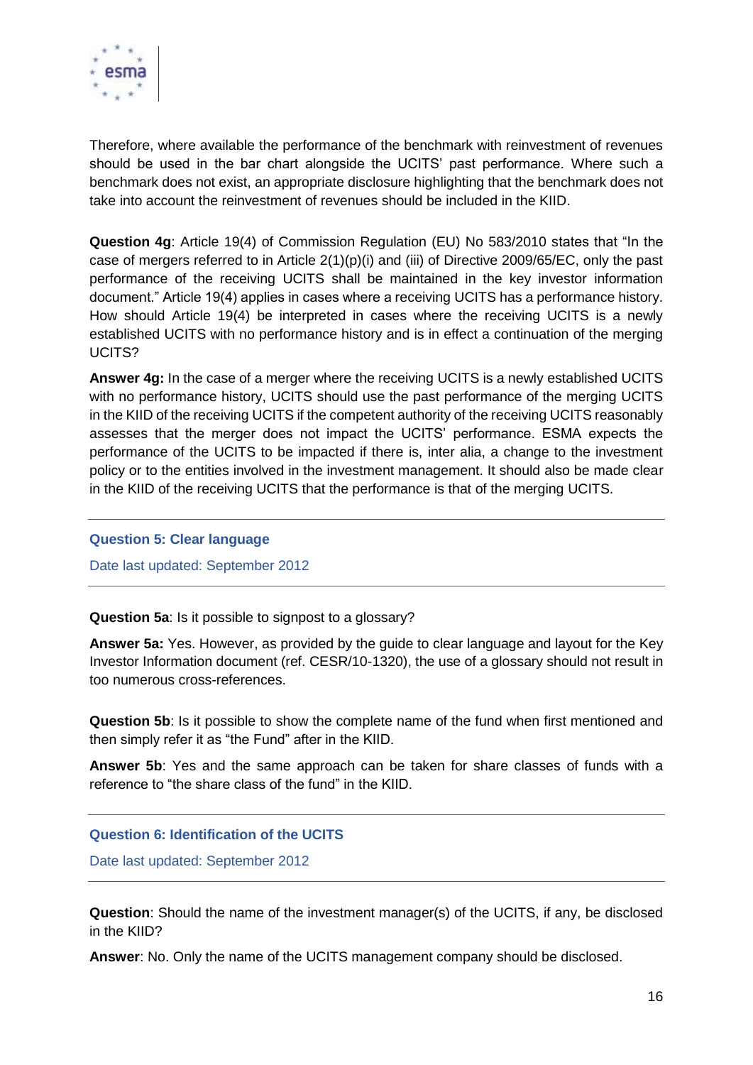Therefore, where available the performance of the benchmark with reinvestment of revenues should be used in the bar chart alongside the UCITS' past performance. Where such a benchmark does not exist, an appropriate disclosure highlighting that the benchmark does not take into account the reinvestment of revenues should be included in the KIID.

**Question 4g**: Article 19(4) of Commission Regulation (EU) No 583/2010 states that "In the case of mergers referred to in Article 2(1)(p)(i) and (iii) of Directive 2009/65/EC, only the past performance of the receiving UCITS shall be maintained in the key investor information document." Article 19(4) applies in cases where a receiving UCITS has a performance history. How should Article 19(4) be interpreted in cases where the receiving UCITS is a newly established UCITS with no performance history and is in effect a continuation of the merging UCITS?

**Answer 4g:** In the case of a merger where the receiving UCITS is a newly established UCITS with no performance history, UCITS should use the past performance of the merging UCITS in the KIID of the receiving UCITS if the competent authority of the receiving UCITS reasonably assesses that the merger does not impact the UCITS' performance. ESMA expects the performance of the UCITS to be impacted if there is, inter alia, a change to the investment policy or to the entities involved in the investment management. It should also be made clear in the KIID of the receiving UCITS that the performance is that of the merging UCITS.

---

### Question 5: Clear language

Date last updated: September 2012

---

**Question 5a**: Is it possible to signpost to a glossary?

**Answer 5a:** Yes. However, as provided by the guide to clear language and layout for the Key Investor Information document (ref. CESR/10-1320), the use of a glossary should not result in too numerous cross-references.

**Question 5b**: Is it possible to show the complete name of the fund when first mentioned and then simply refer it as "the Fund" after in the KIID.

**Answer 5b**: Yes and the same approach can be taken for share classes of funds with a reference to "the share class of the fund" in the KIID.

---

### Question 6: Identification of the UCITS

Date last updated: September 2012

---

**Question**: Should the name of the investment manager(s) of the UCITS, if any, be disclosed in the KIID?

**Answer**: No. Only the name of the UCITS management company should be disclosed.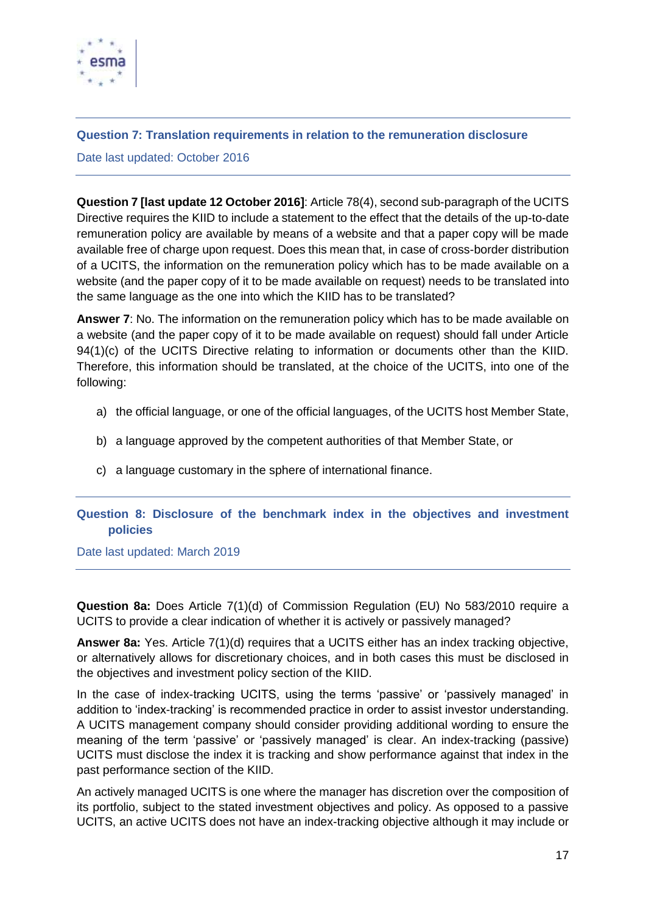## Question 7: Translation requirements in relation to the remuneration disclosure

Date last updated: October 2016

**Question 7 [last update 12 October 2016]**: Article 78(4), second sub-paragraph of the UCITS Directive requires the KIID to include a statement to the effect that the details of the up-to-date remuneration policy are available by means of a website and that a paper copy will be made available free of charge upon request. Does this mean that, in case of cross-border distribution of a UCITS, the information on the remuneration policy which has to be made available on a website (and the paper copy of it to be made available on request) needs to be translated into the same language as the one into which the KIID has to be translated?

**Answer 7**: No. The information on the remuneration policy which has to be made available on a website (and the paper copy of it to be made available on request) should fall under Article 94(1)(c) of the UCITS Directive relating to information or documents other than the KIID. Therefore, this information should be translated, at the choice of the UCITS, into one of the following:

a) the official language, or one of the official languages, of the UCITS host Member State,

b) a language approved by the competent authorities of that Member State, or

c) a language customary in the sphere of international finance.

## Question 8: Disclosure of the benchmark index in the objectives and investment policies

Date last updated: March 2019

**Question 8a:** Does Article 7(1)(d) of Commission Regulation (EU) No 583/2010 require a UCITS to provide a clear indication of whether it is actively or passively managed?

**Answer 8a:** Yes. Article 7(1)(d) requires that a UCITS either has an index tracking objective, or alternatively allows for discretionary choices, and in both cases this must be disclosed in the objectives and investment policy section of the KIID.

In the case of index-tracking UCITS, using the terms 'passive' or 'passively managed' in addition to 'index-tracking' is recommended practice in order to assist investor understanding. A UCITS management company should consider providing additional wording to ensure the meaning of the term 'passive' or 'passively managed' is clear. An index-tracking (passive) UCITS must disclose the index it is tracking and show performance against that index in the past performance section of the KIID.

An actively managed UCITS is one where the manager has discretion over the composition of its portfolio, subject to the stated investment objectives and policy. As opposed to a passive UCITS, an active UCITS does not have an index-tracking objective although it may include or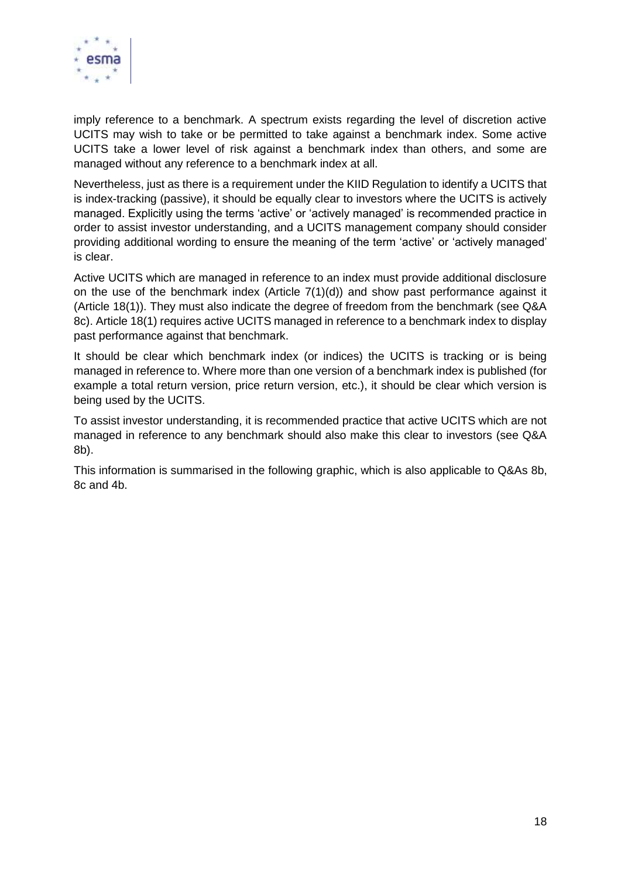imply reference to a benchmark. A spectrum exists regarding the level of discretion active UCITS may wish to take or be permitted to take against a benchmark index. Some active UCITS take a lower level of risk against a benchmark index than others, and some are managed without any reference to a benchmark index at all.

Nevertheless, just as there is a requirement under the KIID Regulation to identify a UCITS that is index-tracking (passive), it should be equally clear to investors where the UCITS is actively managed. Explicitly using the terms 'active' or 'actively managed' is recommended practice in order to assist investor understanding, and a UCITS management company should consider providing additional wording to ensure the meaning of the term 'active' or 'actively managed' is clear.

Active UCITS which are managed in reference to an index must provide additional disclosure on the use of the benchmark index (Article 7(1)(d)) and show past performance against it (Article 18(1)). They must also indicate the degree of freedom from the benchmark (see Q&A 8c). Article 18(1) requires active UCITS managed in reference to a benchmark index to display past performance against that benchmark.

It should be clear which benchmark index (or indices) the UCITS is tracking or is being managed in reference to. Where more than one version of a benchmark index is published (for example a total return version, price return version, etc.), it should be clear which version is being used by the UCITS.

To assist investor understanding, it is recommended practice that active UCITS which are not managed in reference to any benchmark should also make this clear to investors (see Q&A 8b).

This information is summarised in the following graphic, which is also applicable to Q&As 8b, 8c and 4b.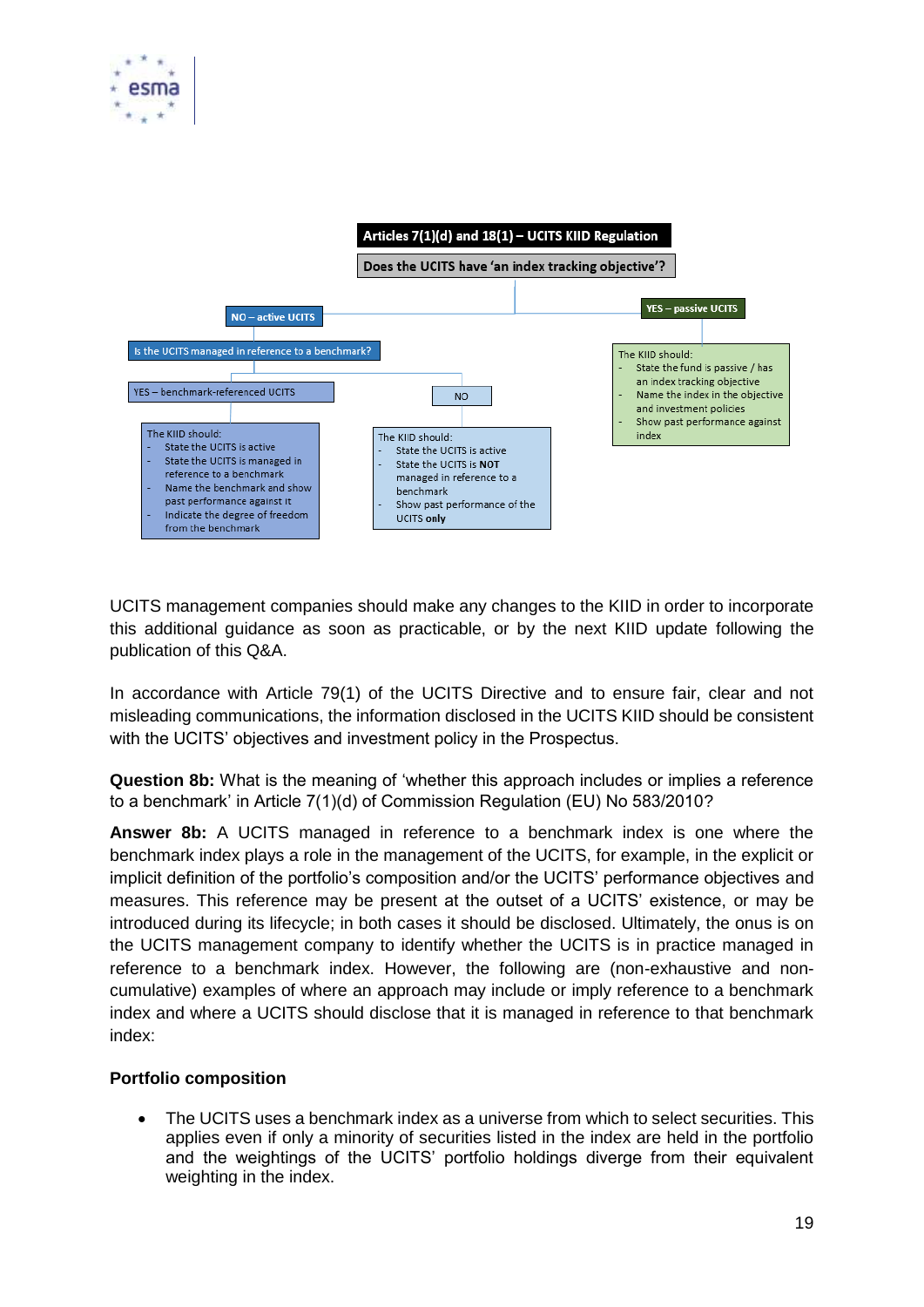**Articles 7(1)(d) and 18(1) – UCITS KIID Regulation**

**Does the UCITS have 'an index tracking objective'?**

**NO – active UCITS**

Is the UCITS managed in reference to a benchmark?

YES – benchmark-referenced UCITS

The KIID should:
- State the UCITS is active
- State the UCITS is managed in reference to a benchmark
- Name the benchmark and show past performance against it
- Indicate the degree of freedom from the benchmark

NO

The KIID should:
- State the UCITS is active
- State the UCITS is **NOT** managed in reference to a benchmark
- Show past performance of the UCITS **only**

**YES – passive UCITS**

The KIID should:
- State the fund is passive / has an index tracking objective
- Name the index in the objective and investment policies
- Show past performance against index

UCITS management companies should make any changes to the KIID in order to incorporate this additional guidance as soon as practicable, or by the next KIID update following the publication of this Q&A.

In accordance with Article 79(1) of the UCITS Directive and to ensure fair, clear and not misleading communications, the information disclosed in the UCITS KIID should be consistent with the UCITS' objectives and investment policy in the Prospectus.

**Question 8b:** What is the meaning of 'whether this approach includes or implies a reference to a benchmark' in Article 7(1)(d) of Commission Regulation (EU) No 583/2010?

**Answer 8b:** A UCITS managed in reference to a benchmark index is one where the benchmark index plays a role in the management of the UCITS, for example, in the explicit or implicit definition of the portfolio's composition and/or the UCITS' performance objectives and measures. This reference may be present at the outset of a UCITS' existence, or may be introduced during its lifecycle; in both cases it should be disclosed. Ultimately, the onus is on the UCITS management company to identify whether the UCITS is in practice managed in reference to a benchmark index. However, the following are (non-exhaustive and non-cumulative) examples of where an approach may include or imply reference to a benchmark index and where a UCITS should disclose that it is managed in reference to that benchmark index:

**Portfolio composition**

- The UCITS uses a benchmark index as a universe from which to select securities. This applies even if only a minority of securities listed in the index are held in the portfolio and the weightings of the UCITS' portfolio holdings diverge from their equivalent weighting in the index.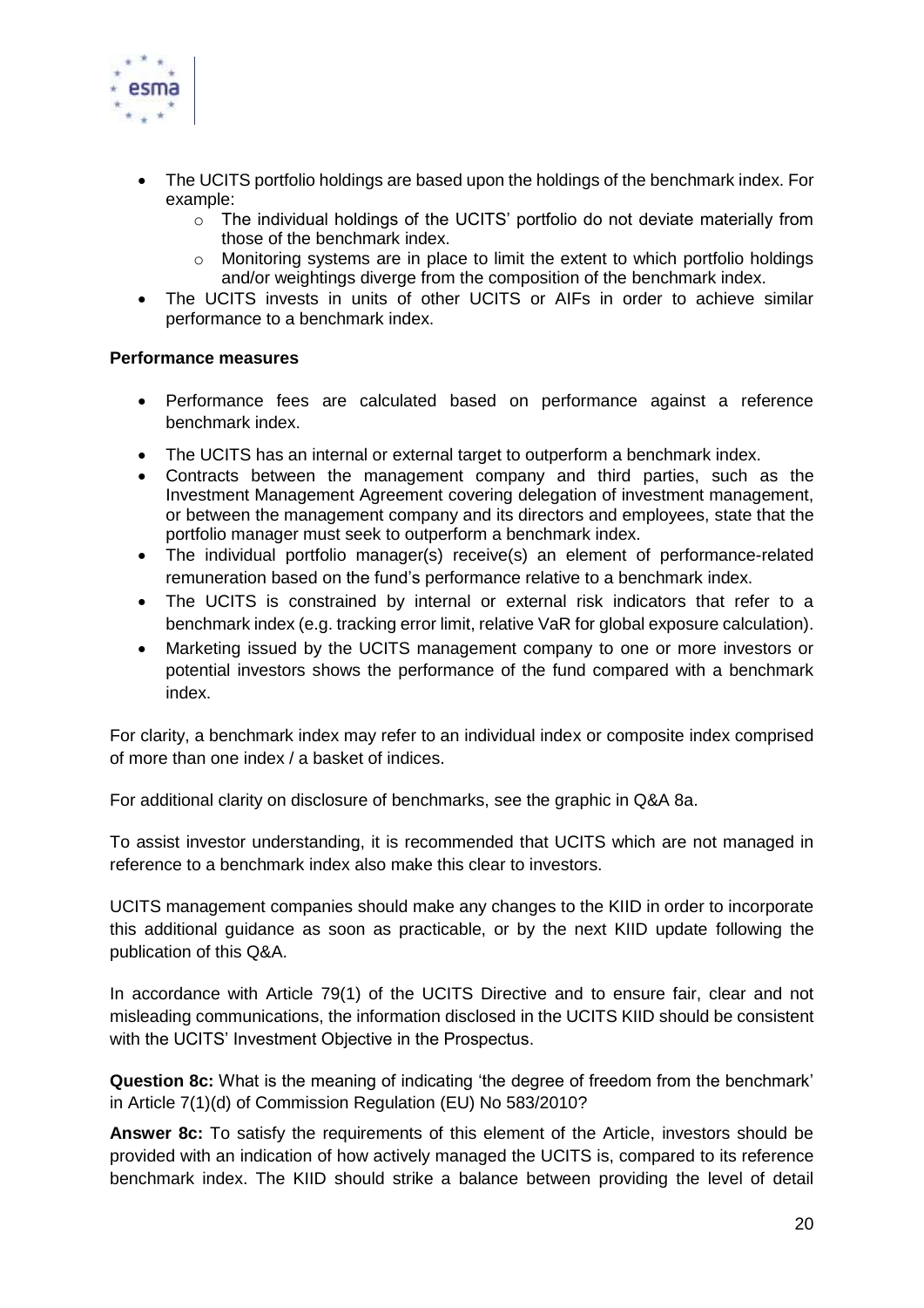- The UCITS portfolio holdings are based upon the holdings of the benchmark index. For example:
    - The individual holdings of the UCITS' portfolio do not deviate materially from those of the benchmark index.
    - Monitoring systems are in place to limit the extent to which portfolio holdings and/or weightings diverge from the composition of the benchmark index.
- The UCITS invests in units of other UCITS or AIFs in order to achieve similar performance to a benchmark index.

**Performance measures**

- Performance fees are calculated based on performance against a reference benchmark index.
- The UCITS has an internal or external target to outperform a benchmark index.
- Contracts between the management company and third parties, such as the Investment Management Agreement covering delegation of investment management, or between the management company and its directors and employees, state that the portfolio manager must seek to outperform a benchmark index.
- The individual portfolio manager(s) receive(s) an element of performance-related remuneration based on the fund's performance relative to a benchmark index.
- The UCITS is constrained by internal or external risk indicators that refer to a benchmark index (e.g. tracking error limit, relative VaR for global exposure calculation).
- Marketing issued by the UCITS management company to one or more investors or potential investors shows the performance of the fund compared with a benchmark index.

For clarity, a benchmark index may refer to an individual index or composite index comprised of more than one index / a basket of indices.

For additional clarity on disclosure of benchmarks, see the graphic in Q&A 8a.

To assist investor understanding, it is recommended that UCITS which are not managed in reference to a benchmark index also make this clear to investors.

UCITS management companies should make any changes to the KIID in order to incorporate this additional guidance as soon as practicable, or by the next KIID update following the publication of this Q&A.

In accordance with Article 79(1) of the UCITS Directive and to ensure fair, clear and not misleading communications, the information disclosed in the UCITS KIID should be consistent with the UCITS' Investment Objective in the Prospectus.

**Question 8c:** What is the meaning of indicating 'the degree of freedom from the benchmark' in Article 7(1)(d) of Commission Regulation (EU) No 583/2010?

**Answer 8c:** To satisfy the requirements of this element of the Article, investors should be provided with an indication of how actively managed the UCITS is, compared to its reference benchmark index. The KIID should strike a balance between providing the level of detail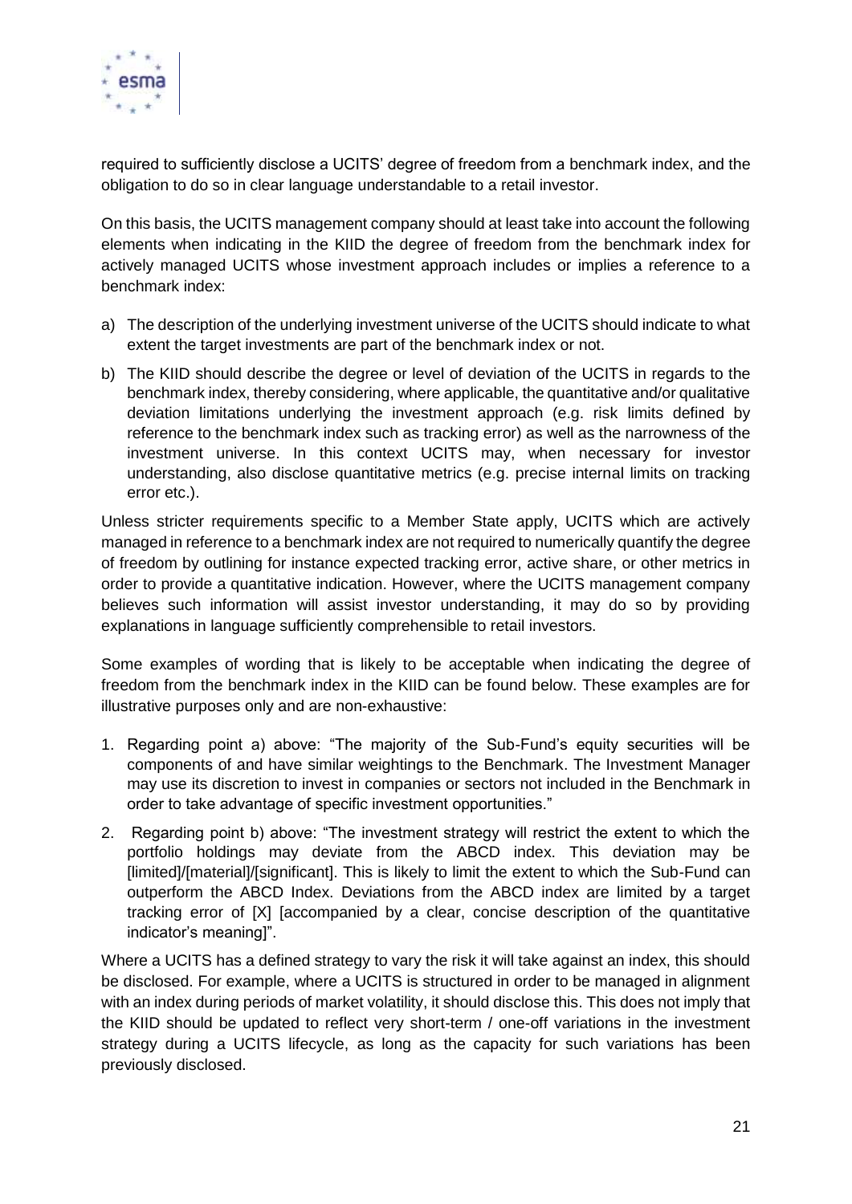required to sufficiently disclose a UCITS' degree of freedom from a benchmark index, and the obligation to do so in clear language understandable to a retail investor.

On this basis, the UCITS management company should at least take into account the following elements when indicating in the KIID the degree of freedom from the benchmark index for actively managed UCITS whose investment approach includes or implies a reference to a benchmark index:

a) The description of the underlying investment universe of the UCITS should indicate to what extent the target investments are part of the benchmark index or not.

b) The KIID should describe the degree or level of deviation of the UCITS in regards to the benchmark index, thereby considering, where applicable, the quantitative and/or qualitative deviation limitations underlying the investment approach (e.g. risk limits defined by reference to the benchmark index such as tracking error) as well as the narrowness of the investment universe. In this context UCITS may, when necessary for investor understanding, also disclose quantitative metrics (e.g. precise internal limits on tracking error etc.).

Unless stricter requirements specific to a Member State apply, UCITS which are actively managed in reference to a benchmark index are not required to numerically quantify the degree of freedom by outlining for instance expected tracking error, active share, or other metrics in order to provide a quantitative indication. However, where the UCITS management company believes such information will assist investor understanding, it may do so by providing explanations in language sufficiently comprehensible to retail investors.

Some examples of wording that is likely to be acceptable when indicating the degree of freedom from the benchmark index in the KIID can be found below. These examples are for illustrative purposes only and are non-exhaustive:

1. Regarding point a) above: "The majority of the Sub-Fund's equity securities will be components of and have similar weightings to the Benchmark. The Investment Manager may use its discretion to invest in companies or sectors not included in the Benchmark in order to take advantage of specific investment opportunities."

2. Regarding point b) above: "The investment strategy will restrict the extent to which the portfolio holdings may deviate from the ABCD index. This deviation may be [limited]/[material]/[significant]. This is likely to limit the extent to which the Sub-Fund can outperform the ABCD Index. Deviations from the ABCD index are limited by a target tracking error of [X] [accompanied by a clear, concise description of the quantitative indicator's meaning]".

Where a UCITS has a defined strategy to vary the risk it will take against an index, this should be disclosed. For example, where a UCITS is structured in order to be managed in alignment with an index during periods of market volatility, it should disclose this. This does not imply that the KIID should be updated to reflect very short-term / one-off variations in the investment strategy during a UCITS lifecycle, as long as the capacity for such variations has been previously disclosed.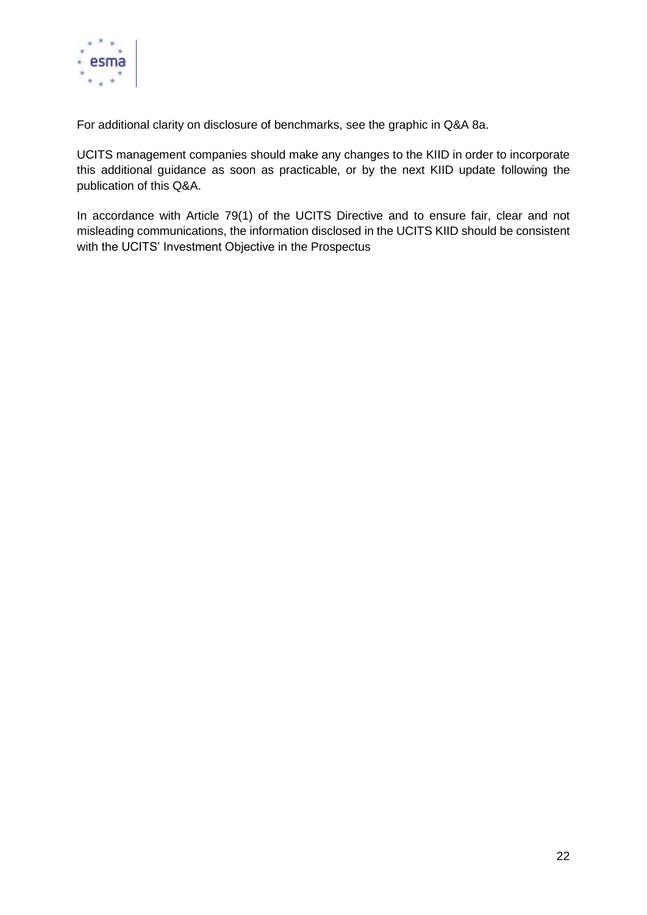For additional clarity on disclosure of benchmarks, see the graphic in Q&A 8a.

UCITS management companies should make any changes to the KIID in order to incorporate this additional guidance as soon as practicable, or by the next KIID update following the publication of this Q&A.

In accordance with Article 79(1) of the UCITS Directive and to ensure fair, clear and not misleading communications, the information disclosed in the UCITS KIID should be consistent with the UCITS' Investment Objective in the Prospectus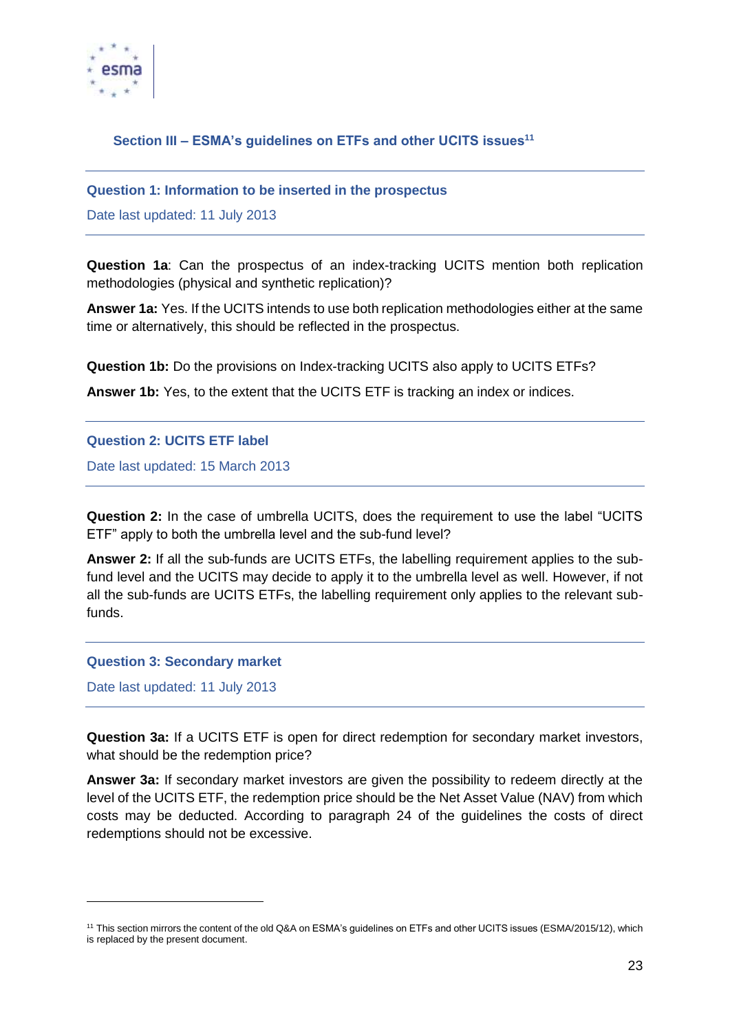## Section III – ESMA's guidelines on ETFs and other UCITS issues[11]

### Question 1: Information to be inserted in the prospectus

Date last updated: 11 July 2013

**Question 1a**: Can the prospectus of an index-tracking UCITS mention both replication methodologies (physical and synthetic replication)?

**Answer 1a:** Yes. If the UCITS intends to use both replication methodologies either at the same time or alternatively, this should be reflected in the prospectus.

**Question 1b:** Do the provisions on Index-tracking UCITS also apply to UCITS ETFs?

**Answer 1b:** Yes, to the extent that the UCITS ETF is tracking an index or indices.

### Question 2: UCITS ETF label

Date last updated: 15 March 2013

**Question 2:** In the case of umbrella UCITS, does the requirement to use the label "UCITS ETF" apply to both the umbrella level and the sub-fund level?

**Answer 2:** If all the sub-funds are UCITS ETFs, the labelling requirement applies to the sub-fund level and the UCITS may decide to apply it to the umbrella level as well. However, if not all the sub-funds are UCITS ETFs, the labelling requirement only applies to the relevant sub-funds.

### Question 3: Secondary market

Date last updated: 11 July 2013

**Question 3a:** If a UCITS ETF is open for direct redemption for secondary market investors, what should be the redemption price?

**Answer 3a:** If secondary market investors are given the possibility to redeem directly at the level of the UCITS ETF, the redemption price should be the Net Asset Value (NAV) from which costs may be deducted. According to paragraph 24 of the guidelines the costs of direct redemptions should not be excessive.

[11] This section mirrors the content of the old Q&A on ESMA's guidelines on ETFs and other UCITS issues (ESMA/2015/12), which is replaced by the present document.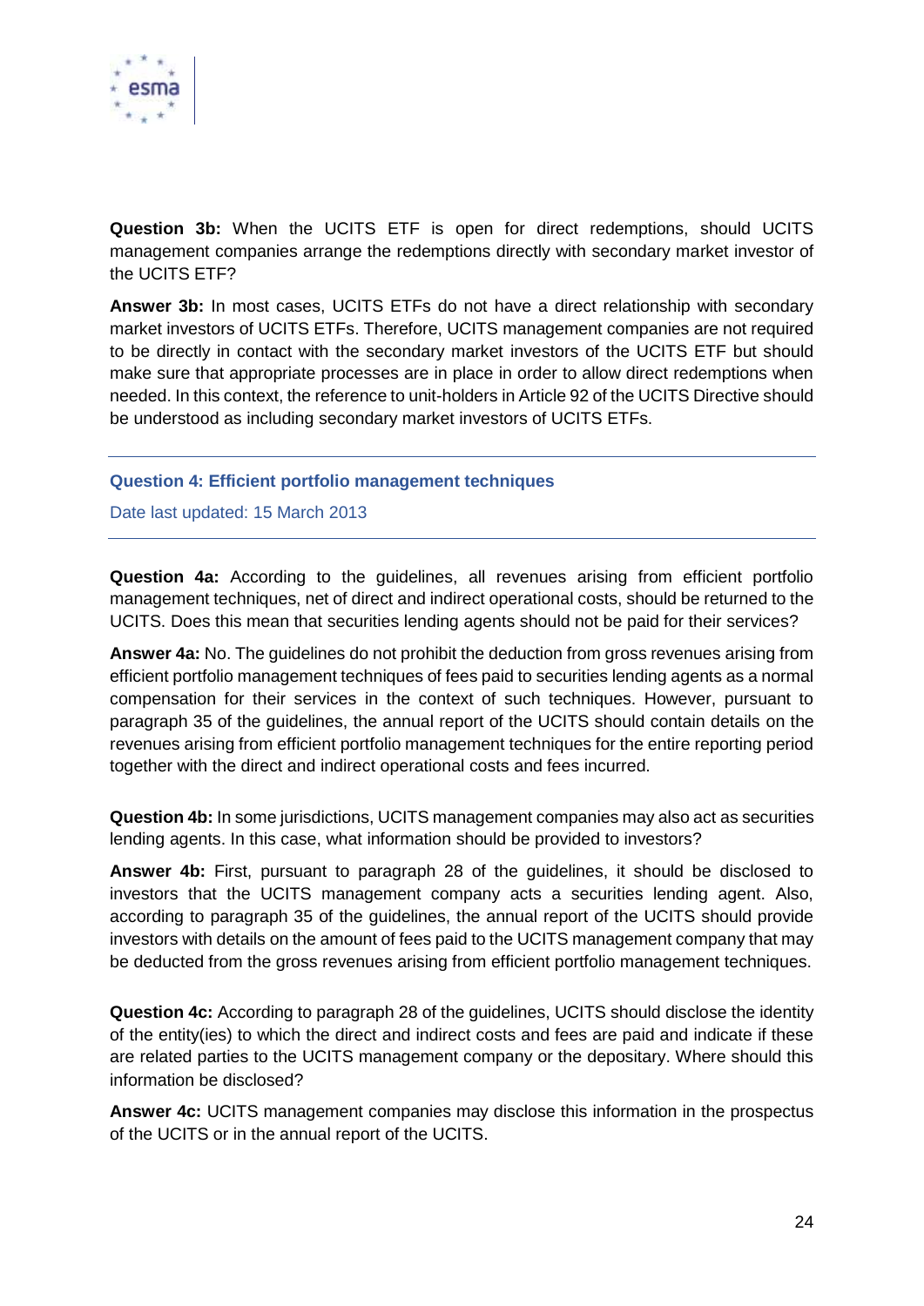**Question 3b:** When the UCITS ETF is open for direct redemptions, should UCITS management companies arrange the redemptions directly with secondary market investor of the UCITS ETF?

**Answer 3b:** In most cases, UCITS ETFs do not have a direct relationship with secondary market investors of UCITS ETFs. Therefore, UCITS management companies are not required to be directly in contact with the secondary market investors of the UCITS ETF but should make sure that appropriate processes are in place in order to allow direct redemptions when needed. In this context, the reference to unit-holders in Article 92 of the UCITS Directive should be understood as including secondary market investors of UCITS ETFs.

---

## Question 4: Efficient portfolio management techniques

Date last updated: 15 March 2013

---

**Question 4a:** According to the guidelines, all revenues arising from efficient portfolio management techniques, net of direct and indirect operational costs, should be returned to the UCITS. Does this mean that securities lending agents should not be paid for their services?

**Answer 4a:** No. The guidelines do not prohibit the deduction from gross revenues arising from efficient portfolio management techniques of fees paid to securities lending agents as a normal compensation for their services in the context of such techniques. However, pursuant to paragraph 35 of the guidelines, the annual report of the UCITS should contain details on the revenues arising from efficient portfolio management techniques for the entire reporting period together with the direct and indirect operational costs and fees incurred.

**Question 4b:** In some jurisdictions, UCITS management companies may also act as securities lending agents. In this case, what information should be provided to investors?

**Answer 4b:** First, pursuant to paragraph 28 of the guidelines, it should be disclosed to investors that the UCITS management company acts a securities lending agent. Also, according to paragraph 35 of the guidelines, the annual report of the UCITS should provide investors with details on the amount of fees paid to the UCITS management company that may be deducted from the gross revenues arising from efficient portfolio management techniques.

**Question 4c:** According to paragraph 28 of the guidelines, UCITS should disclose the identity of the entity(ies) to which the direct and indirect costs and fees are paid and indicate if these are related parties to the UCITS management company or the depositary. Where should this information be disclosed?

**Answer 4c:** UCITS management companies may disclose this information in the prospectus of the UCITS or in the annual report of the UCITS.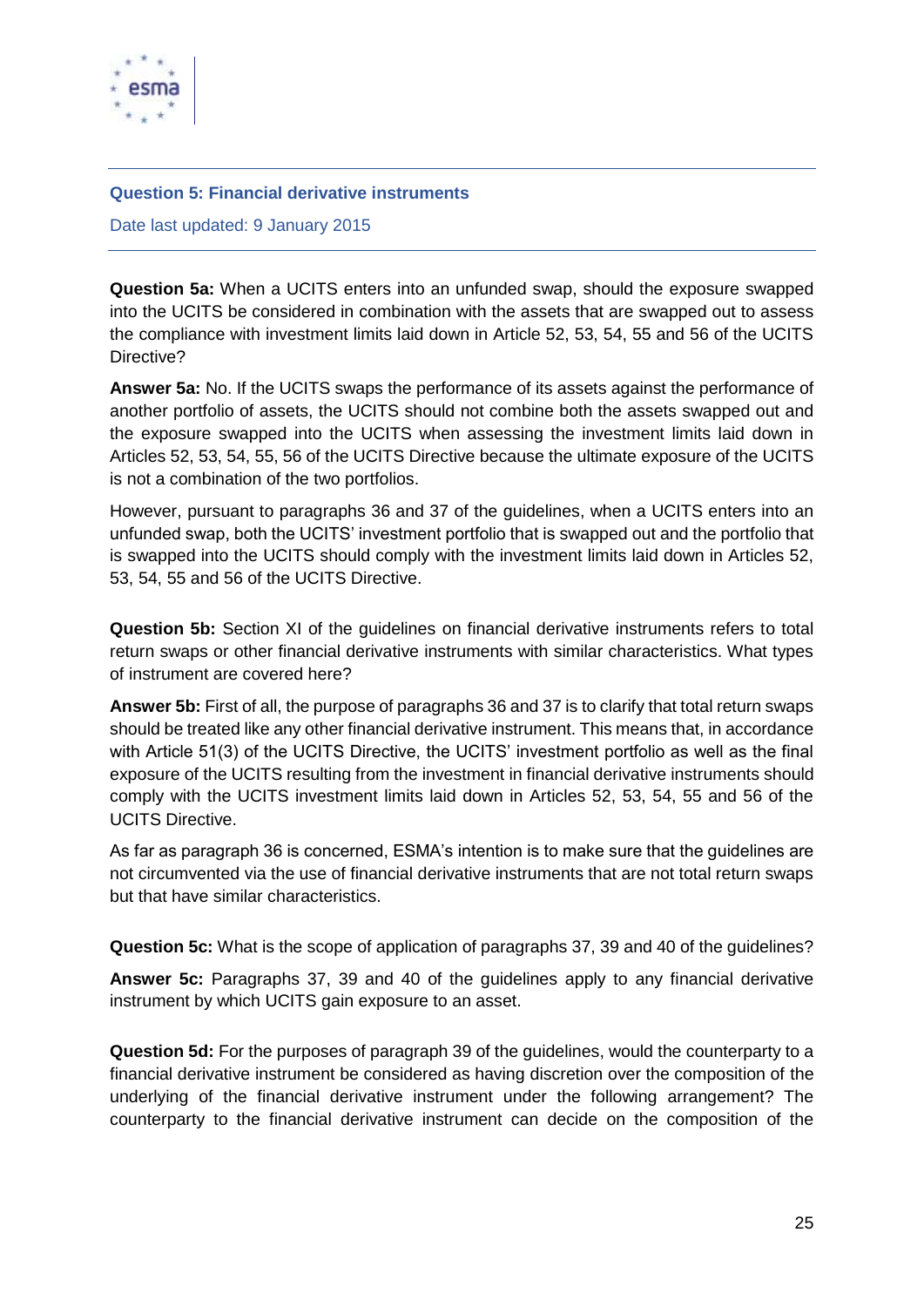## Question 5: Financial derivative instruments

Date last updated: 9 January 2015

---

**Question 5a:** When a UCITS enters into an unfunded swap, should the exposure swapped into the UCITS be considered in combination with the assets that are swapped out to assess the compliance with investment limits laid down in Article 52, 53, 54, 55 and 56 of the UCITS Directive?

**Answer 5a:** No. If the UCITS swaps the performance of its assets against the performance of another portfolio of assets, the UCITS should not combine both the assets swapped out and the exposure swapped into the UCITS when assessing the investment limits laid down in Articles 52, 53, 54, 55, 56 of the UCITS Directive because the ultimate exposure of the UCITS is not a combination of the two portfolios.

However, pursuant to paragraphs 36 and 37 of the guidelines, when a UCITS enters into an unfunded swap, both the UCITS' investment portfolio that is swapped out and the portfolio that is swapped into the UCITS should comply with the investment limits laid down in Articles 52, 53, 54, 55 and 56 of the UCITS Directive.

**Question 5b:** Section XI of the guidelines on financial derivative instruments refers to total return swaps or other financial derivative instruments with similar characteristics. What types of instrument are covered here?

**Answer 5b:** First of all, the purpose of paragraphs 36 and 37 is to clarify that total return swaps should be treated like any other financial derivative instrument. This means that, in accordance with Article 51(3) of the UCITS Directive, the UCITS' investment portfolio as well as the final exposure of the UCITS resulting from the investment in financial derivative instruments should comply with the UCITS investment limits laid down in Articles 52, 53, 54, 55 and 56 of the UCITS Directive.

As far as paragraph 36 is concerned, ESMA's intention is to make sure that the guidelines are not circumvented via the use of financial derivative instruments that are not total return swaps but that have similar characteristics.

**Question 5c:** What is the scope of application of paragraphs 37, 39 and 40 of the guidelines?

**Answer 5c:** Paragraphs 37, 39 and 40 of the guidelines apply to any financial derivative instrument by which UCITS gain exposure to an asset.

**Question 5d:** For the purposes of paragraph 39 of the guidelines, would the counterparty to a financial derivative instrument be considered as having discretion over the composition of the underlying of the financial derivative instrument under the following arrangement? The counterparty to the financial derivative instrument can decide on the composition of the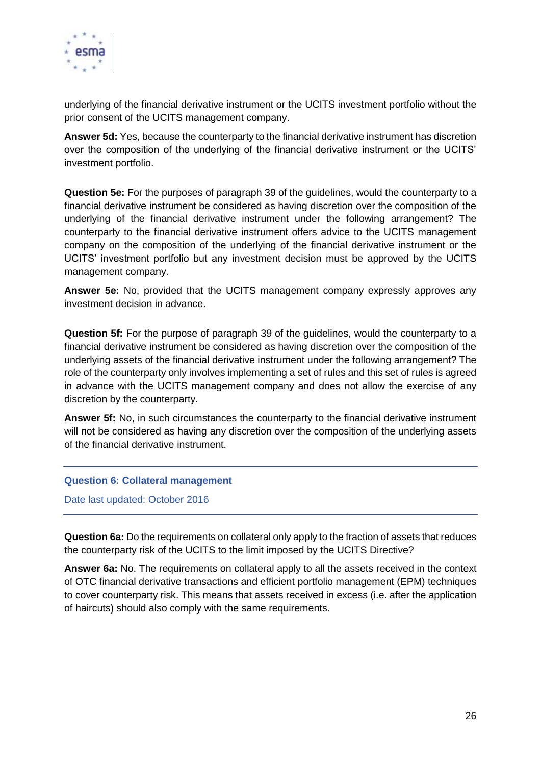underlying of the financial derivative instrument or the UCITS investment portfolio without the prior consent of the UCITS management company.

**Answer 5d:** Yes, because the counterparty to the financial derivative instrument has discretion over the composition of the underlying of the financial derivative instrument or the UCITS' investment portfolio.

**Question 5e:** For the purposes of paragraph 39 of the guidelines, would the counterparty to a financial derivative instrument be considered as having discretion over the composition of the underlying of the financial derivative instrument under the following arrangement? The counterparty to the financial derivative instrument offers advice to the UCITS management company on the composition of the underlying of the financial derivative instrument or the UCITS' investment portfolio but any investment decision must be approved by the UCITS management company.

**Answer 5e:** No, provided that the UCITS management company expressly approves any investment decision in advance.

**Question 5f:** For the purpose of paragraph 39 of the guidelines, would the counterparty to a financial derivative instrument be considered as having discretion over the composition of the underlying assets of the financial derivative instrument under the following arrangement? The role of the counterparty only involves implementing a set of rules and this set of rules is agreed in advance with the UCITS management company and does not allow the exercise of any discretion by the counterparty.

**Answer 5f:** No, in such circumstances the counterparty to the financial derivative instrument will not be considered as having any discretion over the composition of the underlying assets of the financial derivative instrument.

## Question 6: Collateral management

Date last updated: October 2016

**Question 6a:** Do the requirements on collateral only apply to the fraction of assets that reduces the counterparty risk of the UCITS to the limit imposed by the UCITS Directive?

**Answer 6a:** No. The requirements on collateral apply to all the assets received in the context of OTC financial derivative transactions and efficient portfolio management (EPM) techniques to cover counterparty risk. This means that assets received in excess (i.e. after the application of haircuts) should also comply with the same requirements.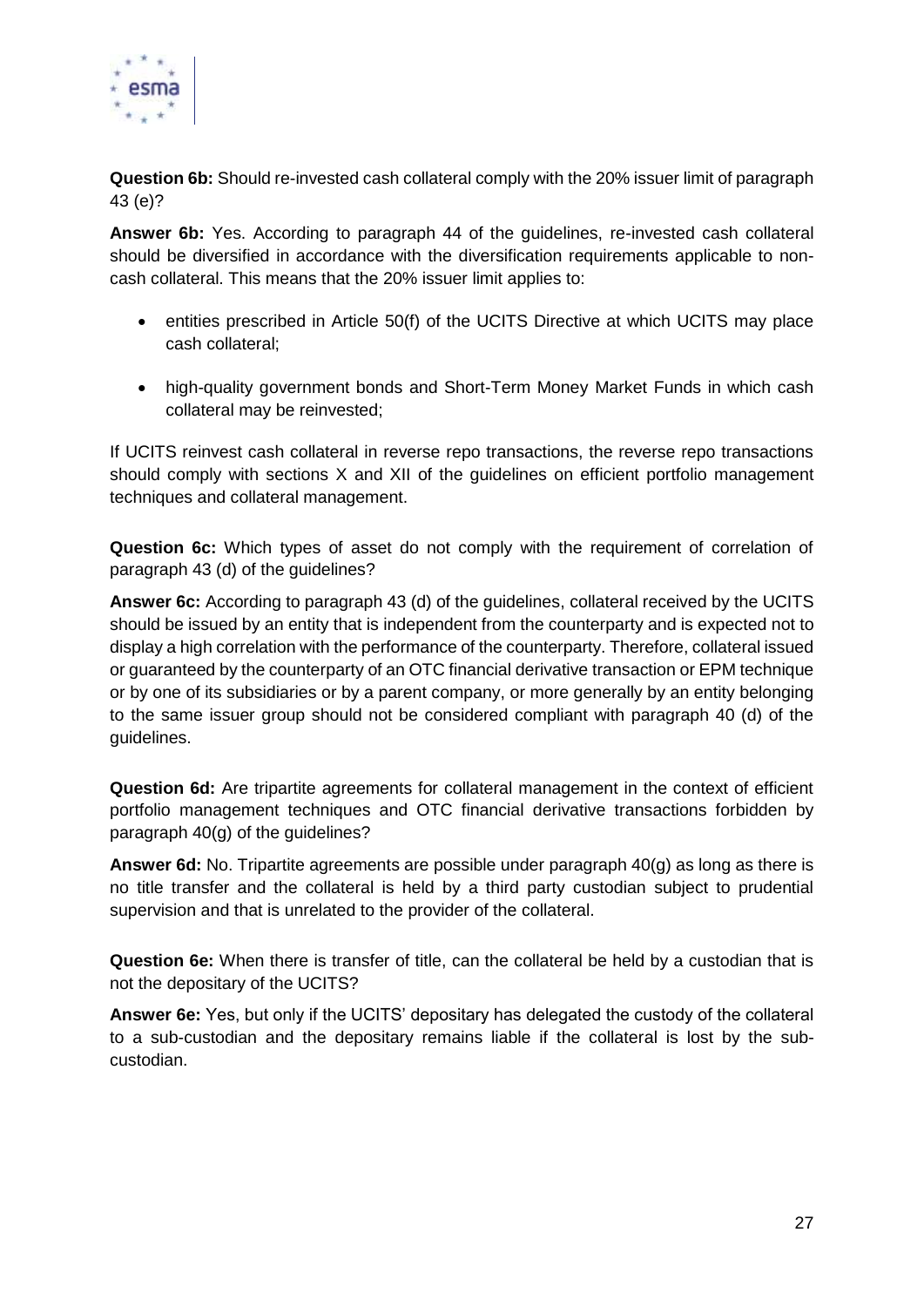**Question 6b:** Should re-invested cash collateral comply with the 20% issuer limit of paragraph 43 (e)?

**Answer 6b:** Yes. According to paragraph 44 of the guidelines, re-invested cash collateral should be diversified in accordance with the diversification requirements applicable to non-cash collateral. This means that the 20% issuer limit applies to:

- entities prescribed in Article 50(f) of the UCITS Directive at which UCITS may place cash collateral;
- high-quality government bonds and Short-Term Money Market Funds in which cash collateral may be reinvested;

If UCITS reinvest cash collateral in reverse repo transactions, the reverse repo transactions should comply with sections X and XII of the guidelines on efficient portfolio management techniques and collateral management.

**Question 6c:** Which types of asset do not comply with the requirement of correlation of paragraph 43 (d) of the guidelines?

**Answer 6c:** According to paragraph 43 (d) of the guidelines, collateral received by the UCITS should be issued by an entity that is independent from the counterparty and is expected not to display a high correlation with the performance of the counterparty. Therefore, collateral issued or guaranteed by the counterparty of an OTC financial derivative transaction or EPM technique or by one of its subsidiaries or by a parent company, or more generally by an entity belonging to the same issuer group should not be considered compliant with paragraph 40 (d) of the guidelines.

**Question 6d:** Are tripartite agreements for collateral management in the context of efficient portfolio management techniques and OTC financial derivative transactions forbidden by paragraph 40(g) of the guidelines?

**Answer 6d:** No. Tripartite agreements are possible under paragraph 40(g) as long as there is no title transfer and the collateral is held by a third party custodian subject to prudential supervision and that is unrelated to the provider of the collateral.

**Question 6e:** When there is transfer of title, can the collateral be held by a custodian that is not the depositary of the UCITS?

**Answer 6e:** Yes, but only if the UCITS' depositary has delegated the custody of the collateral to a sub-custodian and the depositary remains liable if the collateral is lost by the sub-custodian.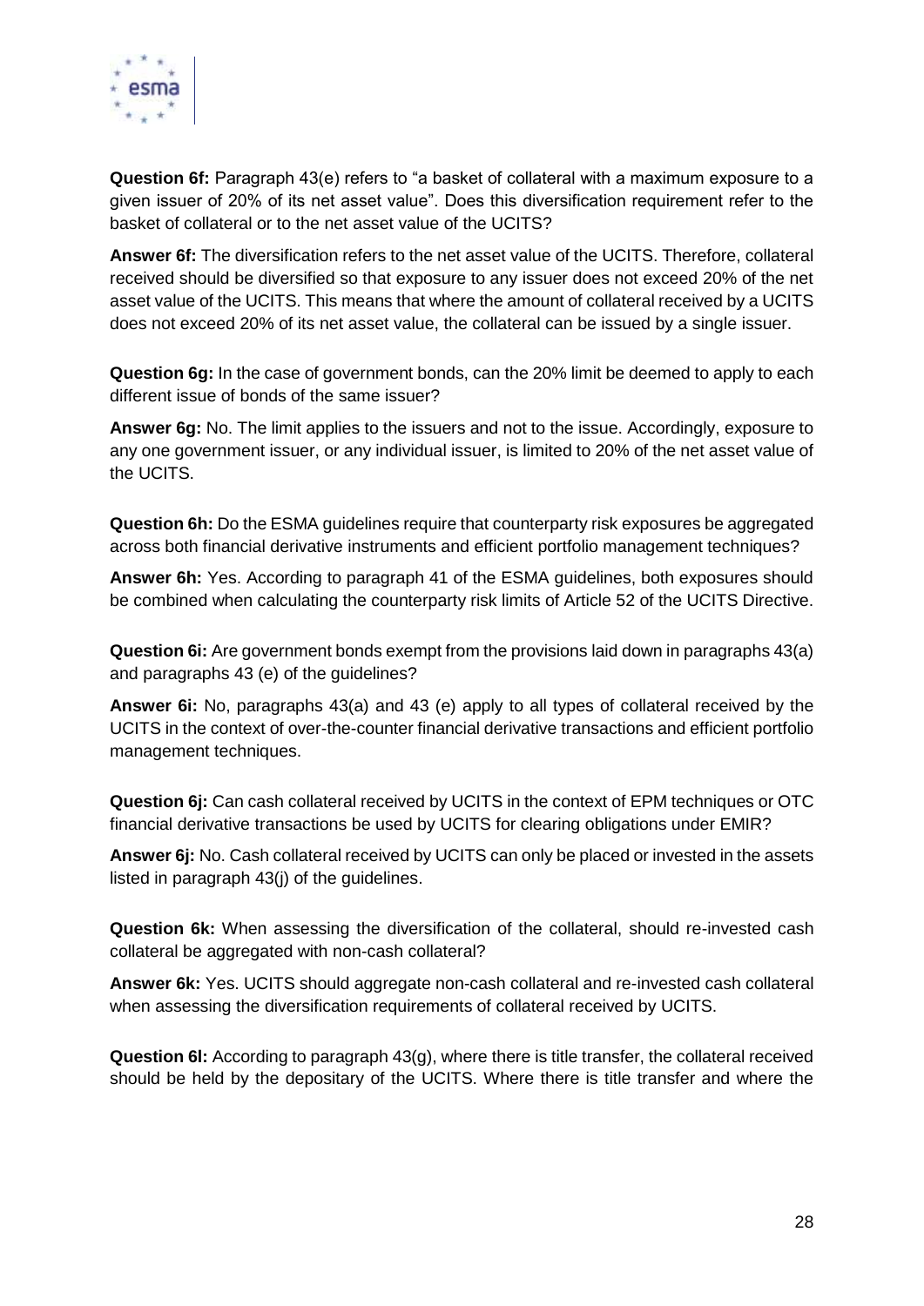**Question 6f:** Paragraph 43(e) refers to "a basket of collateral with a maximum exposure to a given issuer of 20% of its net asset value". Does this diversification requirement refer to the basket of collateral or to the net asset value of the UCITS?

**Answer 6f:** The diversification refers to the net asset value of the UCITS. Therefore, collateral received should be diversified so that exposure to any issuer does not exceed 20% of the net asset value of the UCITS. This means that where the amount of collateral received by a UCITS does not exceed 20% of its net asset value, the collateral can be issued by a single issuer.

**Question 6g:** In the case of government bonds, can the 20% limit be deemed to apply to each different issue of bonds of the same issuer?

**Answer 6g:** No. The limit applies to the issuers and not to the issue. Accordingly, exposure to any one government issuer, or any individual issuer, is limited to 20% of the net asset value of the UCITS.

**Question 6h:** Do the ESMA guidelines require that counterparty risk exposures be aggregated across both financial derivative instruments and efficient portfolio management techniques?

**Answer 6h:** Yes. According to paragraph 41 of the ESMA guidelines, both exposures should be combined when calculating the counterparty risk limits of Article 52 of the UCITS Directive.

**Question 6i:** Are government bonds exempt from the provisions laid down in paragraphs 43(a) and paragraphs 43 (e) of the guidelines?

**Answer 6i:** No, paragraphs 43(a) and 43 (e) apply to all types of collateral received by the UCITS in the context of over-the-counter financial derivative transactions and efficient portfolio management techniques.

**Question 6j:** Can cash collateral received by UCITS in the context of EPM techniques or OTC financial derivative transactions be used by UCITS for clearing obligations under EMIR?

**Answer 6j:** No. Cash collateral received by UCITS can only be placed or invested in the assets listed in paragraph 43(j) of the guidelines.

**Question 6k:** When assessing the diversification of the collateral, should re-invested cash collateral be aggregated with non-cash collateral?

**Answer 6k:** Yes. UCITS should aggregate non-cash collateral and re-invested cash collateral when assessing the diversification requirements of collateral received by UCITS.

**Question 6l:** According to paragraph 43(g), where there is title transfer, the collateral received should be held by the depositary of the UCITS. Where there is title transfer and where the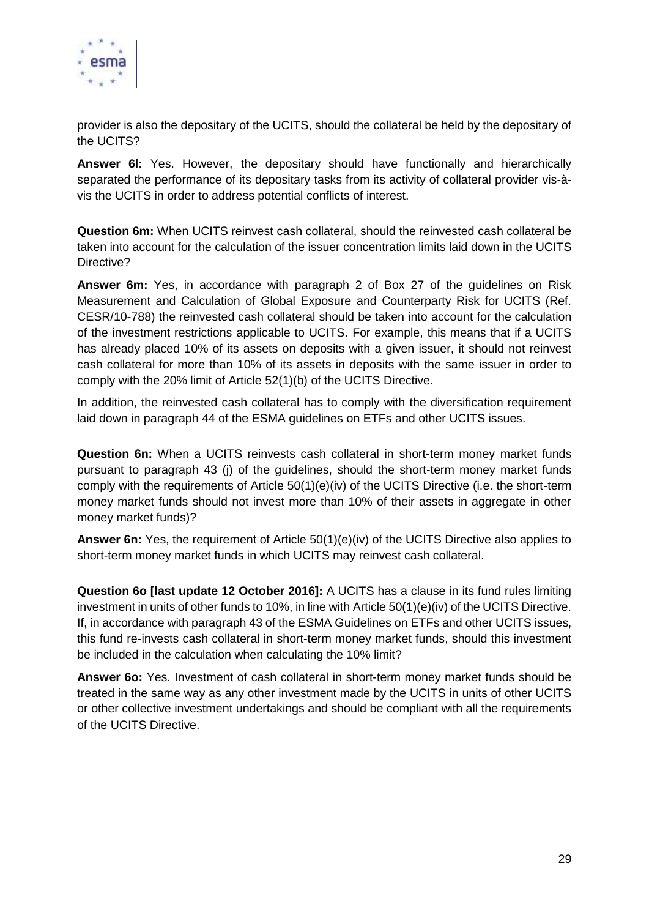provider is also the depositary of the UCITS, should the collateral be held by the depositary of the UCITS?

**Answer 6l:** Yes. However, the depositary should have functionally and hierarchically separated the performance of its depositary tasks from its activity of collateral provider vis-à-vis the UCITS in order to address potential conflicts of interest.

**Question 6m:** When UCITS reinvest cash collateral, should the reinvested cash collateral be taken into account for the calculation of the issuer concentration limits laid down in the UCITS Directive?

**Answer 6m:** Yes, in accordance with paragraph 2 of Box 27 of the guidelines on Risk Measurement and Calculation of Global Exposure and Counterparty Risk for UCITS (Ref. CESR/10-788) the reinvested cash collateral should be taken into account for the calculation of the investment restrictions applicable to UCITS. For example, this means that if a UCITS has already placed 10% of its assets on deposits with a given issuer, it should not reinvest cash collateral for more than 10% of its assets in deposits with the same issuer in order to comply with the 20% limit of Article 52(1)(b) of the UCITS Directive.

In addition, the reinvested cash collateral has to comply with the diversification requirement laid down in paragraph 44 of the ESMA guidelines on ETFs and other UCITS issues.

**Question 6n:** When a UCITS reinvests cash collateral in short-term money market funds pursuant to paragraph 43 (j) of the guidelines, should the short-term money market funds comply with the requirements of Article 50(1)(e)(iv) of the UCITS Directive (i.e. the short-term money market funds should not invest more than 10% of their assets in aggregate in other money market funds)?

**Answer 6n:** Yes, the requirement of Article 50(1)(e)(iv) of the UCITS Directive also applies to short-term money market funds in which UCITS may reinvest cash collateral.

**Question 6o [last update 12 October 2016]:** A UCITS has a clause in its fund rules limiting investment in units of other funds to 10%, in line with Article 50(1)(e)(iv) of the UCITS Directive. If, in accordance with paragraph 43 of the ESMA Guidelines on ETFs and other UCITS issues, this fund re-invests cash collateral in short-term money market funds, should this investment be included in the calculation when calculating the 10% limit?

**Answer 6o:** Yes. Investment of cash collateral in short-term money market funds should be treated in the same way as any other investment made by the UCITS in units of other UCITS or other collective investment undertakings and should be compliant with all the requirements of the UCITS Directive.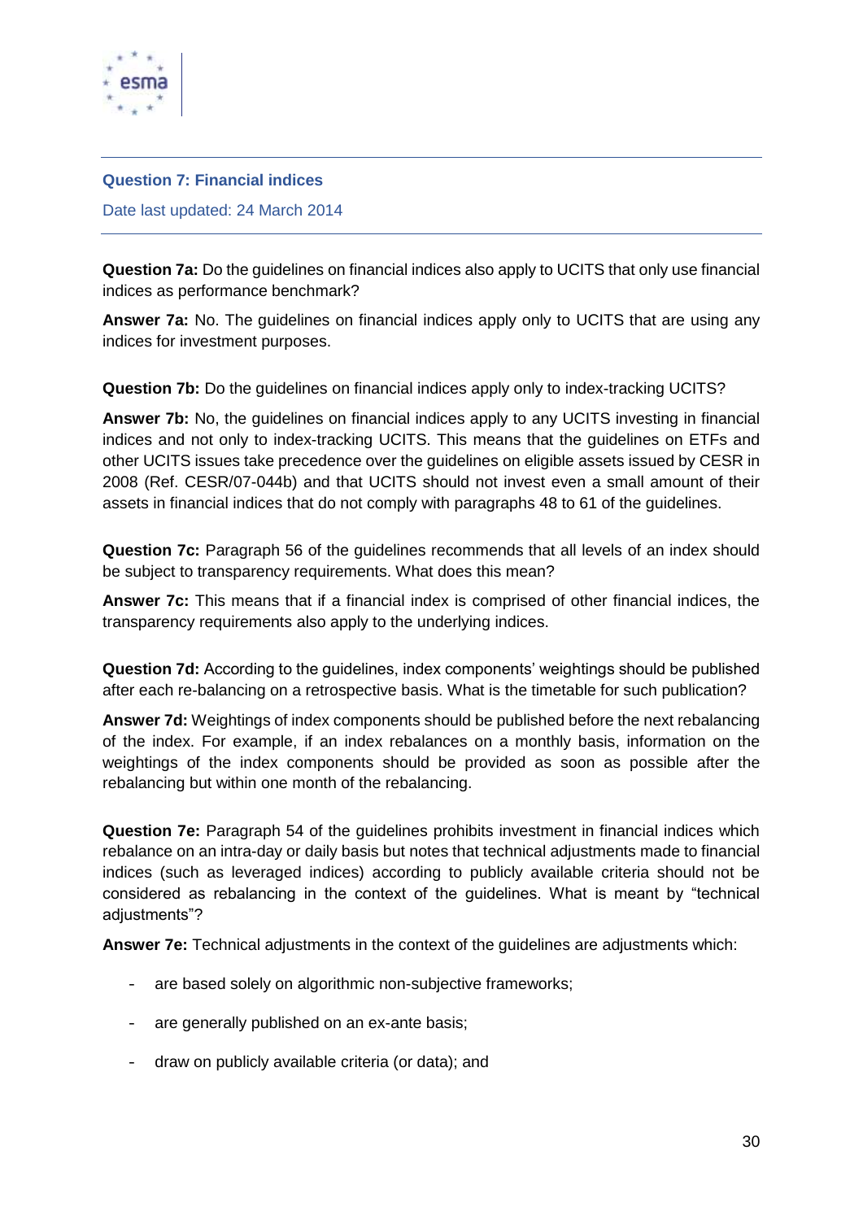## Question 7: Financial indices

Date last updated: 24 March 2014

**Question 7a:** Do the guidelines on financial indices also apply to UCITS that only use financial indices as performance benchmark?

**Answer 7a:** No. The guidelines on financial indices apply only to UCITS that are using any indices for investment purposes.

**Question 7b:** Do the guidelines on financial indices apply only to index-tracking UCITS?

**Answer 7b:** No, the guidelines on financial indices apply to any UCITS investing in financial indices and not only to index-tracking UCITS. This means that the guidelines on ETFs and other UCITS issues take precedence over the guidelines on eligible assets issued by CESR in 2008 (Ref. CESR/07-044b) and that UCITS should not invest even a small amount of their assets in financial indices that do not comply with paragraphs 48 to 61 of the guidelines.

**Question 7c:** Paragraph 56 of the guidelines recommends that all levels of an index should be subject to transparency requirements. What does this mean?

**Answer 7c:** This means that if a financial index is comprised of other financial indices, the transparency requirements also apply to the underlying indices.

**Question 7d:** According to the guidelines, index components' weightings should be published after each re-balancing on a retrospective basis. What is the timetable for such publication?

**Answer 7d:** Weightings of index components should be published before the next rebalancing of the index. For example, if an index rebalances on a monthly basis, information on the weightings of the index components should be provided as soon as possible after the rebalancing but within one month of the rebalancing.

**Question 7e:** Paragraph 54 of the guidelines prohibits investment in financial indices which rebalance on an intra-day or daily basis but notes that technical adjustments made to financial indices (such as leveraged indices) according to publicly available criteria should not be considered as rebalancing in the context of the guidelines. What is meant by "technical adjustments"?

**Answer 7e:** Technical adjustments in the context of the guidelines are adjustments which:

- are based solely on algorithmic non-subjective frameworks;
- are generally published on an ex-ante basis;
- draw on publicly available criteria (or data); and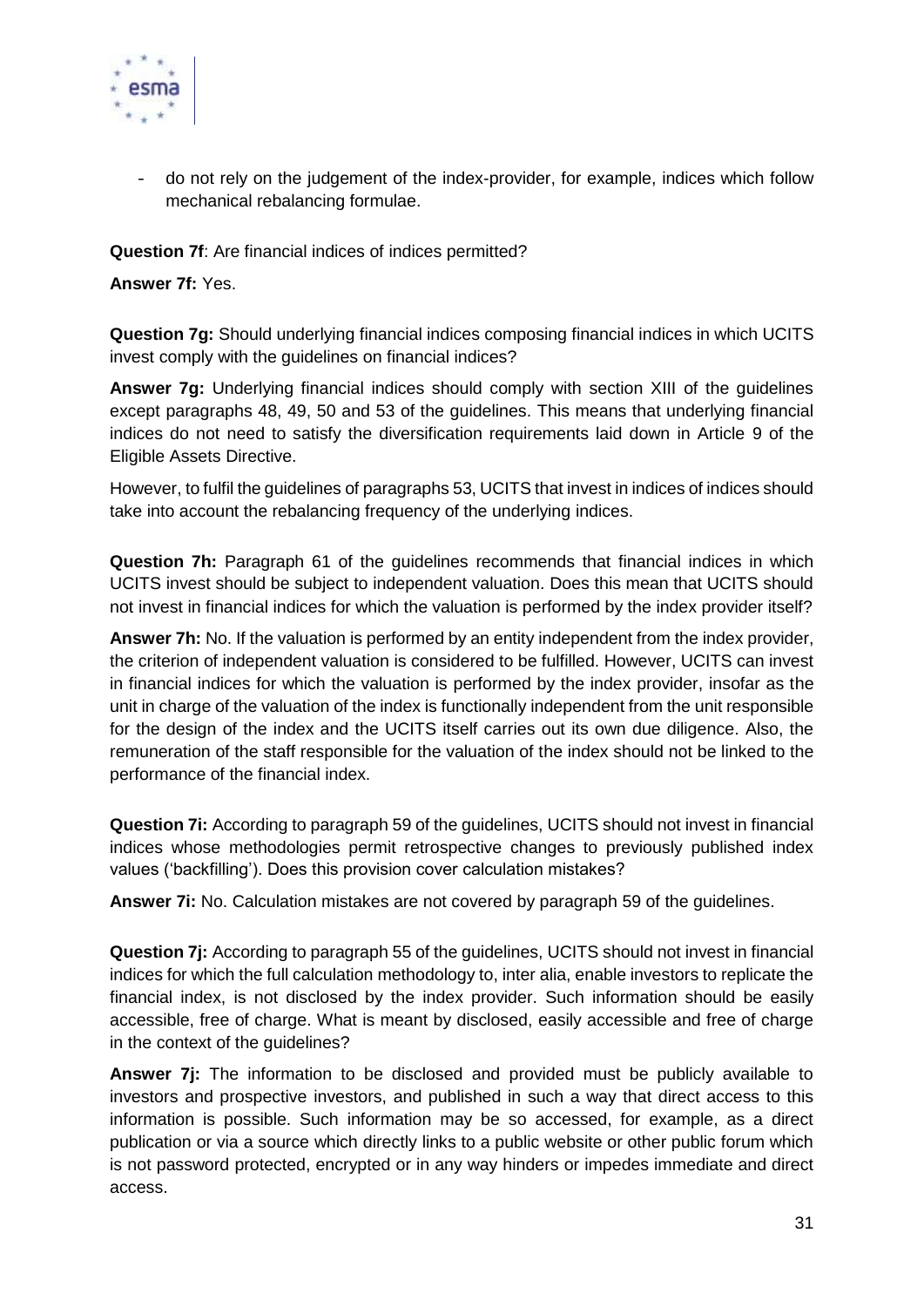- do not rely on the judgement of the index-provider, for example, indices which follow mechanical rebalancing formulae.

**Question 7f**: Are financial indices of indices permitted?

**Answer 7f:** Yes.

**Question 7g:** Should underlying financial indices composing financial indices in which UCITS invest comply with the guidelines on financial indices?

**Answer 7g:** Underlying financial indices should comply with section XIII of the guidelines except paragraphs 48, 49, 50 and 53 of the guidelines. This means that underlying financial indices do not need to satisfy the diversification requirements laid down in Article 9 of the Eligible Assets Directive.

However, to fulfil the guidelines of paragraphs 53, UCITS that invest in indices of indices should take into account the rebalancing frequency of the underlying indices.

**Question 7h:** Paragraph 61 of the guidelines recommends that financial indices in which UCITS invest should be subject to independent valuation. Does this mean that UCITS should not invest in financial indices for which the valuation is performed by the index provider itself?

**Answer 7h:** No. If the valuation is performed by an entity independent from the index provider, the criterion of independent valuation is considered to be fulfilled. However, UCITS can invest in financial indices for which the valuation is performed by the index provider, insofar as the unit in charge of the valuation of the index is functionally independent from the unit responsible for the design of the index and the UCITS itself carries out its own due diligence. Also, the remuneration of the staff responsible for the valuation of the index should not be linked to the performance of the financial index.

**Question 7i:** According to paragraph 59 of the guidelines, UCITS should not invest in financial indices whose methodologies permit retrospective changes to previously published index values ('backfilling'). Does this provision cover calculation mistakes?

**Answer 7i:** No. Calculation mistakes are not covered by paragraph 59 of the guidelines.

**Question 7j:** According to paragraph 55 of the guidelines, UCITS should not invest in financial indices for which the full calculation methodology to, inter alia, enable investors to replicate the financial index, is not disclosed by the index provider. Such information should be easily accessible, free of charge. What is meant by disclosed, easily accessible and free of charge in the context of the guidelines?

**Answer 7j:** The information to be disclosed and provided must be publicly available to investors and prospective investors, and published in such a way that direct access to this information is possible. Such information may be so accessed, for example, as a direct publication or via a source which directly links to a public website or other public forum which is not password protected, encrypted or in any way hinders or impedes immediate and direct access.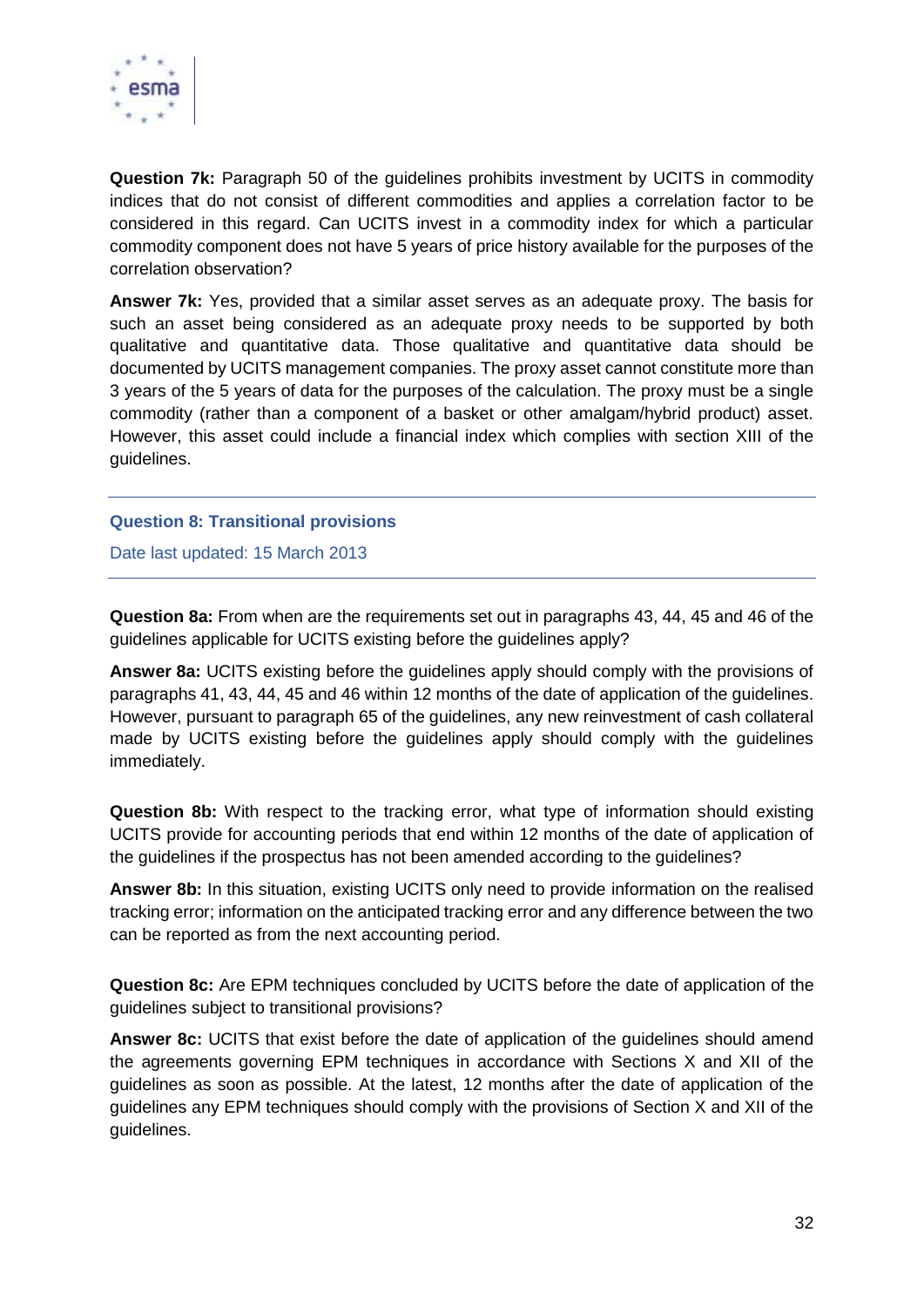**Question 7k:** Paragraph 50 of the guidelines prohibits investment by UCITS in commodity indices that do not consist of different commodities and applies a correlation factor to be considered in this regard. Can UCITS invest in a commodity index for which a particular commodity component does not have 5 years of price history available for the purposes of the correlation observation?

**Answer 7k:** Yes, provided that a similar asset serves as an adequate proxy. The basis for such an asset being considered as an adequate proxy needs to be supported by both qualitative and quantitative data. Those qualitative and quantitative data should be documented by UCITS management companies. The proxy asset cannot constitute more than 3 years of the 5 years of data for the purposes of the calculation. The proxy must be a single commodity (rather than a component of a basket or other amalgam/hybrid product) asset. However, this asset could include a financial index which complies with section XIII of the guidelines.

## Question 8: Transitional provisions

Date last updated: 15 March 2013

**Question 8a:** From when are the requirements set out in paragraphs 43, 44, 45 and 46 of the guidelines applicable for UCITS existing before the guidelines apply?

**Answer 8a:** UCITS existing before the guidelines apply should comply with the provisions of paragraphs 41, 43, 44, 45 and 46 within 12 months of the date of application of the guidelines. However, pursuant to paragraph 65 of the guidelines, any new reinvestment of cash collateral made by UCITS existing before the guidelines apply should comply with the guidelines immediately.

**Question 8b:** With respect to the tracking error, what type of information should existing UCITS provide for accounting periods that end within 12 months of the date of application of the guidelines if the prospectus has not been amended according to the guidelines?

**Answer 8b:** In this situation, existing UCITS only need to provide information on the realised tracking error; information on the anticipated tracking error and any difference between the two can be reported as from the next accounting period.

**Question 8c:** Are EPM techniques concluded by UCITS before the date of application of the guidelines subject to transitional provisions?

**Answer 8c:** UCITS that exist before the date of application of the guidelines should amend the agreements governing EPM techniques in accordance with Sections X and XII of the guidelines as soon as possible. At the latest, 12 months after the date of application of the guidelines any EPM techniques should comply with the provisions of Section X and XII of the guidelines.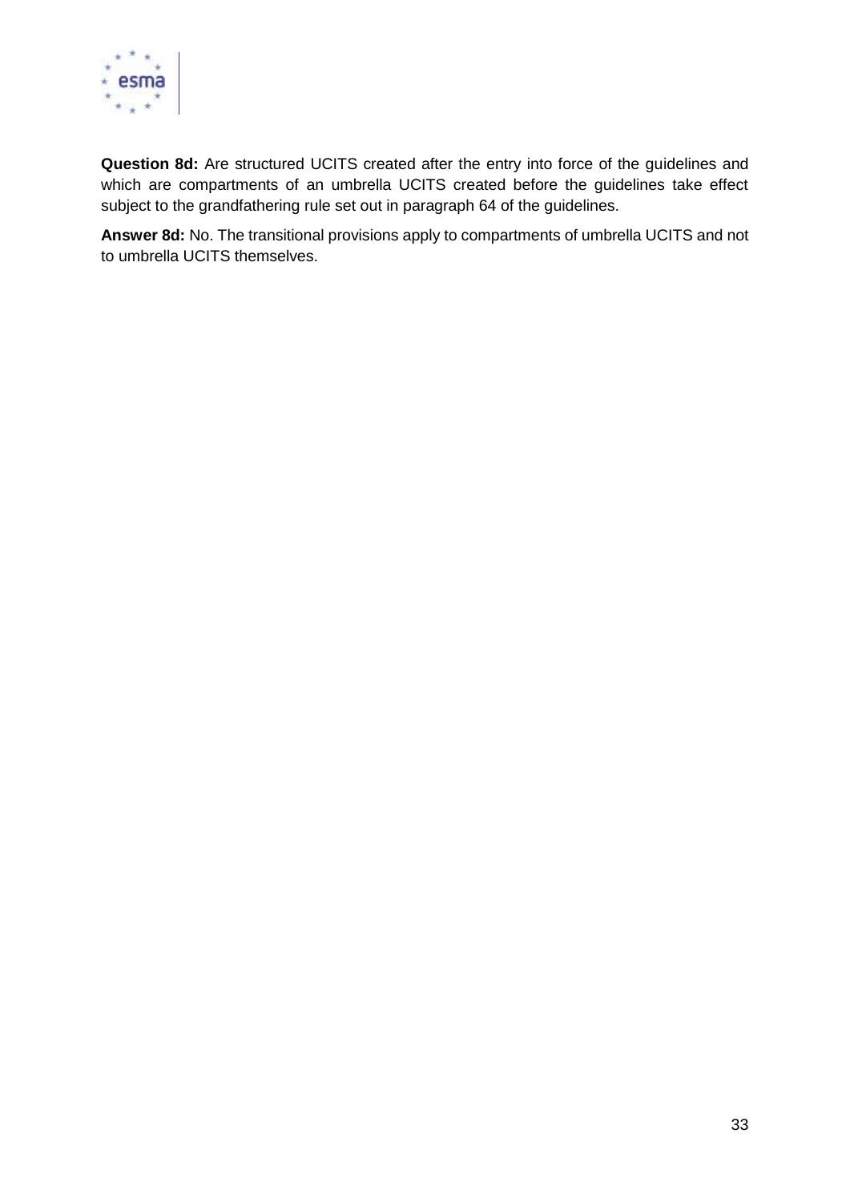**Question 8d:** Are structured UCITS created after the entry into force of the guidelines and which are compartments of an umbrella UCITS created before the guidelines take effect subject to the grandfathering rule set out in paragraph 64 of the guidelines.

**Answer 8d:** No. The transitional provisions apply to compartments of umbrella UCITS and not to umbrella UCITS themselves.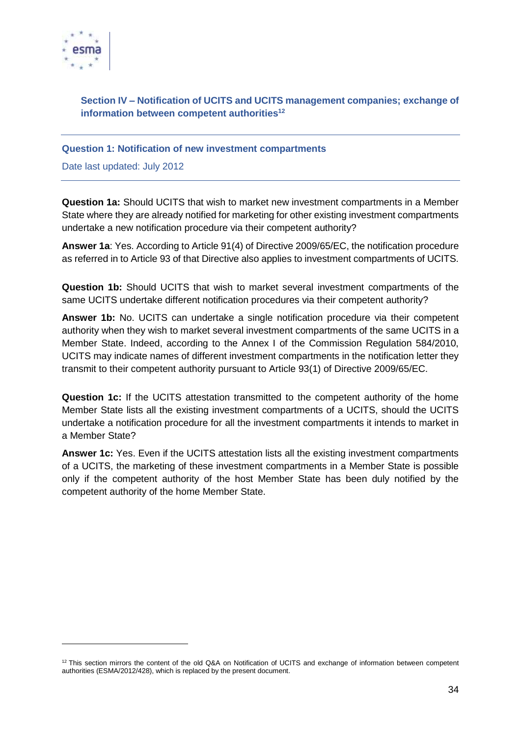## Section IV – Notification of UCITS and UCITS management companies; exchange of information between competent authorities[12]

### Question 1: Notification of new investment compartments

Date last updated: July 2012

**Question 1a:** Should UCITS that wish to market new investment compartments in a Member State where they are already notified for marketing for other existing investment compartments undertake a new notification procedure via their competent authority?

**Answer 1a**: Yes. According to Article 91(4) of Directive 2009/65/EC, the notification procedure as referred in to Article 93 of that Directive also applies to investment compartments of UCITS.

**Question 1b:** Should UCITS that wish to market several investment compartments of the same UCITS undertake different notification procedures via their competent authority?

**Answer 1b:** No. UCITS can undertake a single notification procedure via their competent authority when they wish to market several investment compartments of the same UCITS in a Member State. Indeed, according to the Annex I of the Commission Regulation 584/2010, UCITS may indicate names of different investment compartments in the notification letter they transmit to their competent authority pursuant to Article 93(1) of Directive 2009/65/EC.

**Question 1c:** If the UCITS attestation transmitted to the competent authority of the home Member State lists all the existing investment compartments of a UCITS, should the UCITS undertake a notification procedure for all the investment compartments it intends to market in a Member State?

**Answer 1c:** Yes. Even if the UCITS attestation lists all the existing investment compartments of a UCITS, the marketing of these investment compartments in a Member State is possible only if the competent authority of the host Member State has been duly notified by the competent authority of the home Member State.

---

[12] This section mirrors the content of the old Q&A on Notification of UCITS and exchange of information between competent authorities (ESMA/2012/428), which is replaced by the present document.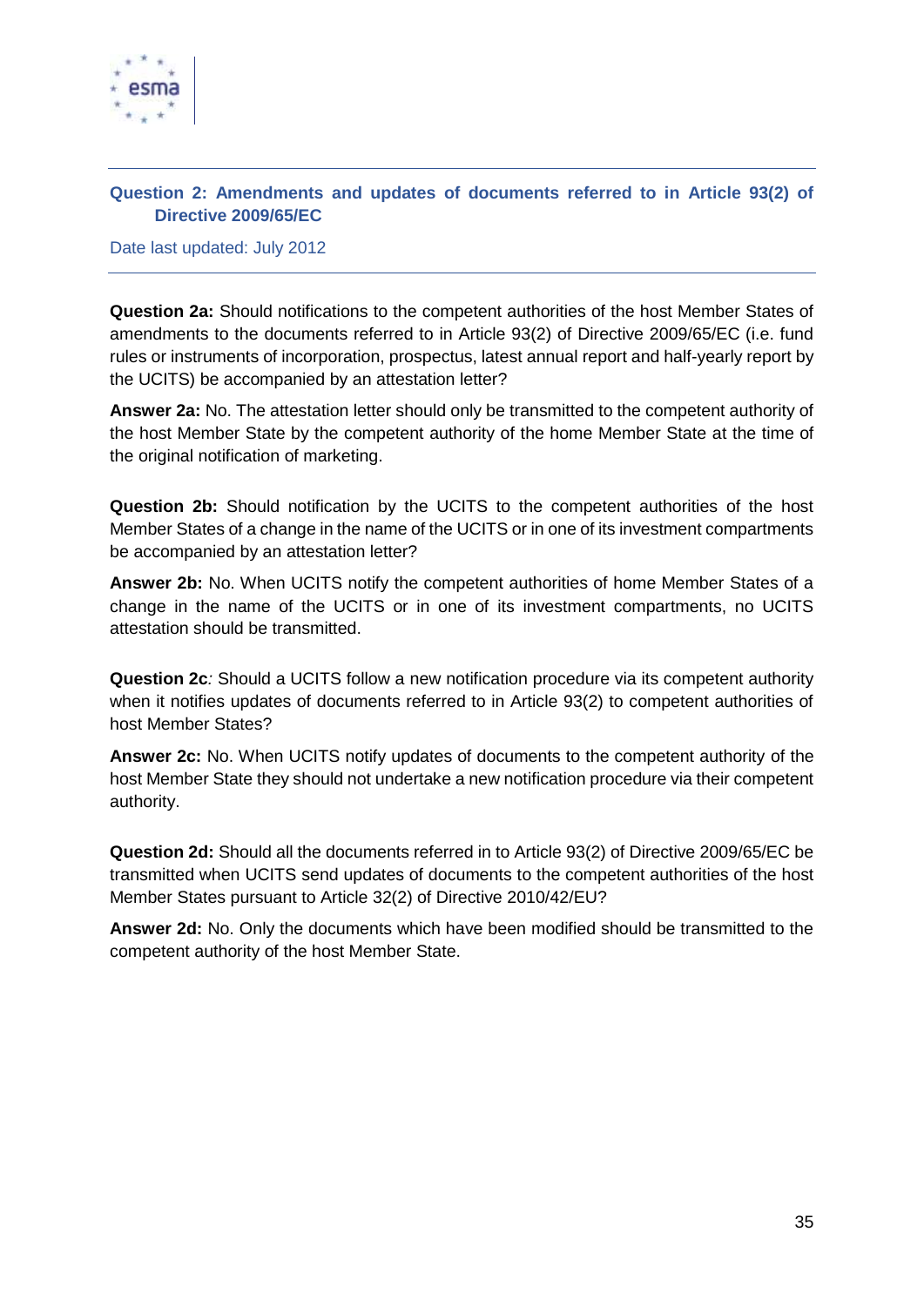### Question 2: Amendments and updates of documents referred to in Article 93(2) of Directive 2009/65/EC

Date last updated: July 2012

**Question 2a:** Should notifications to the competent authorities of the host Member States of amendments to the documents referred to in Article 93(2) of Directive 2009/65/EC (i.e. fund rules or instruments of incorporation, prospectus, latest annual report and half-yearly report by the UCITS) be accompanied by an attestation letter?

**Answer 2a:** No. The attestation letter should only be transmitted to the competent authority of the host Member State by the competent authority of the home Member State at the time of the original notification of marketing.

**Question 2b:** Should notification by the UCITS to the competent authorities of the host Member States of a change in the name of the UCITS or in one of its investment compartments be accompanied by an attestation letter?

**Answer 2b:** No. When UCITS notify the competent authorities of home Member States of a change in the name of the UCITS or in one of its investment compartments, no UCITS attestation should be transmitted.

**Question 2c***:* Should a UCITS follow a new notification procedure via its competent authority when it notifies updates of documents referred to in Article 93(2) to competent authorities of host Member States?

**Answer 2c:** No. When UCITS notify updates of documents to the competent authority of the host Member State they should not undertake a new notification procedure via their competent authority.

**Question 2d:** Should all the documents referred in to Article 93(2) of Directive 2009/65/EC be transmitted when UCITS send updates of documents to the competent authorities of the host Member States pursuant to Article 32(2) of Directive 2010/42/EU?

**Answer 2d:** No. Only the documents which have been modified should be transmitted to the competent authority of the host Member State.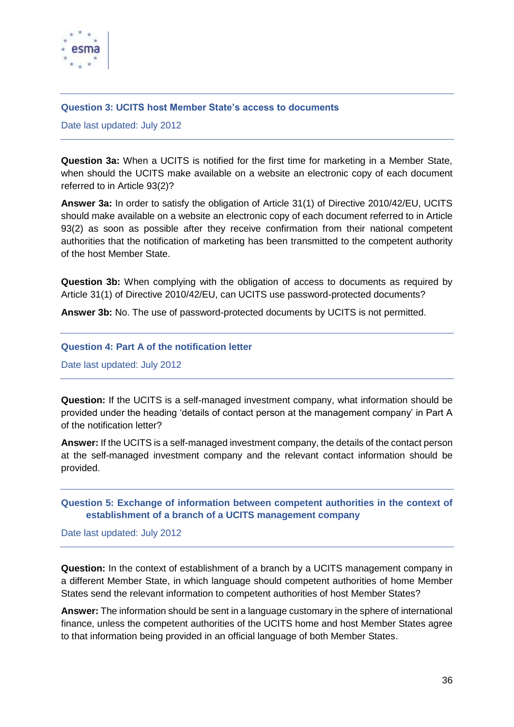### Question 3: UCITS host Member State's access to documents

Date last updated: July 2012

**Question 3a:** When a UCITS is notified for the first time for marketing in a Member State, when should the UCITS make available on a website an electronic copy of each document referred to in Article 93(2)?

**Answer 3a:** In order to satisfy the obligation of Article 31(1) of Directive 2010/42/EU, UCITS should make available on a website an electronic copy of each document referred to in Article 93(2) as soon as possible after they receive confirmation from their national competent authorities that the notification of marketing has been transmitted to the competent authority of the host Member State.

**Question 3b:** When complying with the obligation of access to documents as required by Article 31(1) of Directive 2010/42/EU, can UCITS use password-protected documents?

**Answer 3b:** No. The use of password-protected documents by UCITS is not permitted.

### Question 4: Part A of the notification letter

Date last updated: July 2012

**Question:** If the UCITS is a self-managed investment company, what information should be provided under the heading 'details of contact person at the management company' in Part A of the notification letter?

**Answer:** If the UCITS is a self-managed investment company, the details of the contact person at the self-managed investment company and the relevant contact information should be provided.

### Question 5: Exchange of information between competent authorities in the context of establishment of a branch of a UCITS management company

Date last updated: July 2012

**Question:** In the context of establishment of a branch by a UCITS management company in a different Member State, in which language should competent authorities of home Member States send the relevant information to competent authorities of host Member States?

**Answer:** The information should be sent in a language customary in the sphere of international finance, unless the competent authorities of the UCITS home and host Member States agree to that information being provided in an official language of both Member States.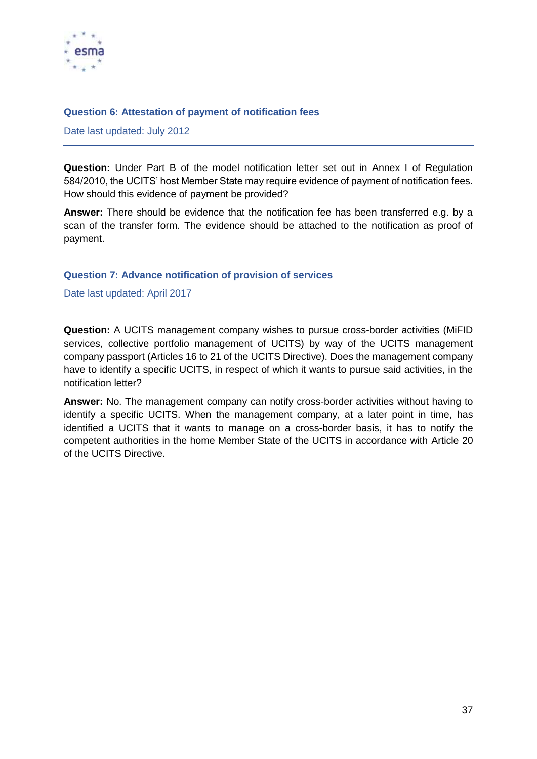### Question 6: Attestation of payment of notification fees

Date last updated: July 2012

**Question:** Under Part B of the model notification letter set out in Annex I of Regulation 584/2010, the UCITS' host Member State may require evidence of payment of notification fees. How should this evidence of payment be provided?

**Answer:** There should be evidence that the notification fee has been transferred e.g. by a scan of the transfer form. The evidence should be attached to the notification as proof of payment.

### Question 7: Advance notification of provision of services

Date last updated: April 2017

**Question:** A UCITS management company wishes to pursue cross-border activities (MiFID services, collective portfolio management of UCITS) by way of the UCITS management company passport (Articles 16 to 21 of the UCITS Directive). Does the management company have to identify a specific UCITS, in respect of which it wants to pursue said activities, in the notification letter?

**Answer:** No. The management company can notify cross-border activities without having to identify a specific UCITS. When the management company, at a later point in time, has identified a UCITS that it wants to manage on a cross-border basis, it has to notify the competent authorities in the home Member State of the UCITS in accordance with Article 20 of the UCITS Directive.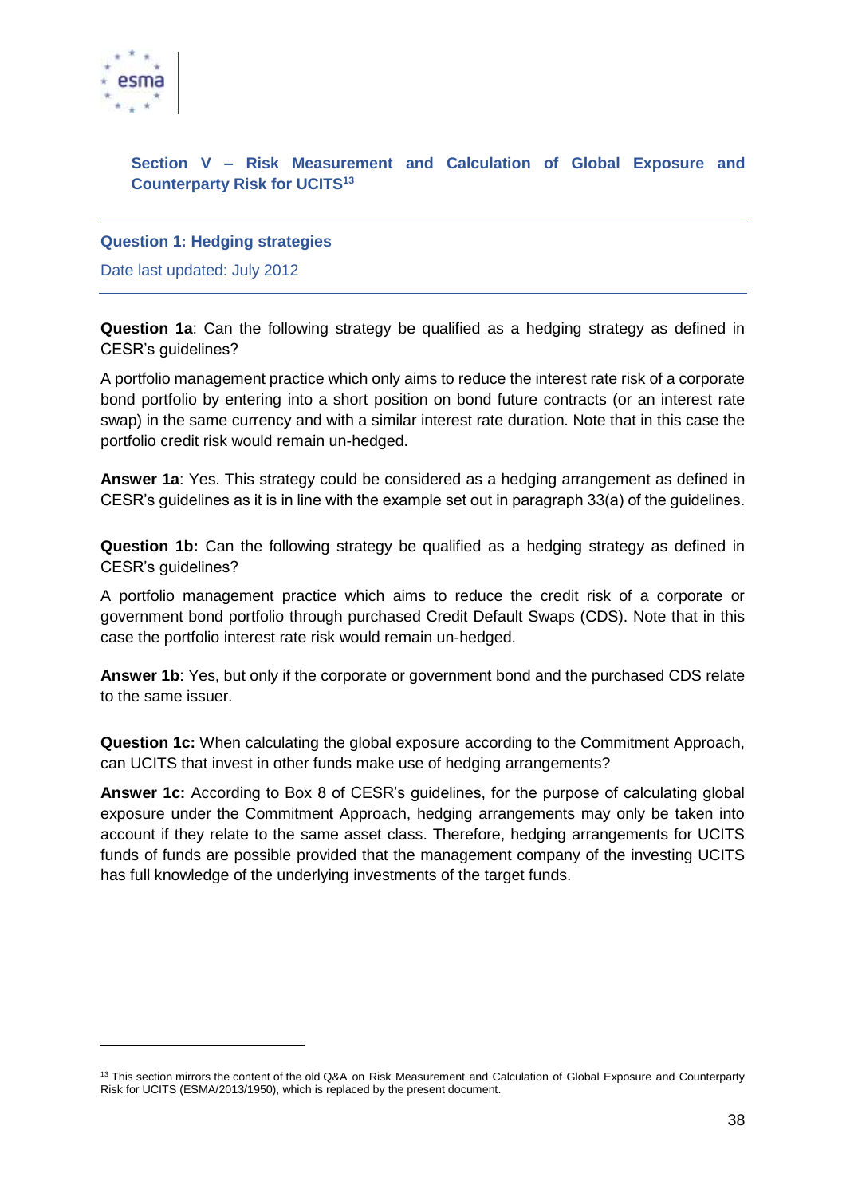## Section V – Risk Measurement and Calculation of Global Exposure and Counterparty Risk for UCITS[13]

### Question 1: Hedging strategies

Date last updated: July 2012

**Question 1a**: Can the following strategy be qualified as a hedging strategy as defined in CESR's guidelines?

A portfolio management practice which only aims to reduce the interest rate risk of a corporate bond portfolio by entering into a short position on bond future contracts (or an interest rate swap) in the same currency and with a similar interest rate duration. Note that in this case the portfolio credit risk would remain un-hedged.

**Answer 1a**: Yes. This strategy could be considered as a hedging arrangement as defined in CESR's guidelines as it is in line with the example set out in paragraph 33(a) of the guidelines.

**Question 1b:** Can the following strategy be qualified as a hedging strategy as defined in CESR's guidelines?

A portfolio management practice which aims to reduce the credit risk of a corporate or government bond portfolio through purchased Credit Default Swaps (CDS). Note that in this case the portfolio interest rate risk would remain un-hedged.

**Answer 1b**: Yes, but only if the corporate or government bond and the purchased CDS relate to the same issuer.

**Question 1c:** When calculating the global exposure according to the Commitment Approach, can UCITS that invest in other funds make use of hedging arrangements?

**Answer 1c:** According to Box 8 of CESR's guidelines, for the purpose of calculating global exposure under the Commitment Approach, hedging arrangements may only be taken into account if they relate to the same asset class. Therefore, hedging arrangements for UCITS funds of funds are possible provided that the management company of the investing UCITS has full knowledge of the underlying investments of the target funds.

[13] This section mirrors the content of the old Q&A on Risk Measurement and Calculation of Global Exposure and Counterparty Risk for UCITS (ESMA/2013/1950), which is replaced by the present document.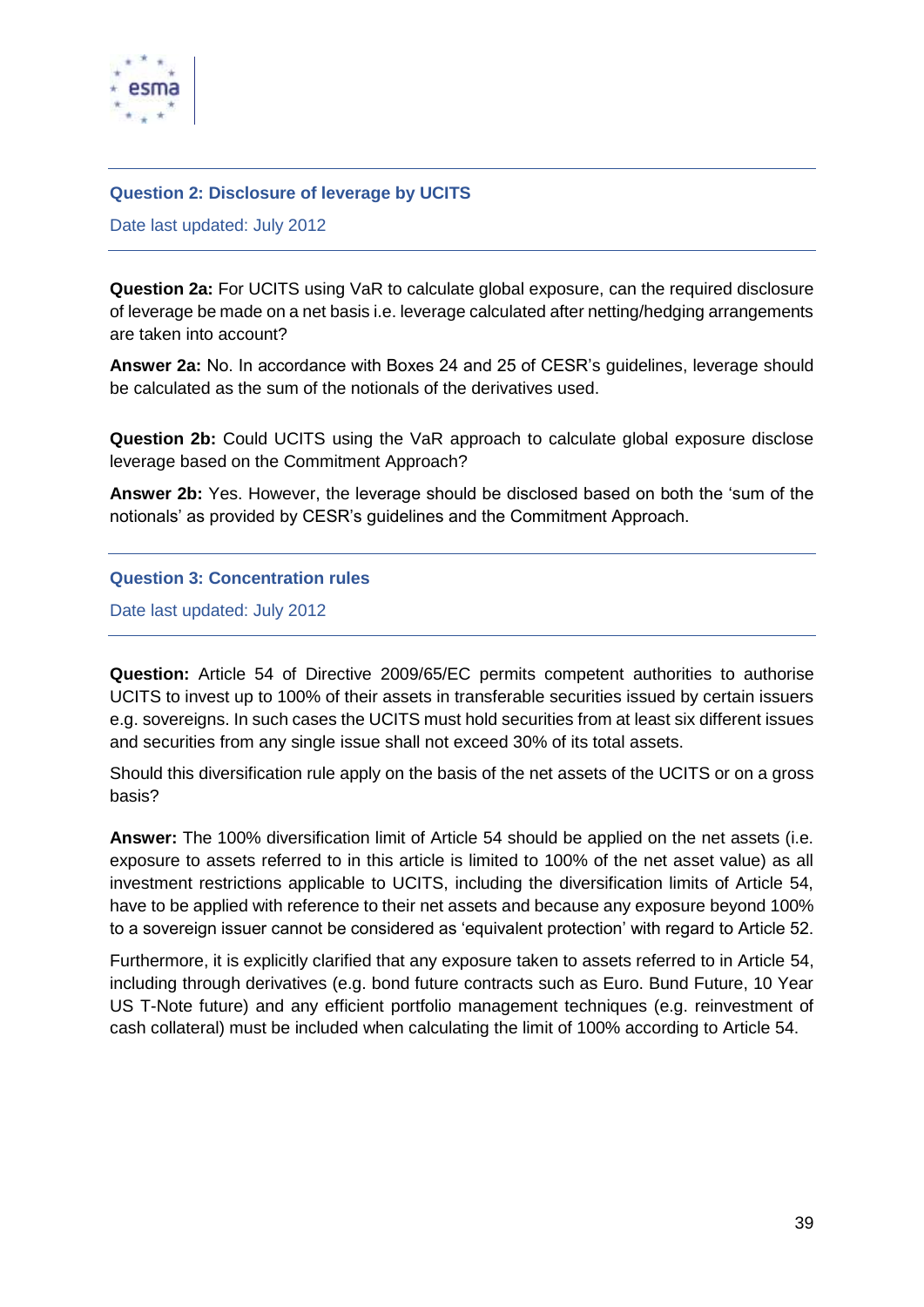### Question 2: Disclosure of leverage by UCITS

Date last updated: July 2012

**Question 2a:** For UCITS using VaR to calculate global exposure, can the required disclosure of leverage be made on a net basis i.e. leverage calculated after netting/hedging arrangements are taken into account?

**Answer 2a:** No. In accordance with Boxes 24 and 25 of CESR's guidelines, leverage should be calculated as the sum of the notionals of the derivatives used.

**Question 2b:** Could UCITS using the VaR approach to calculate global exposure disclose leverage based on the Commitment Approach?

**Answer 2b:** Yes. However, the leverage should be disclosed based on both the 'sum of the notionals' as provided by CESR's guidelines and the Commitment Approach.

### Question 3: Concentration rules

Date last updated: July 2012

**Question:** Article 54 of Directive 2009/65/EC permits competent authorities to authorise UCITS to invest up to 100% of their assets in transferable securities issued by certain issuers e.g. sovereigns. In such cases the UCITS must hold securities from at least six different issues and securities from any single issue shall not exceed 30% of its total assets.

Should this diversification rule apply on the basis of the net assets of the UCITS or on a gross basis?

**Answer:** The 100% diversification limit of Article 54 should be applied on the net assets (i.e. exposure to assets referred to in this article is limited to 100% of the net asset value) as all investment restrictions applicable to UCITS, including the diversification limits of Article 54, have to be applied with reference to their net assets and because any exposure beyond 100% to a sovereign issuer cannot be considered as 'equivalent protection' with regard to Article 52.

Furthermore, it is explicitly clarified that any exposure taken to assets referred to in Article 54, including through derivatives (e.g. bond future contracts such as Euro. Bund Future, 10 Year US T-Note future) and any efficient portfolio management techniques (e.g. reinvestment of cash collateral) must be included when calculating the limit of 100% according to Article 54.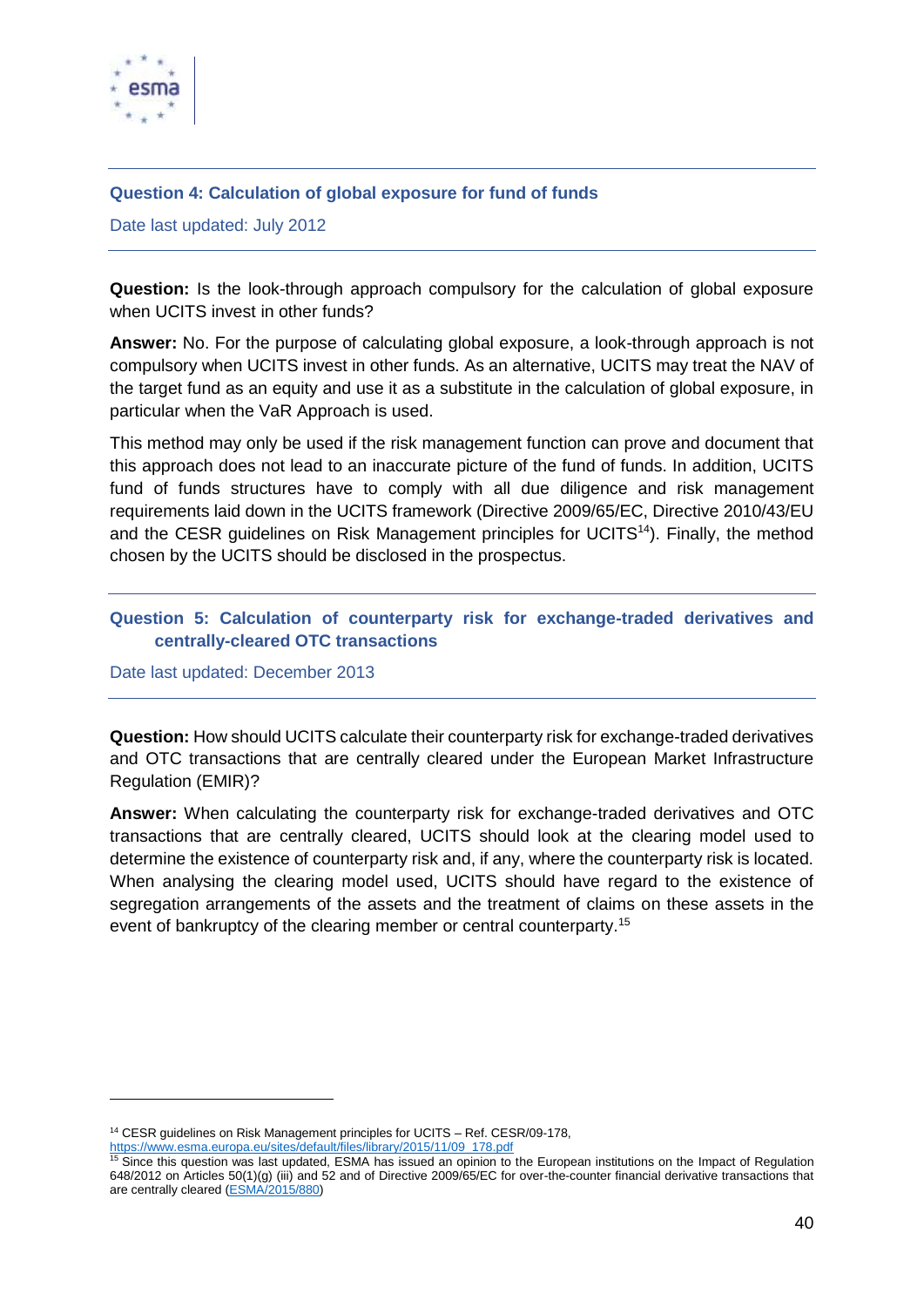### Question 4: Calculation of global exposure for fund of funds

Date last updated: July 2012

**Question:** Is the look-through approach compulsory for the calculation of global exposure when UCITS invest in other funds?

**Answer:** No. For the purpose of calculating global exposure, a look-through approach is not compulsory when UCITS invest in other funds. As an alternative, UCITS may treat the NAV of the target fund as an equity and use it as a substitute in the calculation of global exposure, in particular when the VaR Approach is used.

This method may only be used if the risk management function can prove and document that this approach does not lead to an inaccurate picture of the fund of funds. In addition, UCITS fund of funds structures have to comply with all due diligence and risk management requirements laid down in the UCITS framework (Directive 2009/65/EC, Directive 2010/43/EU and the CESR guidelines on Risk Management principles for UCITS[14]). Finally, the method chosen by the UCITS should be disclosed in the prospectus.

### Question 5: Calculation of counterparty risk for exchange-traded derivatives and centrally-cleared OTC transactions

Date last updated: December 2013

**Question:** How should UCITS calculate their counterparty risk for exchange-traded derivatives and OTC transactions that are centrally cleared under the European Market Infrastructure Regulation (EMIR)?

**Answer:** When calculating the counterparty risk for exchange-traded derivatives and OTC transactions that are centrally cleared, UCITS should look at the clearing model used to determine the existence of counterparty risk and, if any, where the counterparty risk is located. When analysing the clearing model used, UCITS should have regard to the existence of segregation arrangements of the assets and the treatment of claims on these assets in the event of bankruptcy of the clearing member or central counterparty.[15]

---

[14] CESR guidelines on Risk Management principles for UCITS – Ref. CESR/09-178, https://www.esma.europa.eu/sites/default/files/library/2015/11/09_178.pdf

[15] Since this question was last updated, ESMA has issued an opinion to the European institutions on the Impact of Regulation 648/2012 on Articles 50(1)(g) (iii) and 52 and of Directive 2009/65/EC for over-the-counter financial derivative transactions that are centrally cleared (ESMA/2015/880)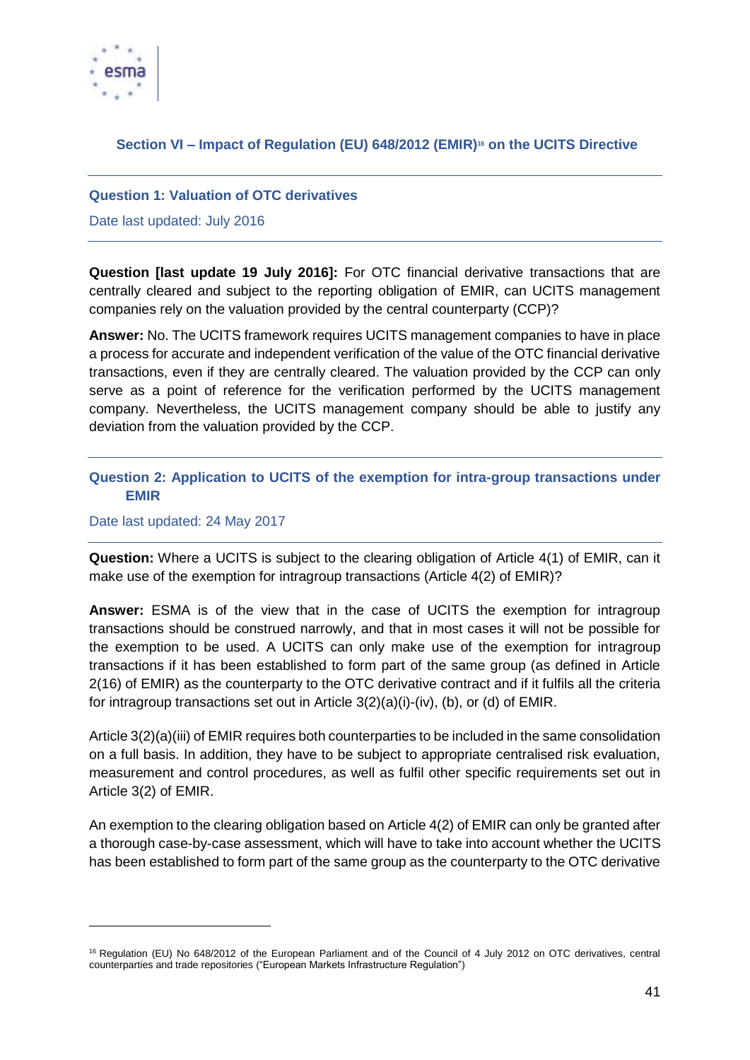## Section VI – Impact of Regulation (EU) 648/2012 (EMIR)[16] on the UCITS Directive

### Question 1: Valuation of OTC derivatives

Date last updated: July 2016

**Question [last update 19 July 2016]:** For OTC financial derivative transactions that are centrally cleared and subject to the reporting obligation of EMIR, can UCITS management companies rely on the valuation provided by the central counterparty (CCP)?

**Answer:** No. The UCITS framework requires UCITS management companies to have in place a process for accurate and independent verification of the value of the OTC financial derivative transactions, even if they are centrally cleared. The valuation provided by the CCP can only serve as a point of reference for the verification performed by the UCITS management company. Nevertheless, the UCITS management company should be able to justify any deviation from the valuation provided by the CCP.

### Question 2: Application to UCITS of the exemption for intra-group transactions under EMIR

Date last updated: 24 May 2017

**Question:** Where a UCITS is subject to the clearing obligation of Article 4(1) of EMIR, can it make use of the exemption for intragroup transactions (Article 4(2) of EMIR)?

**Answer:** ESMA is of the view that in the case of UCITS the exemption for intragroup transactions should be construed narrowly, and that in most cases it will not be possible for the exemption to be used. A UCITS can only make use of the exemption for intragroup transactions if it has been established to form part of the same group (as defined in Article 2(16) of EMIR) as the counterparty to the OTC derivative contract and if it fulfils all the criteria for intragroup transactions set out in Article 3(2)(a)(i)-(iv), (b), or (d) of EMIR.

Article 3(2)(a)(iii) of EMIR requires both counterparties to be included in the same consolidation on a full basis. In addition, they have to be subject to appropriate centralised risk evaluation, measurement and control procedures, as well as fulfil other specific requirements set out in Article 3(2) of EMIR.

An exemption to the clearing obligation based on Article 4(2) of EMIR can only be granted after a thorough case-by-case assessment, which will have to take into account whether the UCITS has been established to form part of the same group as the counterparty to the OTC derivative

[16] Regulation (EU) No 648/2012 of the European Parliament and of the Council of 4 July 2012 on OTC derivatives, central counterparties and trade repositories ("European Markets Infrastructure Regulation")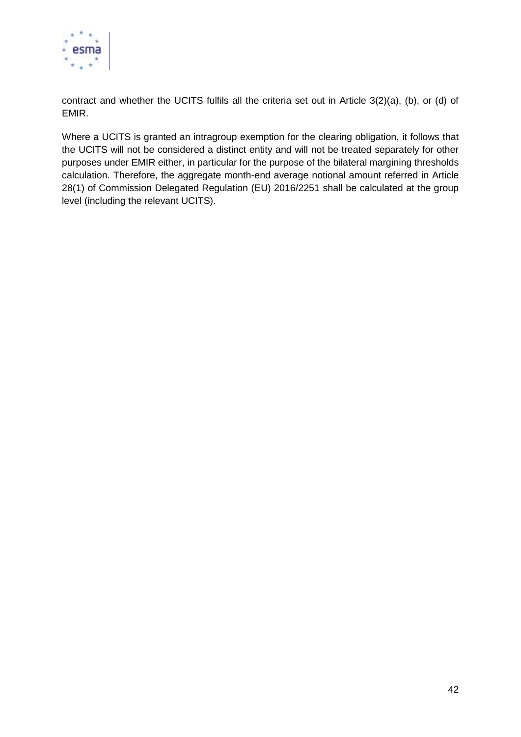contract and whether the UCITS fulfils all the criteria set out in Article 3(2)(a), (b), or (d) of EMIR.

Where a UCITS is granted an intragroup exemption for the clearing obligation, it follows that the UCITS will not be considered a distinct entity and will not be treated separately for other purposes under EMIR either, in particular for the purpose of the bilateral margining thresholds calculation. Therefore, the aggregate month-end average notional amount referred in Article 28(1) of Commission Delegated Regulation (EU) 2016/2251 shall be calculated at the group level (including the relevant UCITS).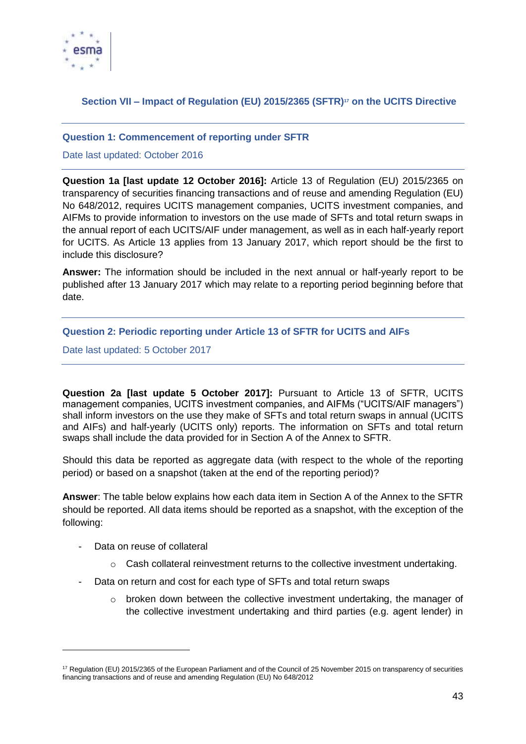## Section VII – Impact of Regulation (EU) 2015/2365 (SFTR)[17] on the UCITS Directive

### Question 1: Commencement of reporting under SFTR

Date last updated: October 2016

**Question 1a [last update 12 October 2016]:** Article 13 of Regulation (EU) 2015/2365 on transparency of securities financing transactions and of reuse and amending Regulation (EU) No 648/2012, requires UCITS management companies, UCITS investment companies, and AIFMs to provide information to investors on the use made of SFTs and total return swaps in the annual report of each UCITS/AIF under management, as well as in each half-yearly report for UCITS. As Article 13 applies from 13 January 2017, which report should be the first to include this disclosure?

**Answer:** The information should be included in the next annual or half-yearly report to be published after 13 January 2017 which may relate to a reporting period beginning before that date.

### Question 2: Periodic reporting under Article 13 of SFTR for UCITS and AIFs

Date last updated: 5 October 2017

**Question 2a [last update 5 October 2017]:** Pursuant to Article 13 of SFTR, UCITS management companies, UCITS investment companies, and AIFMs ("UCITS/AIF managers") shall inform investors on the use they make of SFTs and total return swaps in annual (UCITS and AIFs) and half-yearly (UCITS only) reports. The information on SFTs and total return swaps shall include the data provided for in Section A of the Annex to SFTR.

Should this data be reported as aggregate data (with respect to the whole of the reporting period) or based on a snapshot (taken at the end of the reporting period)?

**Answer**: The table below explains how each data item in Section A of the Annex to the SFTR should be reported. All data items should be reported as a snapshot, with the exception of the following:

- Data on reuse of collateral
  - Cash collateral reinvestment returns to the collective investment undertaking.
- Data on return and cost for each type of SFTs and total return swaps
  - broken down between the collective investment undertaking, the manager of the collective investment undertaking and third parties (e.g. agent lender) in

[17] Regulation (EU) 2015/2365 of the European Parliament and of the Council of 25 November 2015 on transparency of securities financing transactions and of reuse and amending Regulation (EU) No 648/2012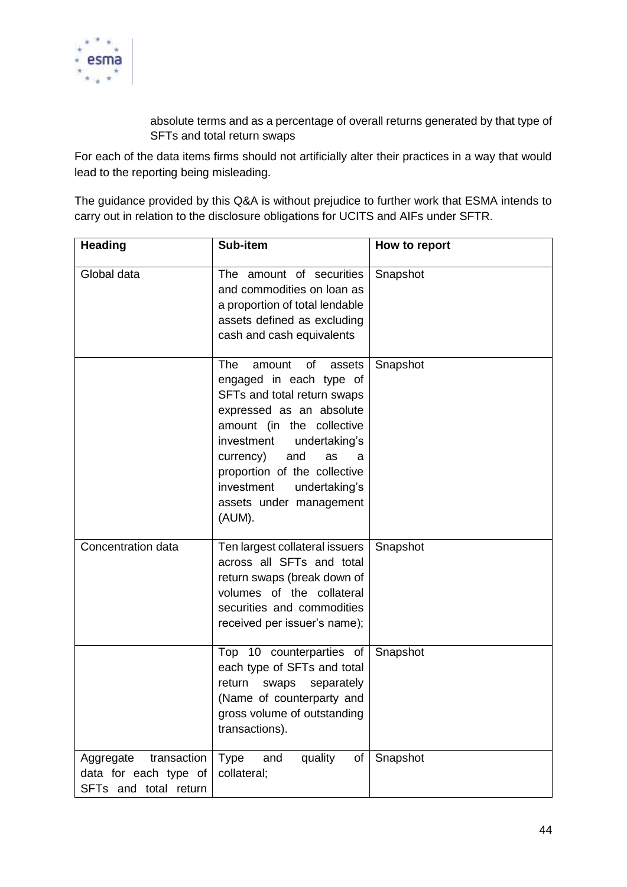absolute terms and as a percentage of overall returns generated by that type of SFTs and total return swaps

For each of the data items firms should not artificially alter their practices in a way that would lead to the reporting being misleading.

The guidance provided by this Q&A is without prejudice to further work that ESMA intends to carry out in relation to the disclosure obligations for UCITS and AIFs under SFTR.

| Heading | Sub-item | How to report |
|---|---|---|
| Global data | The amount of securities and commodities on loan as a proportion of total lendable assets defined as excluding cash and cash equivalents | Snapshot |
| | The amount of assets engaged in each type of SFTs and total return swaps expressed as an absolute amount (in the collective investment undertaking's currency) and as a proportion of the collective investment undertaking's assets under management (AUM). | Snapshot |
| Concentration data | Ten largest collateral issuers across all SFTs and total return swaps (break down of volumes of the collateral securities and commodities received per issuer's name); | Snapshot |
| | Top 10 counterparties of each type of SFTs and total return swaps separately (Name of counterparty and gross volume of outstanding transactions). | Snapshot |
| Aggregate transaction data for each type of SFTs and total return | Type and quality of collateral; | Snapshot |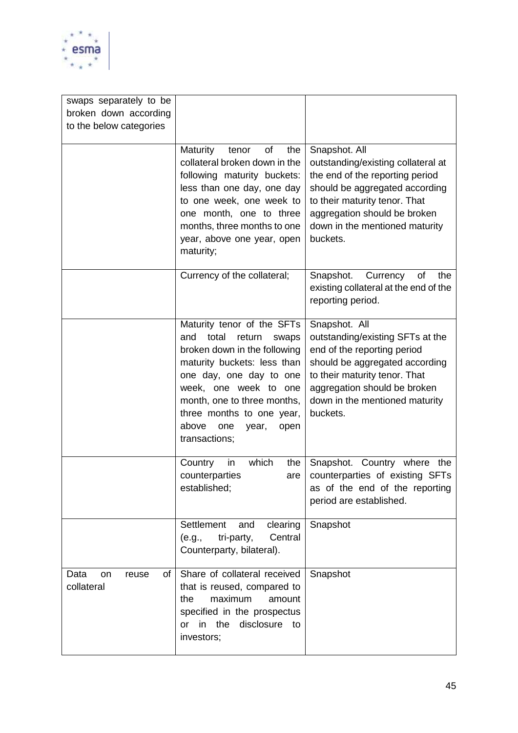| | | |
|---|---|---|
| swaps separately to be broken down according to the below categories | | |
| | Maturity tenor of the collateral broken down in the following maturity buckets: less than one day, one day to one week, one week to one month, one to three months, three months to one year, above one year, open maturity; | Snapshot. All outstanding/existing collateral at the end of the reporting period should be aggregated according to their maturity tenor. That aggregation should be broken down in the mentioned maturity buckets. |
| | Currency of the collateral; | Snapshot. Currency of the existing collateral at the end of the reporting period. |
| | Maturity tenor of the SFTs and total return swaps broken down in the following maturity buckets: less than one day, one day to one week, one week to one month, one to three months, three months to one year, above one year, open transactions; | Snapshot. All outstanding/existing SFTs at the end of the reporting period should be aggregated according to their maturity tenor. That aggregation should be broken down in the mentioned maturity buckets. |
| | Country in which the counterparties are established; | Snapshot. Country where the counterparties of existing SFTs as of the end of the reporting period are established. |
| | Settlement and clearing (e.g., tri-party, Central Counterparty, bilateral). | Snapshot |
| Data on reuse of collateral | Share of collateral received that is reused, compared to the maximum amount specified in the prospectus or in the disclosure to investors; | Snapshot |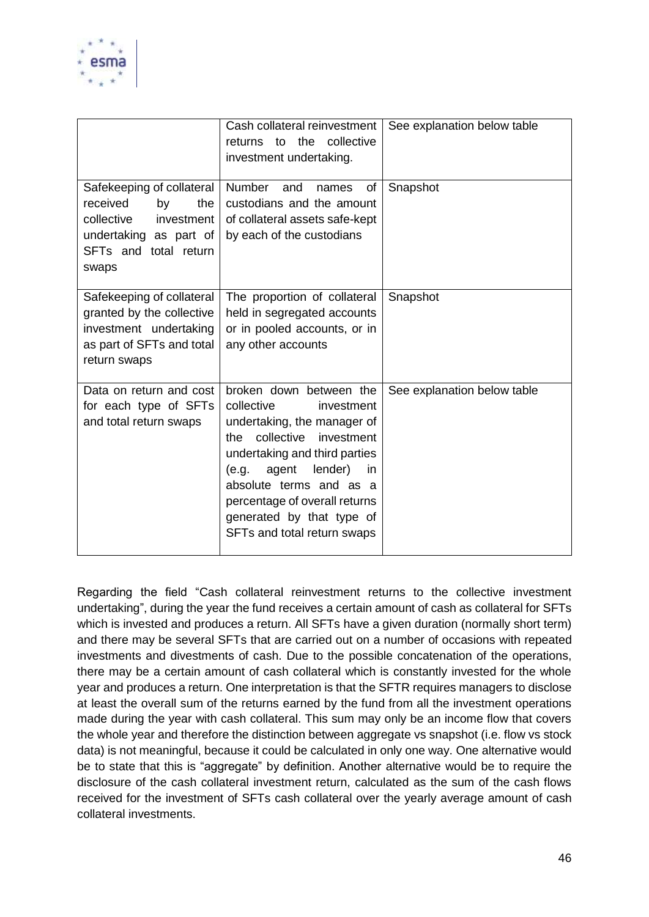| | | |
|---|---|---|
| | Cash collateral reinvestment returns to the collective investment undertaking. | See explanation below table |
| Safekeeping of collateral received by the collective investment undertaking as part of SFTs and total return swaps | Number and names of custodians and the amount of collateral assets safe-kept by each of the custodians | Snapshot |
| Safekeeping of collateral granted by the collective investment undertaking as part of SFTs and total return swaps | The proportion of collateral held in segregated accounts or in pooled accounts, or in any other accounts | Snapshot |
| Data on return and cost for each type of SFTs and total return swaps | broken down between the collective investment undertaking, the manager of the collective investment undertaking and third parties (e.g. agent lender) in absolute terms and as a percentage of overall returns generated by that type of SFTs and total return swaps | See explanation below table |

Regarding the field "Cash collateral reinvestment returns to the collective investment undertaking", during the year the fund receives a certain amount of cash as collateral for SFTs which is invested and produces a return. All SFTs have a given duration (normally short term) and there may be several SFTs that are carried out on a number of occasions with repeated investments and divestments of cash. Due to the possible concatenation of the operations, there may be a certain amount of cash collateral which is constantly invested for the whole year and produces a return. One interpretation is that the SFTR requires managers to disclose at least the overall sum of the returns earned by the fund from all the investment operations made during the year with cash collateral. This sum may only be an income flow that covers the whole year and therefore the distinction between aggregate vs snapshot (i.e. flow vs stock data) is not meaningful, because it could be calculated in only one way. One alternative would be to state that this is "aggregate" by definition. Another alternative would be to require the disclosure of the cash collateral investment return, calculated as the sum of the cash flows received for the investment of SFTs cash collateral over the yearly average amount of cash collateral investments.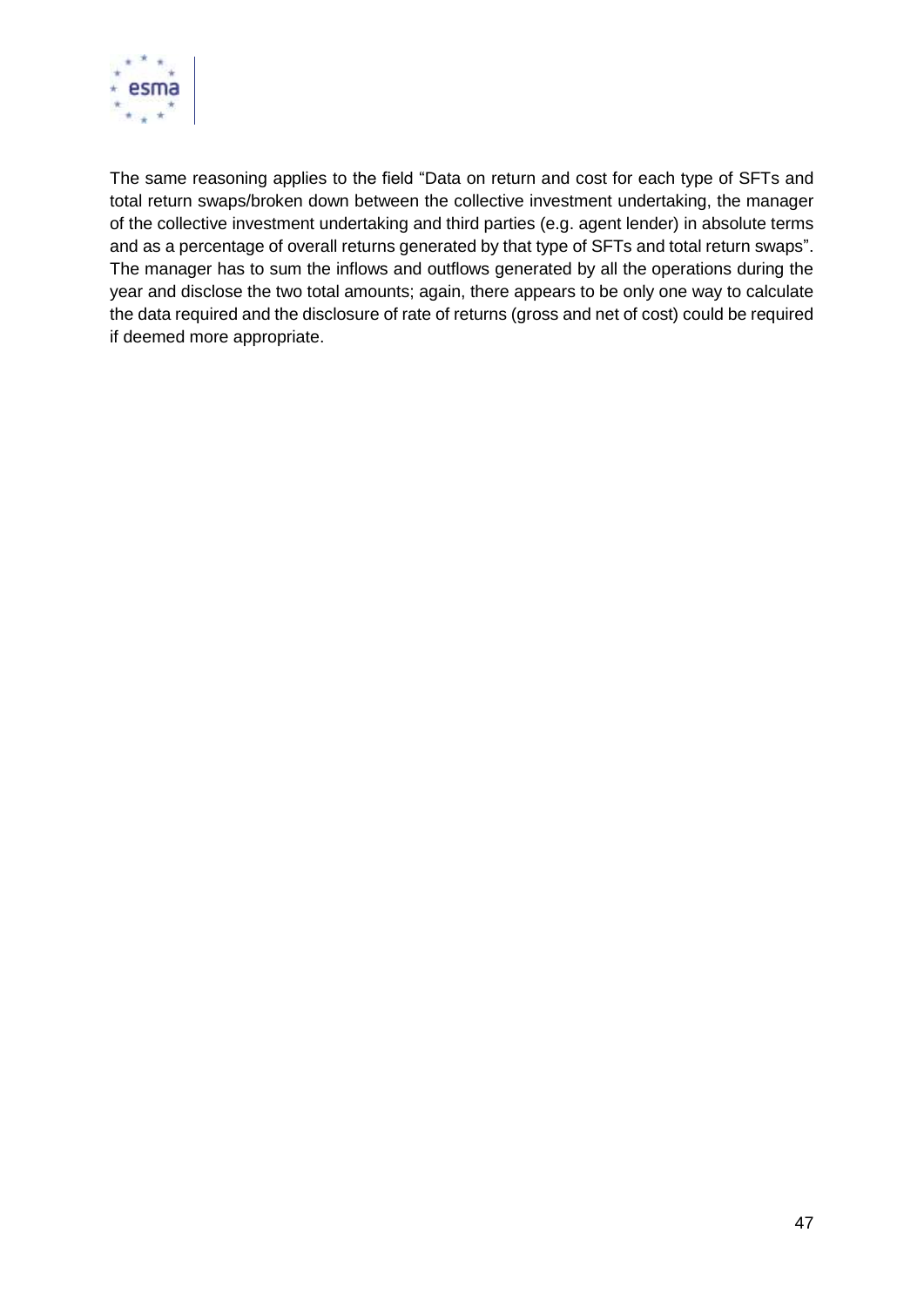The same reasoning applies to the field "Data on return and cost for each type of SFTs and total return swaps/broken down between the collective investment undertaking, the manager of the collective investment undertaking and third parties (e.g. agent lender) in absolute terms and as a percentage of overall returns generated by that type of SFTs and total return swaps". The manager has to sum the inflows and outflows generated by all the operations during the year and disclose the two total amounts; again, there appears to be only one way to calculate the data required and the disclosure of rate of returns (gross and net of cost) could be required if deemed more appropriate.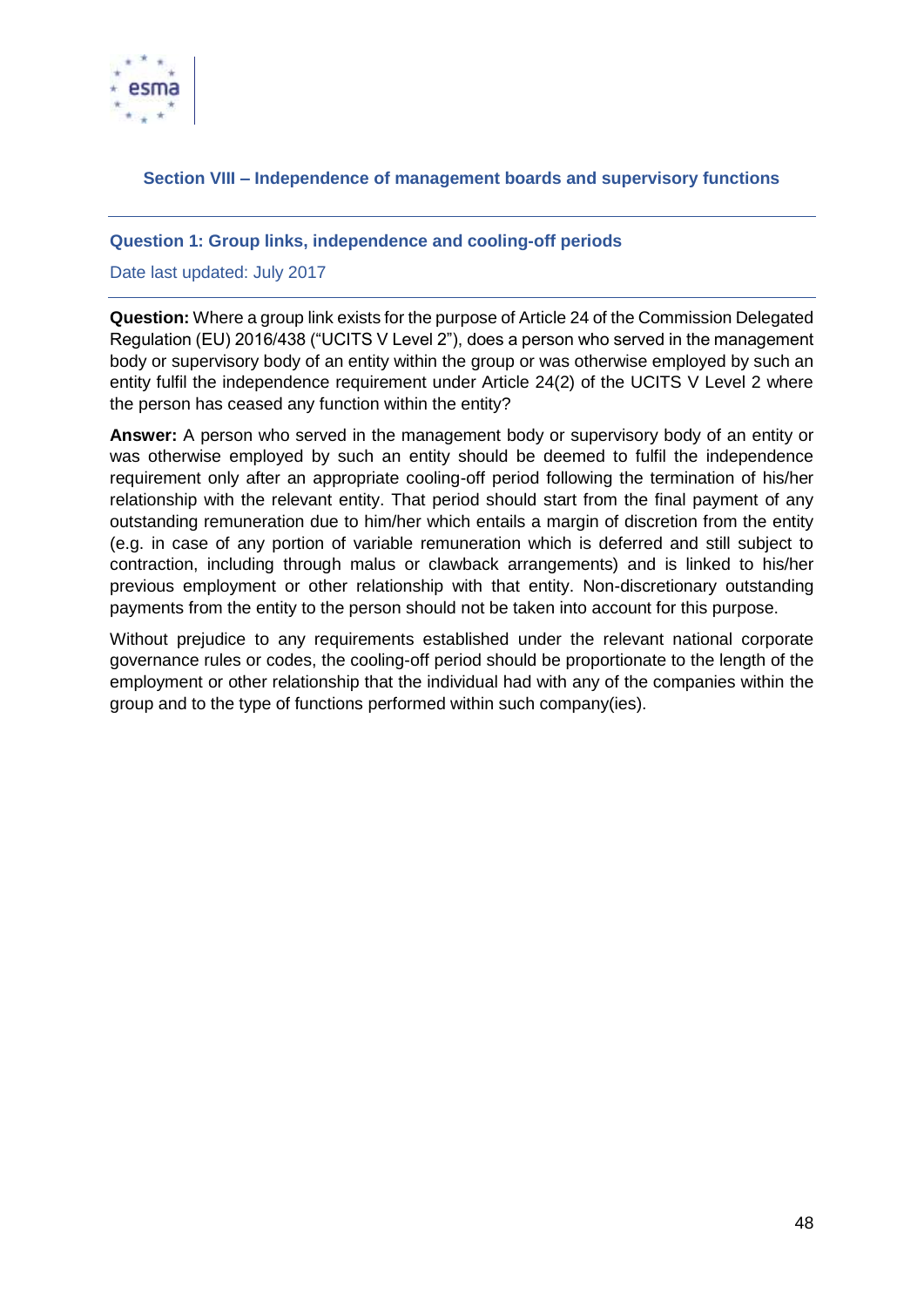## Section VIII – Independence of management boards and supervisory functions

### Question 1: Group links, independence and cooling-off periods

Date last updated: July 2017

**Question:** Where a group link exists for the purpose of Article 24 of the Commission Delegated Regulation (EU) 2016/438 ("UCITS V Level 2"), does a person who served in the management body or supervisory body of an entity within the group or was otherwise employed by such an entity fulfil the independence requirement under Article 24(2) of the UCITS V Level 2 where the person has ceased any function within the entity?

**Answer:** A person who served in the management body or supervisory body of an entity or was otherwise employed by such an entity should be deemed to fulfil the independence requirement only after an appropriate cooling-off period following the termination of his/her relationship with the relevant entity. That period should start from the final payment of any outstanding remuneration due to him/her which entails a margin of discretion from the entity (e.g. in case of any portion of variable remuneration which is deferred and still subject to contraction, including through malus or clawback arrangements) and is linked to his/her previous employment or other relationship with that entity. Non-discretionary outstanding payments from the entity to the person should not be taken into account for this purpose.

Without prejudice to any requirements established under the relevant national corporate governance rules or codes, the cooling-off period should be proportionate to the length of the employment or other relationship that the individual had with any of the companies within the group and to the type of functions performed within such company(ies).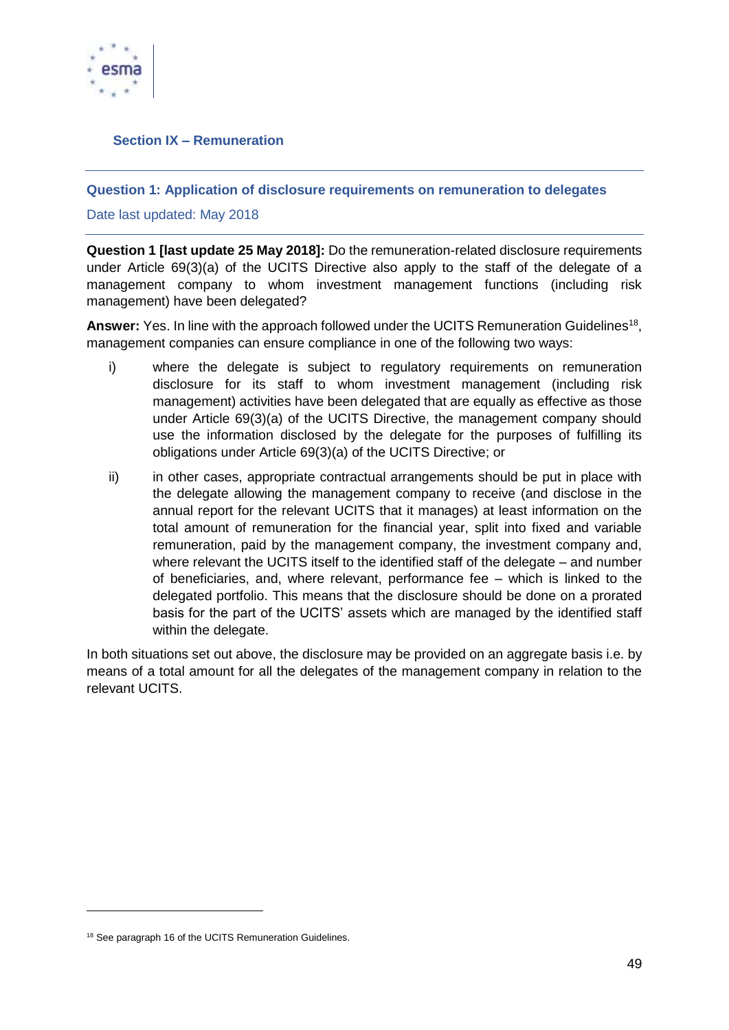## Section IX – Remuneration

### Question 1: Application of disclosure requirements on remuneration to delegates

Date last updated: May 2018

**Question 1 [last update 25 May 2018]:** Do the remuneration-related disclosure requirements under Article 69(3)(a) of the UCITS Directive also apply to the staff of the delegate of a management company to whom investment management functions (including risk management) have been delegated?

**Answer:** Yes. In line with the approach followed under the UCITS Remuneration Guidelines[18], management companies can ensure compliance in one of the following two ways:

i) where the delegate is subject to regulatory requirements on remuneration disclosure for its staff to whom investment management (including risk management) activities have been delegated that are equally as effective as those under Article 69(3)(a) of the UCITS Directive, the management company should use the information disclosed by the delegate for the purposes of fulfilling its obligations under Article 69(3)(a) of the UCITS Directive; or

ii) in other cases, appropriate contractual arrangements should be put in place with the delegate allowing the management company to receive (and disclose in the annual report for the relevant UCITS that it manages) at least information on the total amount of remuneration for the financial year, split into fixed and variable remuneration, paid by the management company, the investment company and, where relevant the UCITS itself to the identified staff of the delegate – and number of beneficiaries, and, where relevant, performance fee – which is linked to the delegated portfolio. This means that the disclosure should be done on a prorated basis for the part of the UCITS' assets which are managed by the identified staff within the delegate.

In both situations set out above, the disclosure may be provided on an aggregate basis i.e. by means of a total amount for all the delegates of the management company in relation to the relevant UCITS.

[18] See paragraph 16 of the UCITS Remuneration Guidelines.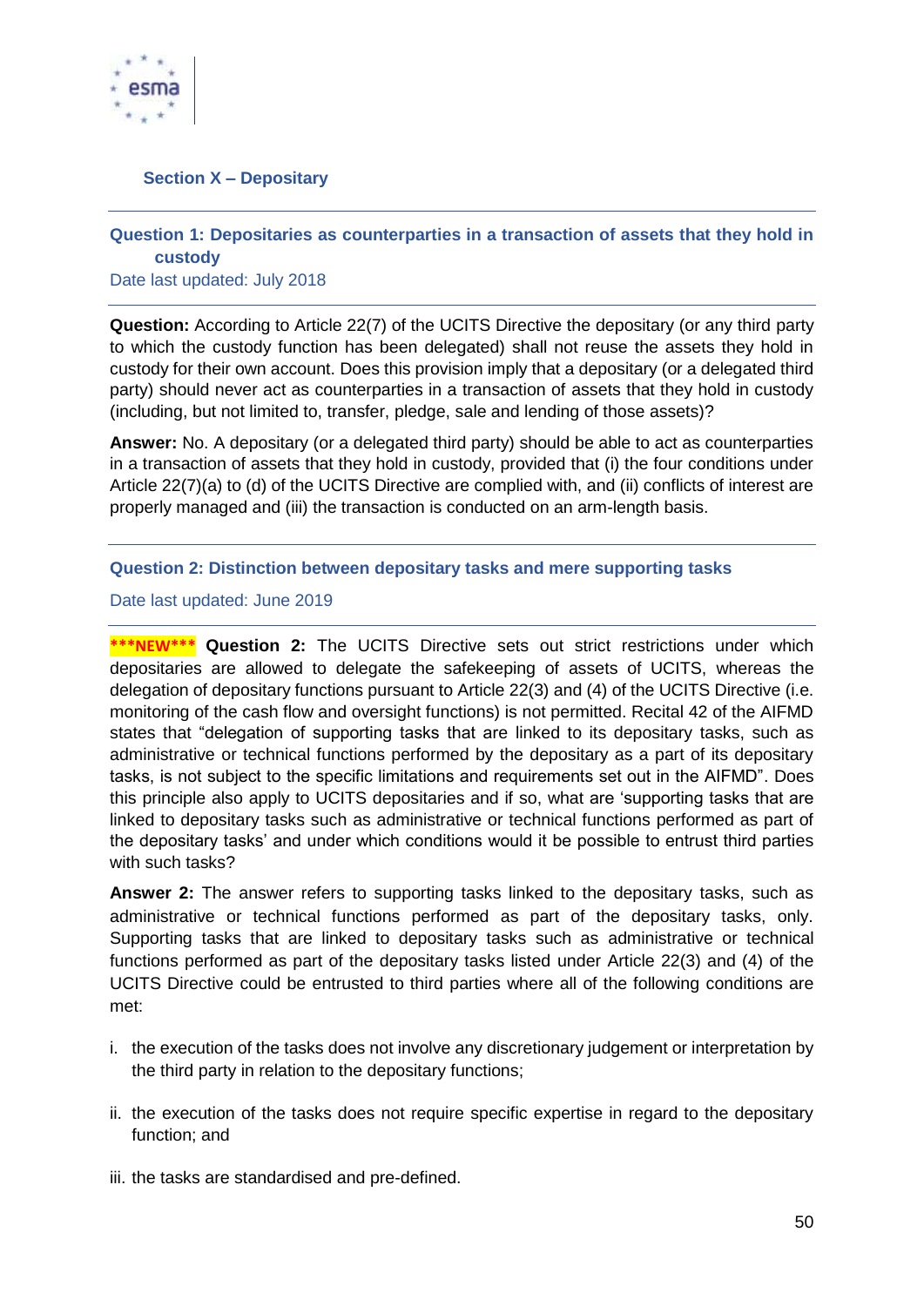## Section X – Depositary

### Question 1: Depositaries as counterparties in a transaction of assets that they hold in custody

Date last updated: July 2018

**Question:** According to Article 22(7) of the UCITS Directive the depositary (or any third party to which the custody function has been delegated) shall not reuse the assets they hold in custody for their own account. Does this provision imply that a depositary (or a delegated third party) should never act as counterparties in a transaction of assets that they hold in custody (including, but not limited to, transfer, pledge, sale and lending of those assets)?

**Answer:** No. A depositary (or a delegated third party) should be able to act as counterparties in a transaction of assets that they hold in custody, provided that (i) the four conditions under Article 22(7)(a) to (d) of the UCITS Directive are complied with, and (ii) conflicts of interest are properly managed and (iii) the transaction is conducted on an arm-length basis.

### Question 2: Distinction between depositary tasks and mere supporting tasks

Date last updated: June 2019

***NEW*** **Question 2:** The UCITS Directive sets out strict restrictions under which depositaries are allowed to delegate the safekeeping of assets of UCITS, whereas the delegation of depositary functions pursuant to Article 22(3) and (4) of the UCITS Directive (i.e. monitoring of the cash flow and oversight functions) is not permitted. Recital 42 of the AIFMD states that "delegation of supporting tasks that are linked to its depositary tasks, such as administrative or technical functions performed by the depositary as a part of its depositary tasks, is not subject to the specific limitations and requirements set out in the AIFMD". Does this principle also apply to UCITS depositaries and if so, what are 'supporting tasks that are linked to depositary tasks such as administrative or technical functions performed as part of the depositary tasks' and under which conditions would it be possible to entrust third parties with such tasks?

**Answer 2:** The answer refers to supporting tasks linked to the depositary tasks, such as administrative or technical functions performed as part of the depositary tasks, only. Supporting tasks that are linked to depositary tasks such as administrative or technical functions performed as part of the depositary tasks listed under Article 22(3) and (4) of the UCITS Directive could be entrusted to third parties where all of the following conditions are met:

i. the execution of the tasks does not involve any discretionary judgement or interpretation by the third party in relation to the depositary functions;

ii. the execution of the tasks does not require specific expertise in regard to the depositary function; and

iii. the tasks are standardised and pre-defined.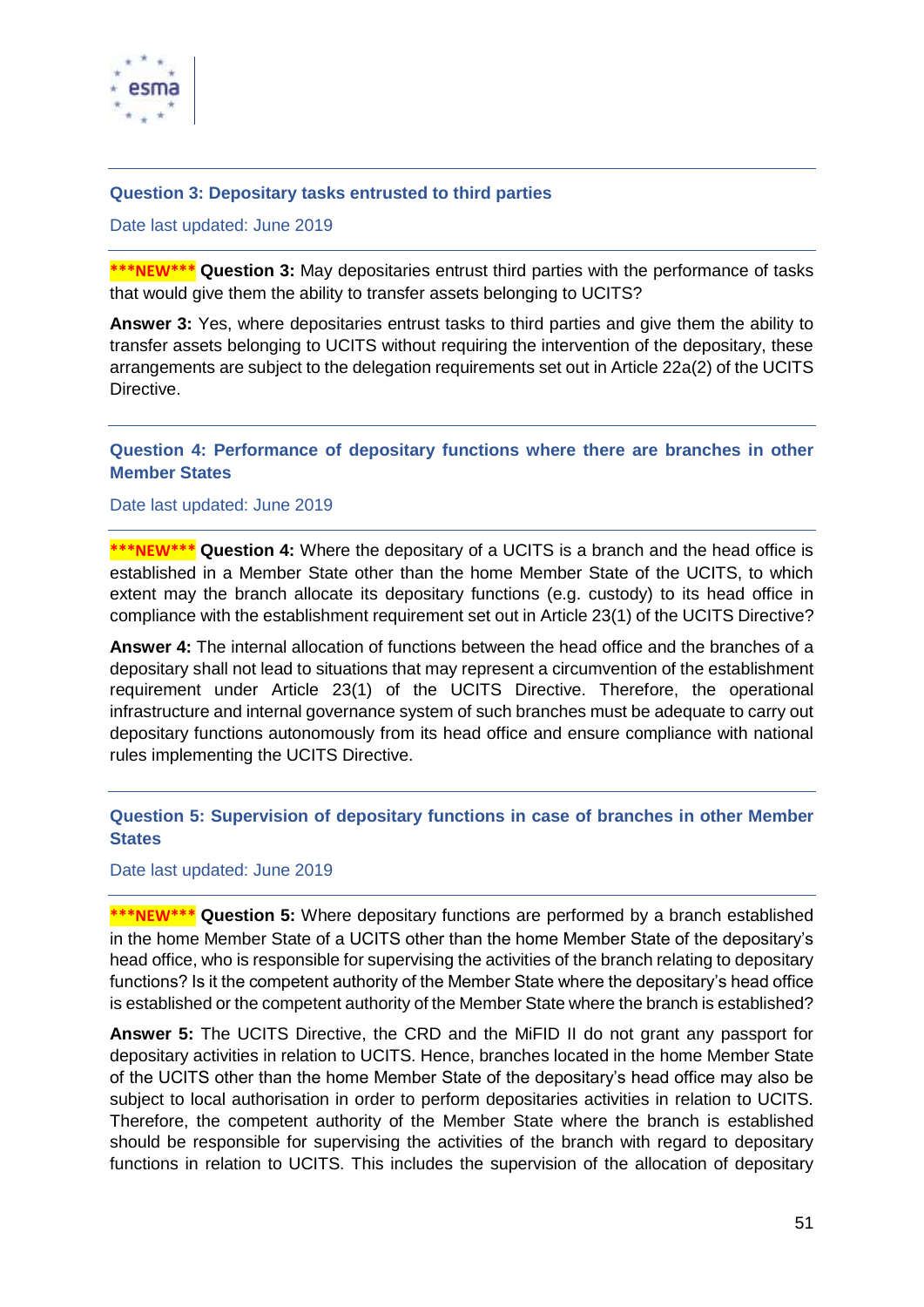## Question 3: Depositary tasks entrusted to third parties

Date last updated: June 2019

***NEW*** **Question 3:** May depositaries entrust third parties with the performance of tasks that would give them the ability to transfer assets belonging to UCITS?

**Answer 3:** Yes, where depositaries entrust tasks to third parties and give them the ability to transfer assets belonging to UCITS without requiring the intervention of the depositary, these arrangements are subject to the delegation requirements set out in Article 22a(2) of the UCITS Directive.

## Question 4: Performance of depositary functions where there are branches in other Member States

Date last updated: June 2019

***NEW*** **Question 4:** Where the depositary of a UCITS is a branch and the head office is established in a Member State other than the home Member State of the UCITS, to which extent may the branch allocate its depositary functions (e.g. custody) to its head office in compliance with the establishment requirement set out in Article 23(1) of the UCITS Directive?

**Answer 4:** The internal allocation of functions between the head office and the branches of a depositary shall not lead to situations that may represent a circumvention of the establishment requirement under Article 23(1) of the UCITS Directive. Therefore, the operational infrastructure and internal governance system of such branches must be adequate to carry out depositary functions autonomously from its head office and ensure compliance with national rules implementing the UCITS Directive.

## Question 5: Supervision of depositary functions in case of branches in other Member States

Date last updated: June 2019

***NEW*** **Question 5:** Where depositary functions are performed by a branch established in the home Member State of a UCITS other than the home Member State of the depositary's head office, who is responsible for supervising the activities of the branch relating to depositary functions? Is it the competent authority of the Member State where the depositary's head office is established or the competent authority of the Member State where the branch is established?

**Answer 5:** The UCITS Directive, the CRD and the MiFID II do not grant any passport for depositary activities in relation to UCITS. Hence, branches located in the home Member State of the UCITS other than the home Member State of the depositary's head office may also be subject to local authorisation in order to perform depositaries activities in relation to UCITS. Therefore, the competent authority of the Member State where the branch is established should be responsible for supervising the activities of the branch with regard to depositary functions in relation to UCITS. This includes the supervision of the allocation of depositary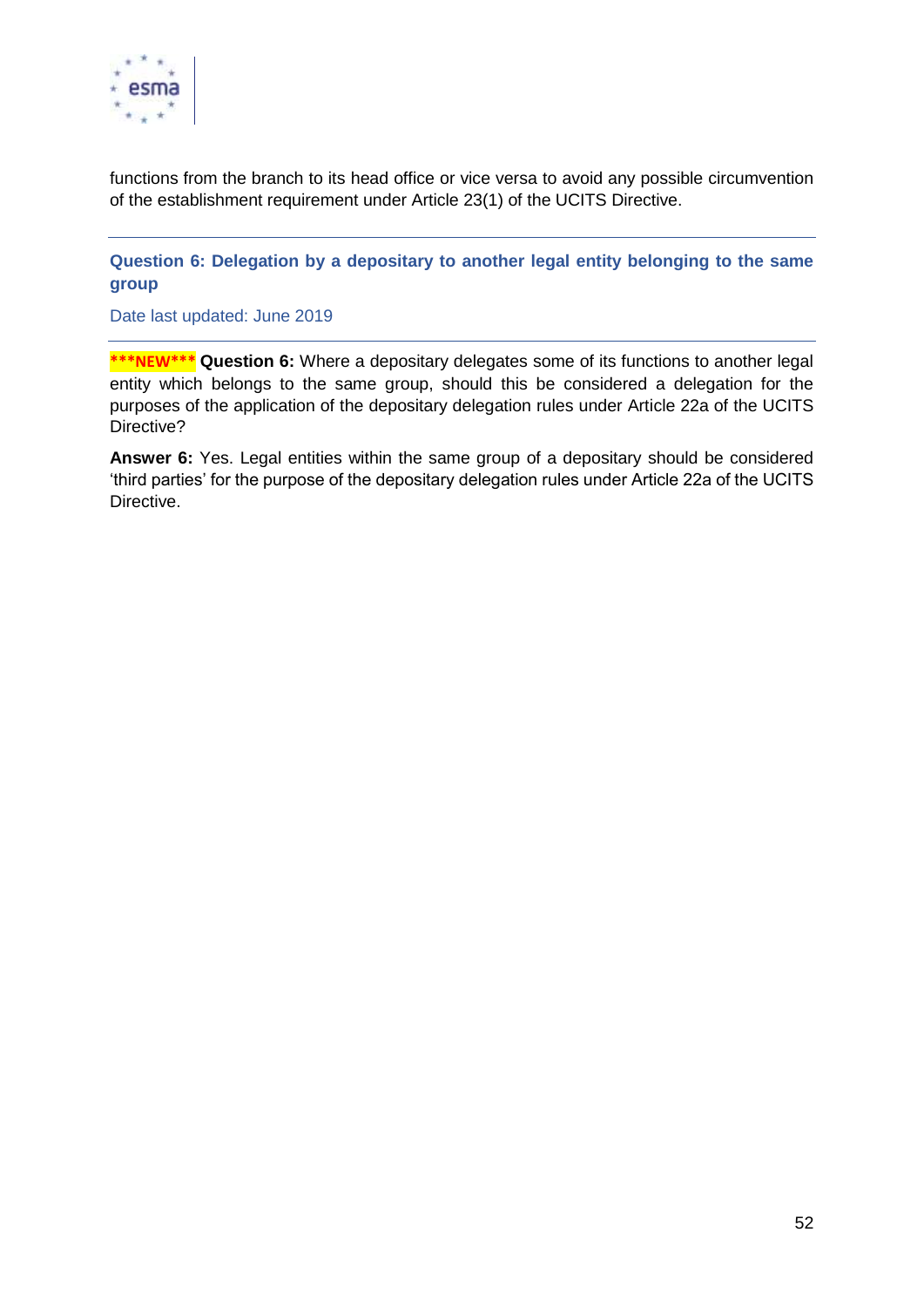functions from the branch to its head office or vice versa to avoid any possible circumvention of the establishment requirement under Article 23(1) of the UCITS Directive.

### Question 6: Delegation by a depositary to another legal entity belonging to the same group

Date last updated: June 2019

***NEW*** **Question 6:** Where a depositary delegates some of its functions to another legal entity which belongs to the same group, should this be considered a delegation for the purposes of the application of the depositary delegation rules under Article 22a of the UCITS Directive?

**Answer 6:** Yes. Legal entities within the same group of a depositary should be considered 'third parties' for the purpose of the depositary delegation rules under Article 22a of the UCITS Directive.